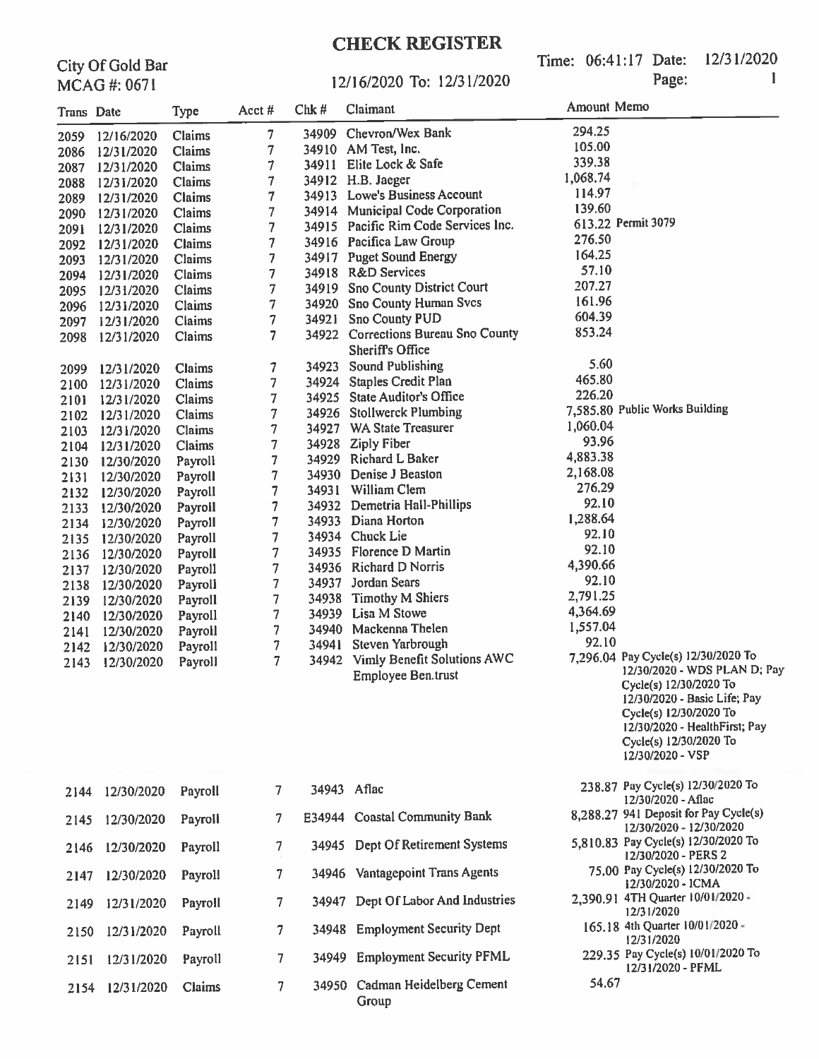# CHECK REGISTER

City Of Gold Bar
MCAG #: 0671

12/16/2020 To: 12/31/2020

Time: 06:41:17 Date: 12/31/2020

| Trans | Date | Type | Acct # | Chk # | Claimant | Amount | Memo |
|---|---|---|---|---|---|---|---|
| 2059 | 12/16/2020 | Claims | 7 | 34909 | Chevron/Wex Bank | 294.25 | |
| 2086 | 12/31/2020 | Claims | 7 | 34910 | AM Test, Inc. | 105.00 | |
| 2087 | 12/31/2020 | Claims | 7 | 34911 | Elite Lock & Safe | 339.38 | |
| 2088 | 12/31/2020 | Claims | 7 | 34912 | H.B. Jaeger | 1,068.74 | |
| 2089 | 12/31/2020 | Claims | 7 | 34913 | Lowe's Business Account | 114.97 | |
| 2090 | 12/31/2020 | Claims | 7 | 34914 | Municipal Code Corporation | 139.60 | |
| 2091 | 12/31/2020 | Claims | 7 | 34915 | Pacific Rim Code Services Inc. | 613.22 | Permit 3079 |
| 2092 | 12/31/2020 | Claims | 7 | 34916 | Pacifica Law Group | 276.50 | |
| 2093 | 12/31/2020 | Claims | 7 | 34917 | Puget Sound Energy | 164.25 | |
| 2094 | 12/31/2020 | Claims | 7 | 34918 | R&D Services | 57.10 | |
| 2095 | 12/31/2020 | Claims | 7 | 34919 | Sno County District Court | 207.27 | |
| 2096 | 12/31/2020 | Claims | 7 | 34920 | Sno County Human Svcs | 161.96 | |
| 2097 | 12/31/2020 | Claims | 7 | 34921 | Sno County PUD | 604.39 | |
| 2098 | 12/31/2020 | Claims | 7 | 34922 | Corrections Bureau Sno County Sheriff's Office | 853.24 | |
| 2099 | 12/31/2020 | Claims | 7 | 34923 | Sound Publishing | 5.60 | |
| 2100 | 12/31/2020 | Claims | 7 | 34924 | Staples Credit Plan | 465.80 | |
| 2101 | 12/31/2020 | Claims | 7 | 34925 | State Auditor's Office | 226.20 | |
| 2102 | 12/31/2020 | Claims | 7 | 34926 | Stollwerck Plumbing | 7,585.80 | Public Works Building |
| 2103 | 12/31/2020 | Claims | 7 | 34927 | WA State Treasurer | 1,060.04 | |
| 2104 | 12/31/2020 | Claims | 7 | 34928 | Ziply Fiber | 93.96 | |
| 2130 | 12/30/2020 | Payroll | 7 | 34929 | Richard L Baker | 4,883.38 | |
| 2131 | 12/30/2020 | Payroll | 7 | 34930 | Denise J Beaston | 2,168.08 | |
| 2132 | 12/30/2020 | Payroll | 7 | 34931 | William Clem | 276.29 | |
| 2133 | 12/30/2020 | Payroll | 7 | 34932 | Demetria Hall-Phillips | 92.10 | |
| 2134 | 12/30/2020 | Payroll | 7 | 34933 | Diana Horton | 1,288.64 | |
| 2135 | 12/30/2020 | Payroll | 7 | 34934 | Chuck Lie | 92.10 | |
| 2136 | 12/30/2020 | Payroll | 7 | 34935 | Florence D Martin | 92.10 | |
| 2137 | 12/30/2020 | Payroll | 7 | 34936 | Richard D Norris | 4,390.66 | |
| 2138 | 12/30/2020 | Payroll | 7 | 34937 | Jordan Sears | 92.10 | |
| 2139 | 12/30/2020 | Payroll | 7 | 34938 | Timothy M Shiers | 2,791.25 | |
| 2140 | 12/30/2020 | Payroll | 7 | 34939 | Lisa M Stowe | 4,364.69 | |
| 2141 | 12/30/2020 | Payroll | 7 | 34940 | Mackenna Thelen | 1,557.04 | |
| 2142 | 12/30/2020 | Payroll | 7 | 34941 | Steven Yarbrough | 92.10 | |
| 2143 | 12/30/2020 | Payroll | 7 | 34942 | Vimly Benefit Solutions AWC Employee Ben.trust | 7,296.04 | Pay Cycle(s) 12/30/2020 To 12/30/2020 - WDS PLAN D; Pay Cycle(s) 12/30/2020 To 12/30/2020 - Basic Life; Pay Cycle(s) 12/30/2020 To 12/30/2020 - HealthFirst; Pay Cycle(s) 12/30/2020 To 12/30/2020 - VSP |
| 2144 | 12/30/2020 | Payroll | 7 | 34943 | Aflac | 238.87 | Pay Cycle(s) 12/30/2020 To 12/30/2020 - Aflac |
| 2145 | 12/30/2020 | Payroll | 7 | E34944 | Coastal Community Bank | 8,288.27 | 941 Deposit for Pay Cycle(s) 12/30/2020 - 12/30/2020 |
| 2146 | 12/30/2020 | Payroll | 7 | 34945 | Dept Of Retirement Systems | 5,810.83 | Pay Cycle(s) 12/30/2020 To 12/30/2020 - PERS 2 |
| 2147 | 12/30/2020 | Payroll | 7 | 34946 | Vantagepoint Trans Agents | 75.00 | Pay Cycle(s) 12/30/2020 To 12/30/2020 - ICMA |
| 2149 | 12/31/2020 | Payroll | 7 | 34947 | Dept Of Labor And Industries | 2,390.91 | 4TH Quarter 10/01/2020 - 12/31/2020 |
| 2150 | 12/31/2020 | Payroll | 7 | 34948 | Employment Security Dept | 165.18 | 4th Quarter 10/01/2020 - 12/31/2020 |
| 2151 | 12/31/2020 | Payroll | 7 | 34949 | Employment Security PFML | 229.35 | Pay Cycle(s) 10/01/2020 To 12/31/2020 - PFML |
| 2154 | 12/31/2020 | Claims | 7 | 34950 | Cadman Heidelberg Cement Group | 54.67 | |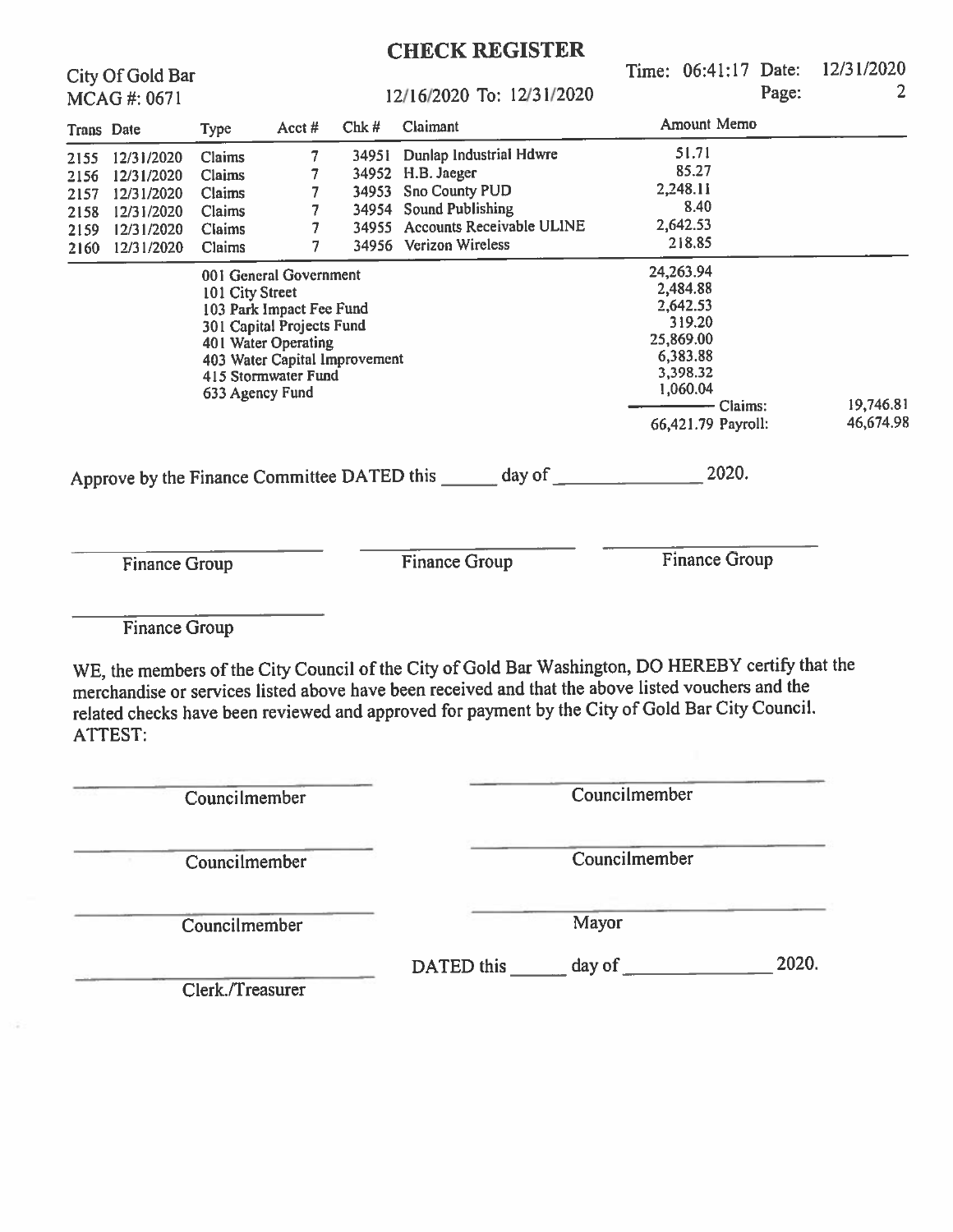# CHECK REGISTER

City Of Gold Bar
MCAG #: 0671

12/16/2020 To: 12/31/2020

Time: 06:41:17 Date: 12/31/2020
Page: 2

| Trans | Date | Type | Acct # | Chk # | Claimant | Amount | Memo |
|---|---|---|---|---|---|---|---|
| 2155 | 12/31/2020 | Claims | 7 | 34951 | Dunlap Industrial Hdwre | 51.71 | |
| 2156 | 12/31/2020 | Claims | 7 | 34952 | H.B. Jaeger | 85.27 | |
| 2157 | 12/31/2020 | Claims | 7 | 34953 | Sno County PUD | 2,248.11 | |
| 2158 | 12/31/2020 | Claims | 7 | 34954 | Sound Publishing | 8.40 | |
| 2159 | 12/31/2020 | Claims | 7 | 34955 | Accounts Receivable ULINE | 2,642.53 | |
| 2160 | 12/31/2020 | Claims | 7 | 34956 | Verizon Wireless | 218.85 | |

| Fund | Amount | | |
|---|---|---|---|
| 001 General Government | 24,263.94 | | |
| 101 City Street | 2,484.88 | | |
| 103 Park Impact Fee Fund | 2,642.53 | | |
| 301 Capital Projects Fund | 319.20 | | |
| 401 Water Operating | 25,869.00 | | |
| 403 Water Capital Improvement | 6,383.88 | | |
| 415 Stormwater Fund | 3,398.32 | | |
| 633 Agency Fund | 1,060.04 | | |
| | | Claims: | 19,746.81 |
| | 66,421.79 | Payroll: | 46,674.98 |

Approve by the Finance Committee DATED this ______ day of ______________ 2020.

______________________ Finance Group

______________________ Finance Group

______________________ Finance Group

______________________ Finance Group

WE, the members of the City Council of the City of Gold Bar Washington, DO HEREBY certify that the merchandise or services listed above have been received and that the above listed vouchers and the related checks have been reviewed and approved for payment by the City of Gold Bar City Council.
ATTEST:

______________________ Councilmember

______________________ Councilmember

______________________ Councilmember

______________________ Councilmember

______________________ Councilmember

______________________ Mayor

______________________ Clerk./Treasurer

DATED this ______ day of ______________ 2020.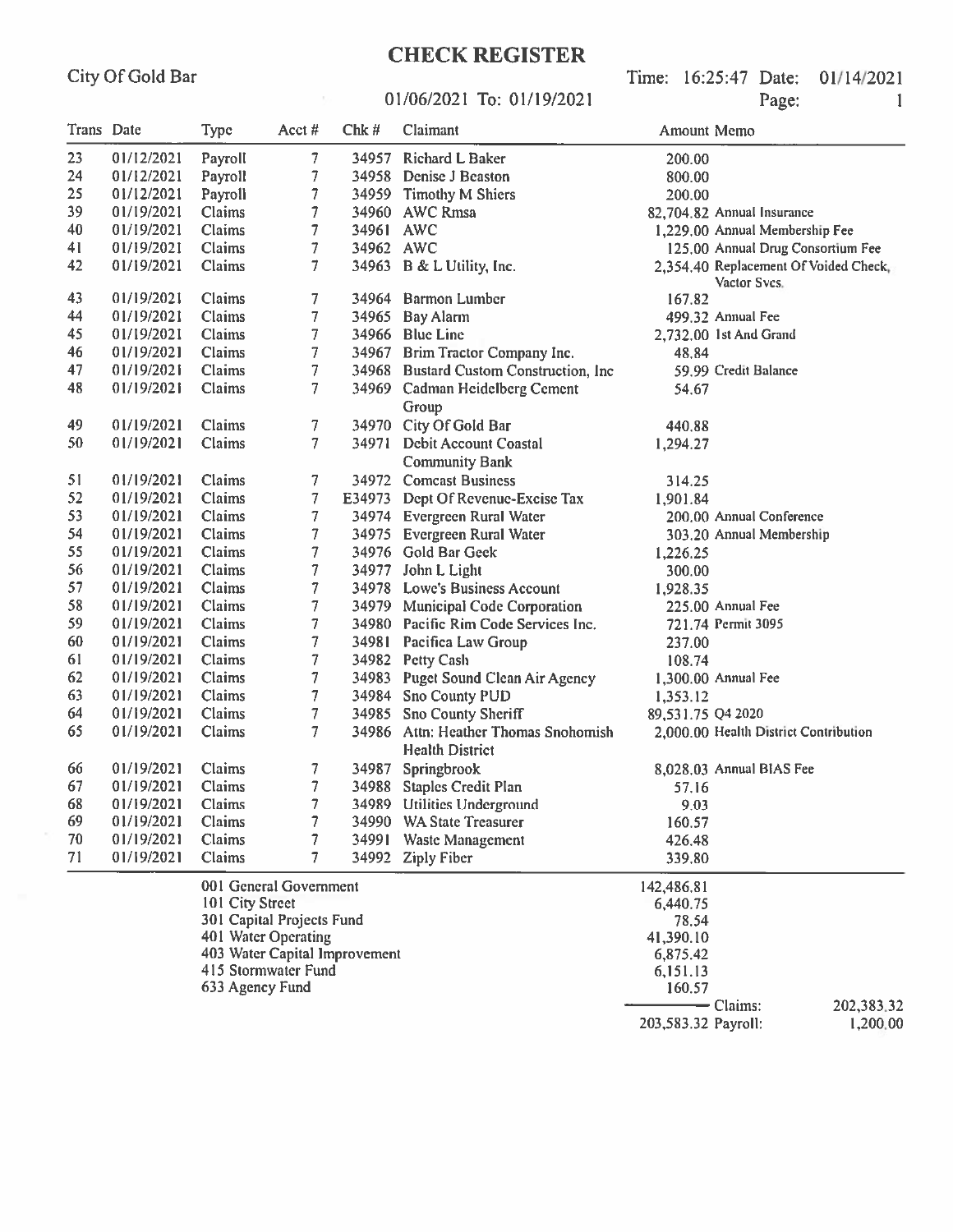# CHECK REGISTER

City Of Gold Bar

Time: 16:25:47 Date: 01/14/2021

01/06/2021 To: 01/19/2021

Page: 1

| Trans | Date | Type | Acct # | Chk # | Claimant | Amount | Memo |
|---|---|---|---|---|---|---|---|
| 23 | 01/12/2021 | Payroll | 7 | 34957 | Richard L Baker | 200.00 | |
| 24 | 01/12/2021 | Payroll | 7 | 34958 | Denise J Beaston | 800.00 | |
| 25 | 01/12/2021 | Payroll | 7 | 34959 | Timothy M Shiers | 200.00 | |
| 39 | 01/19/2021 | Claims | 7 | 34960 | AWC Rmsa | 82,704.82 | Annual Insurance |
| 40 | 01/19/2021 | Claims | 7 | 34961 | AWC | 1,229.00 | Annual Membership Fee |
| 41 | 01/19/2021 | Claims | 7 | 34962 | AWC | 125.00 | Annual Drug Consortium Fee |
| 42 | 01/19/2021 | Claims | 7 | 34963 | B & L Utility, Inc. | 2,354.40 | Replacement Of Voided Check, Vactor Svcs. |
| 43 | 01/19/2021 | Claims | 7 | 34964 | Barmon Lumber | 167.82 | |
| 44 | 01/19/2021 | Claims | 7 | 34965 | Bay Alarm | 499.32 | Annual Fee |
| 45 | 01/19/2021 | Claims | 7 | 34966 | Blue Line | 2,732.00 | 1st And Grand |
| 46 | 01/19/2021 | Claims | 7 | 34967 | Brim Tractor Company Inc. | 48.84 | |
| 47 | 01/19/2021 | Claims | 7 | 34968 | Bustard Custom Construction, Inc | 59.99 | Credit Balance |
| 48 | 01/19/2021 | Claims | 7 | 34969 | Cadman Heidelberg Cement Group | 54.67 | |
| 49 | 01/19/2021 | Claims | 7 | 34970 | City Of Gold Bar | 440.88 | |
| 50 | 01/19/2021 | Claims | 7 | 34971 | Debit Account Coastal Community Bank | 1,294.27 | |
| 51 | 01/19/2021 | Claims | 7 | 34972 | Comcast Business | 314.25 | |
| 52 | 01/19/2021 | Claims | 7 | E34973 | Dept Of Revenue-Excise Tax | 1,901.84 | |
| 53 | 01/19/2021 | Claims | 7 | 34974 | Evergreen Rural Water | 200.00 | Annual Conference |
| 54 | 01/19/2021 | Claims | 7 | 34975 | Evergreen Rural Water | 303.20 | Annual Membership |
| 55 | 01/19/2021 | Claims | 7 | 34976 | Gold Bar Geek | 1,226.25 | |
| 56 | 01/19/2021 | Claims | 7 | 34977 | John L Light | 300.00 | |
| 57 | 01/19/2021 | Claims | 7 | 34978 | Lowe's Business Account | 1,928.35 | |
| 58 | 01/19/2021 | Claims | 7 | 34979 | Municipal Code Corporation | 225.00 | Annual Fee |
| 59 | 01/19/2021 | Claims | 7 | 34980 | Pacific Rim Code Services Inc. | 721.74 | Permit 3095 |
| 60 | 01/19/2021 | Claims | 7 | 34981 | Pacifica Law Group | 237.00 | |
| 61 | 01/19/2021 | Claims | 7 | 34982 | Petty Cash | 108.74 | |
| 62 | 01/19/2021 | Claims | 7 | 34983 | Puget Sound Clean Air Agency | 1,300.00 | Annual Fee |
| 63 | 01/19/2021 | Claims | 7 | 34984 | Sno County PUD | 1,353.12 | |
| 64 | 01/19/2021 | Claims | 7 | 34985 | Sno County Sheriff | 89,531.75 | Q4 2020 |
| 65 | 01/19/2021 | Claims | 7 | 34986 | Attn: Heather Thomas Snohomish Health District | 2,000.00 | Health District Contribution |
| 66 | 01/19/2021 | Claims | 7 | 34987 | Springbrook | 8,028.03 | Annual BIAS Fee |
| 67 | 01/19/2021 | Claims | 7 | 34988 | Staples Credit Plan | 57.16 | |
| 68 | 01/19/2021 | Claims | 7 | 34989 | Utilities Underground | 9.03 | |
| 69 | 01/19/2021 | Claims | 7 | 34990 | WA State Treasurer | 160.57 | |
| 70 | 01/19/2021 | Claims | 7 | 34991 | Waste Management | 426.48 | |
| 71 | 01/19/2021 | Claims | 7 | 34992 | Ziply Fiber | 339.80 | |

| Fund | Amount |
|---|---|
| 001 General Government | 142,486.81 |
| 101 City Street | 6,440.75 |
| 301 Capital Projects Fund | 78.54 |
| 401 Water Operating | 41,390.10 |
| 403 Water Capital Improvement | 6,875.42 |
| 415 Stormwater Fund | 6,151.13 |
| 633 Agency Fund | 160.57 |
| | 203,583.32 |

Claims: 202,383.32

Payroll: 1,200.00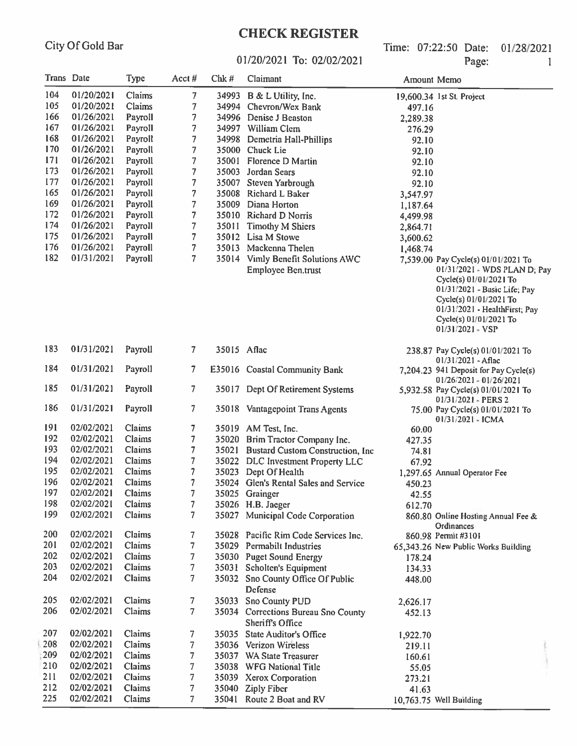# CHECK REGISTER

City Of Gold Bar

01/20/2021 To: 02/02/2021

Time: 07:22:50 Date: 01/28/2021

| Trans | Date | Type | Acct # | Chk # | Claimant | Amount | Memo |
|---|---|---|---|---|---|---|---|
| 104 | 01/20/2021 | Claims | 7 | 34993 | B & L Utility, Inc. | 19,600.34 | 1st St. Project |
| 105 | 01/20/2021 | Claims | 7 | 34994 | Chevron/Wex Bank | 497.16 | |
| 166 | 01/26/2021 | Payroll | 7 | 34996 | Denise J Beaston | 2,289.38 | |
| 167 | 01/26/2021 | Payroll | 7 | 34997 | William Clem | 276.29 | |
| 168 | 01/26/2021 | Payroll | 7 | 34998 | Demetria Hall-Phillips | 92.10 | |
| 170 | 01/26/2021 | Payroll | 7 | 35000 | Chuck Lie | 92.10 | |
| 171 | 01/26/2021 | Payroll | 7 | 35001 | Florence D Martin | 92.10 | |
| 173 | 01/26/2021 | Payroll | 7 | 35003 | Jordan Sears | 92.10 | |
| 177 | 01/26/2021 | Payroll | 7 | 35007 | Steven Yarbrough | 92.10 | |
| 165 | 01/26/2021 | Payroll | 7 | 35008 | Richard L Baker | 3,547.97 | |
| 169 | 01/26/2021 | Payroll | 7 | 35009 | Diana Horton | 1,187.64 | |
| 172 | 01/26/2021 | Payroll | 7 | 35010 | Richard D Norris | 4,499.98 | |
| 174 | 01/26/2021 | Payroll | 7 | 35011 | Timothy M Shiers | 2,864.71 | |
| 175 | 01/26/2021 | Payroll | 7 | 35012 | Lisa M Stowe | 3,600.62 | |
| 176 | 01/26/2021 | Payroll | 7 | 35013 | Mackenna Thelen | 1,468.74 | |
| 182 | 01/31/2021 | Payroll | 7 | 35014 | Vimly Benefit Solutions AWC Employee Ben.trust | 7,539.00 | Pay Cycle(s) 01/01/2021 To 01/31/2021 - WDS PLAN D; Pay Cycle(s) 01/01/2021 To 01/31/2021 - Basic Life; Pay Cycle(s) 01/01/2021 To 01/31/2021 - HealthFirst; Pay Cycle(s) 01/01/2021 To 01/31/2021 - VSP |
| 183 | 01/31/2021 | Payroll | 7 | 35015 | Aflac | 238.87 | Pay Cycle(s) 01/01/2021 To 01/31/2021 - Aflac |
| 184 | 01/31/2021 | Payroll | 7 | E35016 | Coastal Community Bank | 7,204.23 | 941 Deposit for Pay Cycle(s) 01/26/2021 - 01/26/2021 |
| 185 | 01/31/2021 | Payroll | 7 | 35017 | Dept Of Retirement Systems | 5,932.58 | Pay Cycle(s) 01/01/2021 To 01/31/2021 - PERS 2 |
| 186 | 01/31/2021 | Payroll | 7 | 35018 | Vantagepoint Trans Agents | 75.00 | Pay Cycle(s) 01/01/2021 To 01/31/2021 - ICMA |
| 191 | 02/02/2021 | Claims | 7 | 35019 | AM Test, Inc. | 60.00 | |
| 192 | 02/02/2021 | Claims | 7 | 35020 | Brim Tractor Company Inc. | 427.35 | |
| 193 | 02/02/2021 | Claims | 7 | 35021 | Bustard Custom Construction, Inc | 74.81 | |
| 194 | 02/02/2021 | Claims | 7 | 35022 | DLC Investment Property LLC | 67.92 | |
| 195 | 02/02/2021 | Claims | 7 | 35023 | Dept Of Health | 1,297.65 | Annual Operator Fee |
| 196 | 02/02/2021 | Claims | 7 | 35024 | Glen's Rental Sales and Service | 450.23 | |
| 197 | 02/02/2021 | Claims | 7 | 35025 | Grainger | 42.55 | |
| 198 | 02/02/2021 | Claims | 7 | 35026 | H.B. Jaeger | 612.70 | |
| 199 | 02/02/2021 | Claims | 7 | 35027 | Municipal Code Corporation | 860.80 | Online Hosting Annual Fee & Ordinances |
| 200 | 02/02/2021 | Claims | 7 | 35028 | Pacific Rim Code Services Inc. | 860.98 | Permit #3101 |
| 201 | 02/02/2021 | Claims | 7 | 35029 | Permabilt Industries | 65,343.26 | New Public Works Building |
| 202 | 02/02/2021 | Claims | 7 | 35030 | Puget Sound Energy | 178.24 | |
| 203 | 02/02/2021 | Claims | 7 | 35031 | Scholten's Equipment | 134.33 | |
| 204 | 02/02/2021 | Claims | 7 | 35032 | Sno County Office Of Public Defense | 448.00 | |
| 205 | 02/02/2021 | Claims | 7 | 35033 | Sno County PUD | 2,626.17 | |
| 206 | 02/02/2021 | Claims | 7 | 35034 | Corrections Bureau Sno County Sheriff's Office | 452.13 | |
| 207 | 02/02/2021 | Claims | 7 | 35035 | State Auditor's Office | 1,922.70 | |
| 208 | 02/02/2021 | Claims | 7 | 35036 | Verizon Wireless | 219.11 | |
| 209 | 02/02/2021 | Claims | 7 | 35037 | WA State Treasurer | 160.61 | |
| 210 | 02/02/2021 | Claims | 7 | 35038 | WFG National Title | 55.05 | |
| 211 | 02/02/2021 | Claims | 7 | 35039 | Xerox Corporation | 273.21 | |
| 212 | 02/02/2021 | Claims | 7 | 35040 | Ziply Fiber | 41.63 | |
| 225 | 02/02/2021 | Claims | 7 | 35041 | Route 2 Boat and RV | 10,763.75 | Well Building |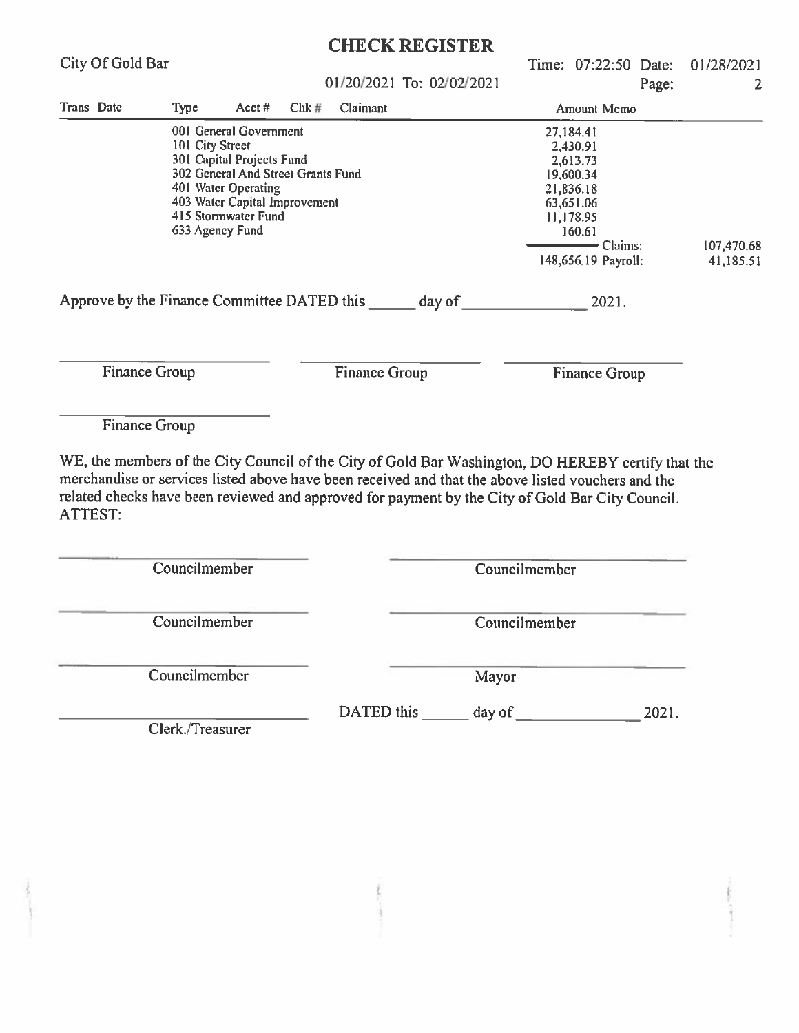# CHECK REGISTER

City Of Gold Bar

01/20/2021 To: 02/02/2021

Time: 07:22:50 Date: 01/28/2021

| Trans Date | Type | Acct # | Chk # | Claimant | Amount | Memo | |
|---|---|---|---|---|---|---|---|
| | 001 General Government | | | | 27,184.41 | | |
| | 101 City Street | | | | 2,430.91 | | |
| | 301 Capital Projects Fund | | | | 2,613.73 | | |
| | 302 General And Street Grants Fund | | | | 19,600.34 | | |
| | 401 Water Operating | | | | 21,836.18 | | |
| | 403 Water Capital Improvement | | | | 63,651.06 | | |
| | 415 Stormwater Fund | | | | 11,178.95 | | |
| | 633 Agency Fund | | | | 160.61 | | |
| | | | | | | Claims: | 107,470.68 |
| | | | | | 148,656.19 | Payroll: | 41,185.51 |

Approve by the Finance Committee DATED this ______ day of ______________ 2021.

______________________ Finance Group

______________________ Finance Group

______________________ Finance Group

______________________ Finance Group

WE, the members of the City Council of the City of Gold Bar Washington, DO HEREBY certify that the merchandise or services listed above have been received and that the above listed vouchers and the related checks have been reviewed and approved for payment by the City of Gold Bar City Council.

ATTEST:

______________________ Councilmember

______________________ Councilmember

______________________ Councilmember

______________________ Councilmember

______________________ Councilmember

______________________ Mayor

______________________ Clerk./Treasurer

DATED this ______ day of ______________ 2021.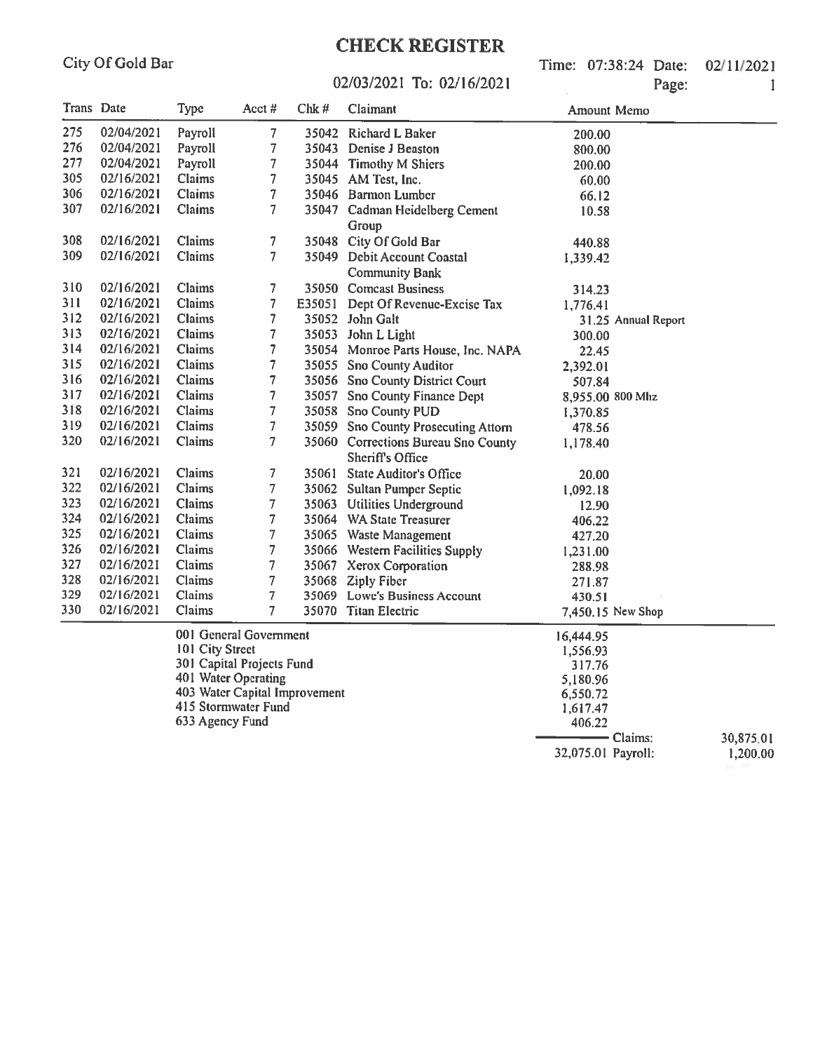# CHECK REGISTER

City Of Gold Bar

02/03/2021 To: 02/16/2021

Time: 07:38:24 Date: 02/11/2021

Page: 1

| Trans | Date | Type | Acct # | Chk # | Claimant | Amount | Memo |
|---|---|---|---|---|---|---|---|
| 275 | 02/04/2021 | Payroll | 7 | 35042 | Richard L Baker | 200.00 | |
| 276 | 02/04/2021 | Payroll | 7 | 35043 | Denise J Beaston | 800.00 | |
| 277 | 02/04/2021 | Payroll | 7 | 35044 | Timothy M Shiers | 200.00 | |
| 305 | 02/16/2021 | Claims | 7 | 35045 | AM Test, Inc. | 60.00 | |
| 306 | 02/16/2021 | Claims | 7 | 35046 | Barmon Lumber | 66.12 | |
| 307 | 02/16/2021 | Claims | 7 | 35047 | Cadman Heidelberg Cement Group | 10.58 | |
| 308 | 02/16/2021 | Claims | 7 | 35048 | City Of Gold Bar | 440.88 | |
| 309 | 02/16/2021 | Claims | 7 | 35049 | Debit Account Coastal Community Bank | 1,339.42 | |
| 310 | 02/16/2021 | Claims | 7 | 35050 | Comcast Business | 314.23 | |
| 311 | 02/16/2021 | Claims | 7 | E35051 | Dept Of Revenue-Excise Tax | 1,776.41 | |
| 312 | 02/16/2021 | Claims | 7 | 35052 | John Galt | 31.25 | Annual Report |
| 313 | 02/16/2021 | Claims | 7 | 35053 | John L Light | 300.00 | |
| 314 | 02/16/2021 | Claims | 7 | 35054 | Monroe Parts House, Inc. NAPA | 22.45 | |
| 315 | 02/16/2021 | Claims | 7 | 35055 | Sno County Auditor | 2,392.01 | |
| 316 | 02/16/2021 | Claims | 7 | 35056 | Sno County District Court | 507.84 | |
| 317 | 02/16/2021 | Claims | 7 | 35057 | Sno County Finance Dept | 8,955.00 | 800 Mhz |
| 318 | 02/16/2021 | Claims | 7 | 35058 | Sno County PUD | 1,370.85 | |
| 319 | 02/16/2021 | Claims | 7 | 35059 | Sno County Prosecuting Attorn | 478.56 | |
| 320 | 02/16/2021 | Claims | 7 | 35060 | Corrections Bureau Sno County Sheriff's Office | 1,178.40 | |
| 321 | 02/16/2021 | Claims | 7 | 35061 | State Auditor's Office | 20.00 | |
| 322 | 02/16/2021 | Claims | 7 | 35062 | Sultan Pumper Septic | 1,092.18 | |
| 323 | 02/16/2021 | Claims | 7 | 35063 | Utilities Underground | 12.90 | |
| 324 | 02/16/2021 | Claims | 7 | 35064 | WA State Treasurer | 406.22 | |
| 325 | 02/16/2021 | Claims | 7 | 35065 | Waste Management | 427.20 | |
| 326 | 02/16/2021 | Claims | 7 | 35066 | Western Facilities Supply | 1,231.00 | |
| 327 | 02/16/2021 | Claims | 7 | 35067 | Xerox Corporation | 288.98 | |
| 328 | 02/16/2021 | Claims | 7 | 35068 | Ziply Fiber | 271.87 | |
| 329 | 02/16/2021 | Claims | 7 | 35069 | Lowe's Business Account | 430.51 | |
| 330 | 02/16/2021 | Claims | 7 | 35070 | Titan Electric | 7,450.15 | New Shop |

| Fund | Amount |
|---|---|
| 001 General Government | 16,444.95 |
| 101 City Street | 1,556.93 |
| 301 Capital Projects Fund | 317.76 |
| 401 Water Operating | 5,180.96 |
| 403 Water Capital Improvement | 6,550.72 |
| 415 Stormwater Fund | 1,617.47 |
| 633 Agency Fund | 406.22 |

| Total | | |
|---|---|---|
| | Claims: | 30,875.01 |
| 32,075.01 | Payroll: | 1,200.00 |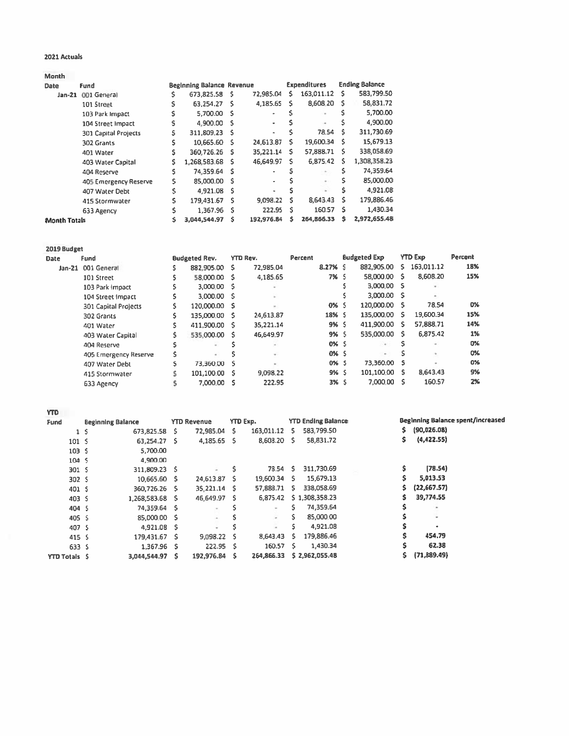**2021 Actuals**

| Month Date | Fund | Beginning Balance | Revenue | Expenditures | Ending Balance |
|---|---|---|---|---|---|
| Jan-21 | 001 General | $ 673,825.58 | $ 72,985.04 | $ 163,011.12 | $ 583,799.50 |
| | 101 Street | $ 63,254.27 | $ 4,185.65 | $ 8,608.20 | $ 58,831.72 |
| | 103 Park Impact | $ 5,700.00 | $ - | $ - | $ 5,700.00 |
| | 104 Street Impact | $ 4,900.00 | $ - | $ - | $ 4,900.00 |
| | 301 Capital Projects | $ 311,809.23 | $ - | $ 78.54 | $ 311,730.69 |
| | 302 Grants | $ 10,665.60 | $ 24,613.87 | $ 19,600.34 | $ 15,679.13 |
| | 401 Water | $ 360,726.26 | $ 35,221.14 | $ 57,888.71 | $ 338,058.69 |
| | 403 Water Capital | $ 1,268,583.68 | $ 46,649.97 | $ 6,875.42 | $ 1,308,358.23 |
| | 404 Reserve | $ 74,359.64 | $ - | $ - | $ 74,359.64 |
| | 405 Emergency Reserve | $ 85,000.00 | $ - | $ - | $ 85,000.00 |
| | 407 Water Debt | $ 4,921.08 | $ - | $ - | $ 4,921.08 |
| | 415 Stormwater | $ 179,431.67 | $ 9,098.22 | $ 8,643.43 | $ 179,886.46 |
| | 633 Agency | $ 1,367.96 | $ 222.95 | $ 160.57 | $ 1,430.34 |
| **Month Totals** | | **$ 3,044,544.97** | **$ 192,976.84** | **$ 264,866.33** | **$ 2,972,655.48** |

**2019 Budget**

| Date | Fund | Budgeted Rev. | YTD Rev. | Percent | Budgeted Exp | YTD Exp | Percent |
|---|---|---|---|---|---|---|---|
| Jan-21 | 001 General | $ 882,905.00 | $ 72,985.04 | 8.27% | $ 882,905.00 | $ 163,011.12 | 18% |
| | 101 Street | $ 58,000.00 | $ 4,185.65 | 7% | $ 58,000.00 | $ 8,608.20 | 15% |
| | 103 Park Impact | $ 3,000.00 | $ - | | $ 3,000.00 | $ - | |
| | 104 Street Impact | $ 3,000.00 | $ - | | $ 3,000.00 | $ - | |
| | 301 Capital Projects | $ 120,000.00 | $ - | 0% | $ 120,000.00 | $ 78.54 | 0% |
| | 302 Grants | $ 135,000.00 | $ 24,613.87 | 18% | $ 135,000.00 | $ 19,600.34 | 15% |
| | 401 Water | $ 411,900.00 | $ 35,221.14 | 9% | $ 411,900.00 | $ 57,888.71 | 14% |
| | 403 Water Capital | $ 535,000.00 | $ 46,649.97 | 9% | $ 535,000.00 | $ 6,875.42 | 1% |
| | 404 Reserve | $ - | $ - | 0% | $ - | $ - | 0% |
| | 405 Emergency Reserve | $ - | $ - | 0% | $ - | $ - | 0% |
| | 407 Water Debt | $ 73,360.00 | $ - | 0% | $ 73,360.00 | $ - | 0% |
| | 415 Stormwater | $ 101,100.00 | $ 9,098.22 | 9% | $ 101,100.00 | $ 8,643.43 | 9% |
| | 633 Agency | $ 7,000.00 | $ 222.95 | 3% | $ 7,000.00 | $ 160.57 | 2% |

**YTD**

| Fund | Beginning Balance | YTD Revenue | YTD Exp. | YTD Ending Balance | Beginning Balance spent/increased |
|---|---|---|---|---|---|
| 1 | $ 673,825.58 | $ 72,985.04 | $ 163,011.12 | $ 583,799.50 | $ (90,026.08) |
| 101 | $ 63,254.27 | $ 4,185.65 | $ 8,608.20 | $ 58,831.72 | $ (4,422.55) |
| 103 | $ 5,700.00 | | | | |
| 104 | $ 4,900.00 | | | | |
| 301 | $ 311,809.23 | $ - | $ 78.54 | $ 311,730.69 | $ (78.54) |
| 302 | $ 10,665.60 | $ 24,613.87 | $ 19,600.34 | $ 15,679.13 | $ 5,013.53 |
| 401 | $ 360,726.26 | $ 35,221.14 | $ 57,888.71 | $ 338,058.69 | $ (22,667.57) |
| 403 | $ 1,268,583.68 | $ 46,649.97 | $ 6,875.42 | $ 1,308,358.23 | $ 39,774.55 |
| 404 | $ 74,359.64 | $ - | $ - | $ 74,359.64 | $ - |
| 405 | $ 85,000.00 | $ - | $ - | $ 85,000.00 | $ - |
| 407 | $ 4,921.08 | $ - | $ - | $ 4,921.08 | $ - |
| 415 | $ 179,431.67 | $ 9,098.22 | $ 8,643.43 | $ 179,886.46 | $ 454.79 |
| 633 | $ 1,367.96 | $ 222.95 | $ 160.57 | $ 1,430.34 | $ 62.38 |
| YTD Totals | $ 3,044,544.97 | $ 192,976.84 | $ 264,866.33 | $ 2,962,055.48 | $ (71,889.49) |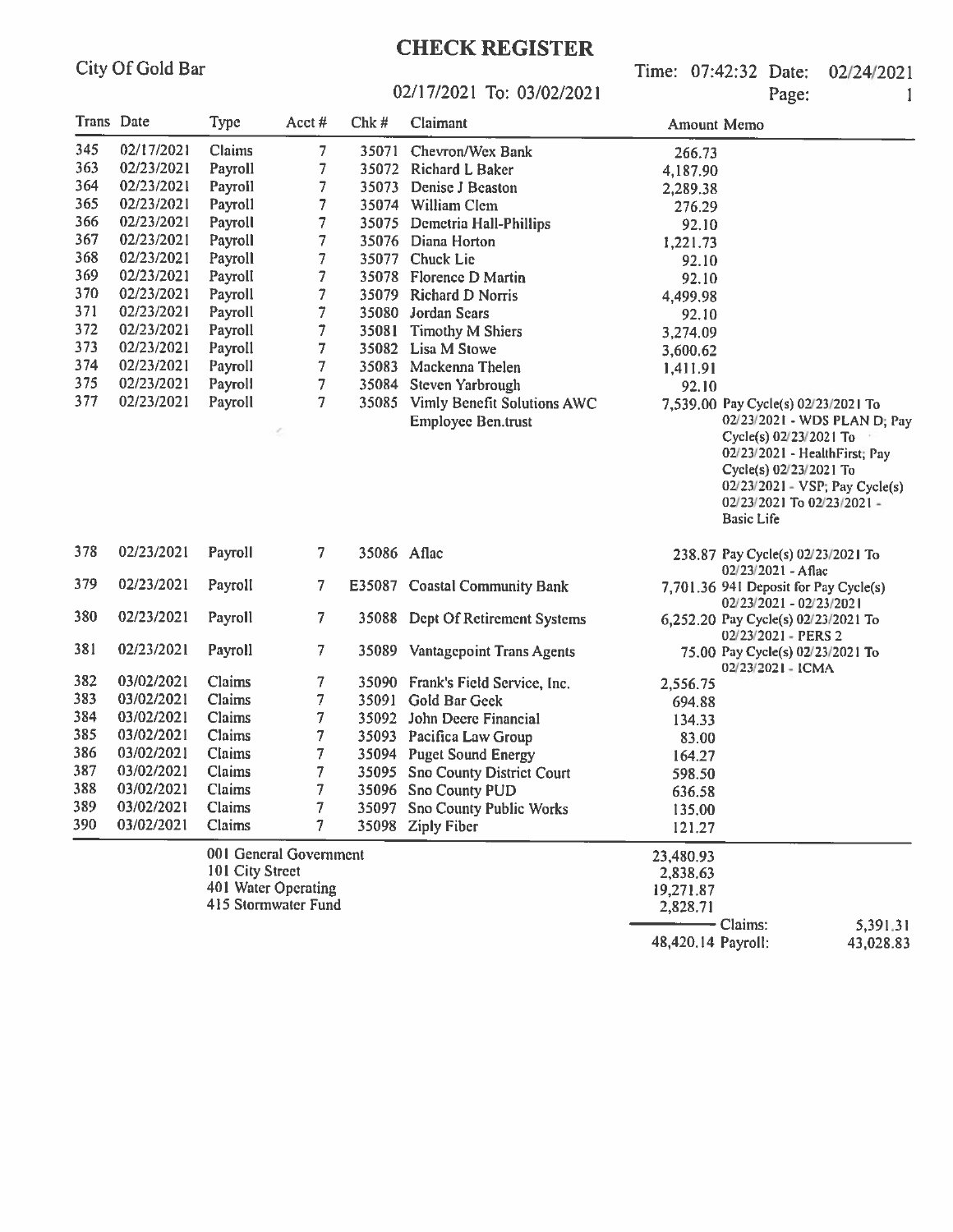# CHECK REGISTER

City Of Gold Bar

02/17/2021 To: 03/02/2021

Time: 07:42:32 Date: 02/24/2021

Page: 1

| Trans | Date | Type | Acct # | Chk # | Claimant | Amount | Memo |
|---|---|---|---|---|---|---|---|
| 345 | 02/17/2021 | Claims | 7 | 35071 | Chevron/Wex Bank | 266.73 | |
| 363 | 02/23/2021 | Payroll | 7 | 35072 | Richard L Baker | 4,187.90 | |
| 364 | 02/23/2021 | Payroll | 7 | 35073 | Denise J Beaston | 2,289.38 | |
| 365 | 02/23/2021 | Payroll | 7 | 35074 | William Clem | 276.29 | |
| 366 | 02/23/2021 | Payroll | 7 | 35075 | Demetria Hall-Phillips | 92.10 | |
| 367 | 02/23/2021 | Payroll | 7 | 35076 | Diana Horton | 1,221.73 | |
| 368 | 02/23/2021 | Payroll | 7 | 35077 | Chuck Lie | 92.10 | |
| 369 | 02/23/2021 | Payroll | 7 | 35078 | Florence D Martin | 92.10 | |
| 370 | 02/23/2021 | Payroll | 7 | 35079 | Richard D Norris | 4,499.98 | |
| 371 | 02/23/2021 | Payroll | 7 | 35080 | Jordan Sears | 92.10 | |
| 372 | 02/23/2021 | Payroll | 7 | 35081 | Timothy M Shiers | 3,274.09 | |
| 373 | 02/23/2021 | Payroll | 7 | 35082 | Lisa M Stowe | 3,600.62 | |
| 374 | 02/23/2021 | Payroll | 7 | 35083 | Mackenna Thelen | 1,411.91 | |
| 375 | 02/23/2021 | Payroll | 7 | 35084 | Steven Yarbrough | 92.10 | |
| 377 | 02/23/2021 | Payroll | 7 | 35085 | Vimly Benefit Solutions AWC Employee Ben.trust | 7,539.00 | Pay Cycle(s) 02/23/2021 To 02/23/2021 - WDS PLAN D; Pay Cycle(s) 02/23/2021 To 02/23/2021 - HealthFirst; Pay Cycle(s) 02/23/2021 To 02/23/2021 - VSP; Pay Cycle(s) 02/23/2021 To 02/23/2021 - Basic Life |
| 378 | 02/23/2021 | Payroll | 7 | 35086 | Aflac | 238.87 | Pay Cycle(s) 02/23/2021 To 02/23/2021 - Aflac |
| 379 | 02/23/2021 | Payroll | 7 | E35087 | Coastal Community Bank | 7,701.36 | 941 Deposit for Pay Cycle(s) 02/23/2021 - 02/23/2021 |
| 380 | 02/23/2021 | Payroll | 7 | 35088 | Dept Of Retirement Systems | 6,252.20 | Pay Cycle(s) 02/23/2021 To 02/23/2021 - PERS 2 |
| 381 | 02/23/2021 | Payroll | 7 | 35089 | Vantagepoint Trans Agents | 75.00 | Pay Cycle(s) 02/23/2021 To 02/23/2021 - ICMA |
| 382 | 03/02/2021 | Claims | 7 | 35090 | Frank's Field Service, Inc. | 2,556.75 | |
| 383 | 03/02/2021 | Claims | 7 | 35091 | Gold Bar Geek | 694.88 | |
| 384 | 03/02/2021 | Claims | 7 | 35092 | John Deere Financial | 134.33 | |
| 385 | 03/02/2021 | Claims | 7 | 35093 | Pacifica Law Group | 83.00 | |
| 386 | 03/02/2021 | Claims | 7 | 35094 | Puget Sound Energy | 164.27 | |
| 387 | 03/02/2021 | Claims | 7 | 35095 | Sno County District Court | 598.50 | |
| 388 | 03/02/2021 | Claims | 7 | 35096 | Sno County PUD | 636.58 | |
| 389 | 03/02/2021 | Claims | 7 | 35097 | Sno County Public Works | 135.00 | |
| 390 | 03/02/2021 | Claims | 7 | 35098 | Ziply Fiber | 121.27 | |

| Fund | Amount |
|---|---|
| 001 General Government | 23,480.93 |
| 101 City Street | 2,838.63 |
| 401 Water Operating | 19,271.87 |
| 415 Stormwater Fund | 2,828.71 |
| | 48,420.14 |

Claims: 5,391.31

Payroll: 43,028.83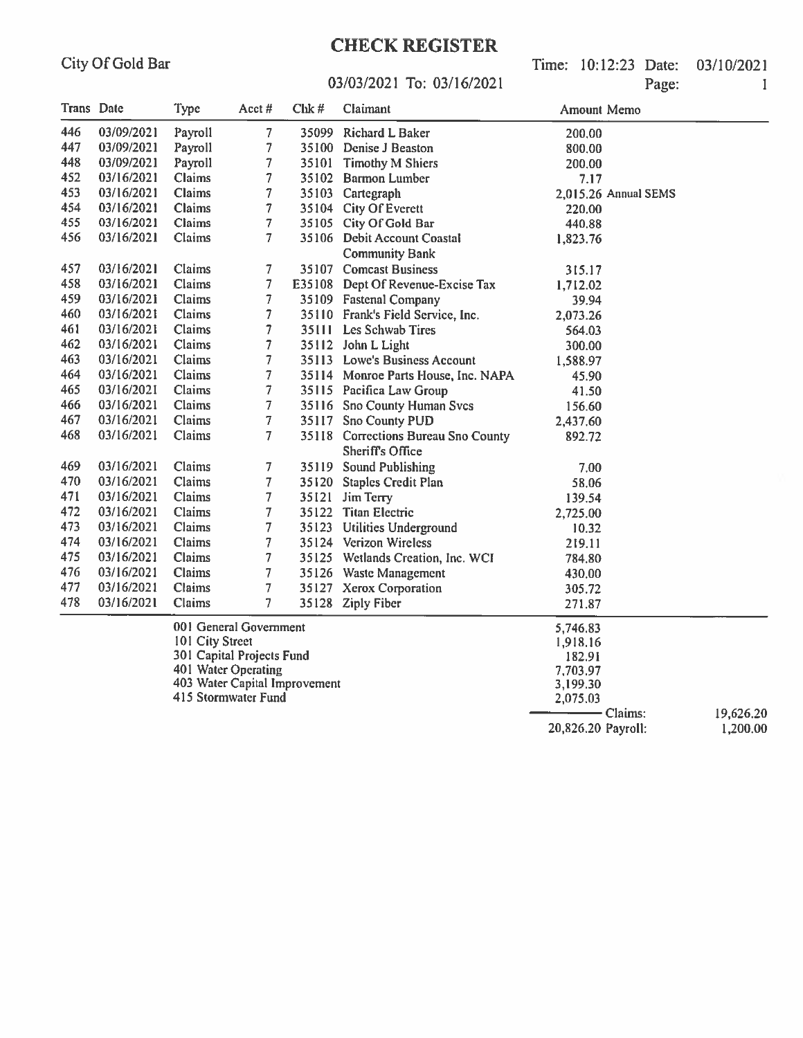# CHECK REGISTER

City Of Gold Bar

03/03/2021 To: 03/16/2021

Time: 10:12:23 Date: 03/10/2021

Page: 1

| Trans | Date | Type | Acct # | Chk # | Claimant | Amount | Memo |
|---|---|---|---|---|---|---|---|
| 446 | 03/09/2021 | Payroll | 7 | 35099 | Richard L Baker | 200.00 | |
| 447 | 03/09/2021 | Payroll | 7 | 35100 | Denise J Beaston | 800.00 | |
| 448 | 03/09/2021 | Payroll | 7 | 35101 | Timothy M Shiers | 200.00 | |
| 452 | 03/16/2021 | Claims | 7 | 35102 | Barmon Lumber | 7.17 | |
| 453 | 03/16/2021 | Claims | 7 | 35103 | Cartegraph | 2,015.26 | Annual SEMS |
| 454 | 03/16/2021 | Claims | 7 | 35104 | City Of Everett | 220.00 | |
| 455 | 03/16/2021 | Claims | 7 | 35105 | City Of Gold Bar | 440.88 | |
| 456 | 03/16/2021 | Claims | 7 | 35106 | Debit Account Coastal Community Bank | 1,823.76 | |
| 457 | 03/16/2021 | Claims | 7 | 35107 | Comcast Business | 315.17 | |
| 458 | 03/16/2021 | Claims | 7 | E35108 | Dept Of Revenue-Excise Tax | 1,712.02 | |
| 459 | 03/16/2021 | Claims | 7 | 35109 | Fastenal Company | 39.94 | |
| 460 | 03/16/2021 | Claims | 7 | 35110 | Frank's Field Service, Inc. | 2,073.26 | |
| 461 | 03/16/2021 | Claims | 7 | 35111 | Les Schwab Tires | 564.03 | |
| 462 | 03/16/2021 | Claims | 7 | 35112 | John L Light | 300.00 | |
| 463 | 03/16/2021 | Claims | 7 | 35113 | Lowe's Business Account | 1,588.97 | |
| 464 | 03/16/2021 | Claims | 7 | 35114 | Monroe Parts House, Inc. NAPA | 45.90 | |
| 465 | 03/16/2021 | Claims | 7 | 35115 | Pacifica Law Group | 41.50 | |
| 466 | 03/16/2021 | Claims | 7 | 35116 | Sno County Human Svcs | 156.60 | |
| 467 | 03/16/2021 | Claims | 7 | 35117 | Sno County PUD | 2,437.60 | |
| 468 | 03/16/2021 | Claims | 7 | 35118 | Corrections Bureau Sno County Sheriff's Office | 892.72 | |
| 469 | 03/16/2021 | Claims | 7 | 35119 | Sound Publishing | 7.00 | |
| 470 | 03/16/2021 | Claims | 7 | 35120 | Staples Credit Plan | 58.06 | |
| 471 | 03/16/2021 | Claims | 7 | 35121 | Jim Terry | 139.54 | |
| 472 | 03/16/2021 | Claims | 7 | 35122 | Titan Electric | 2,725.00 | |
| 473 | 03/16/2021 | Claims | 7 | 35123 | Utilities Underground | 10.32 | |
| 474 | 03/16/2021 | Claims | 7 | 35124 | Verizon Wireless | 219.11 | |
| 475 | 03/16/2021 | Claims | 7 | 35125 | Wetlands Creation, Inc. WCI | 784.80 | |
| 476 | 03/16/2021 | Claims | 7 | 35126 | Waste Management | 430.00 | |
| 477 | 03/16/2021 | Claims | 7 | 35127 | Xerox Corporation | 305.72 | |
| 478 | 03/16/2021 | Claims | 7 | 35128 | Ziply Fiber | 271.87 | |

| Fund | Amount | | |
|---|---|---|---|
| 001 General Government | 5,746.83 | | |
| 101 City Street | 1,918.16 | | |
| 301 Capital Projects Fund | 182.91 | | |
| 401 Water Operating | 7,703.97 | | |
| 403 Water Capital Improvement | 3,199.30 | | |
| 415 Stormwater Fund | 2,075.03 | Claims: | 19,626.20 |
| | 20,826.20 | Payroll: | 1,200.00 |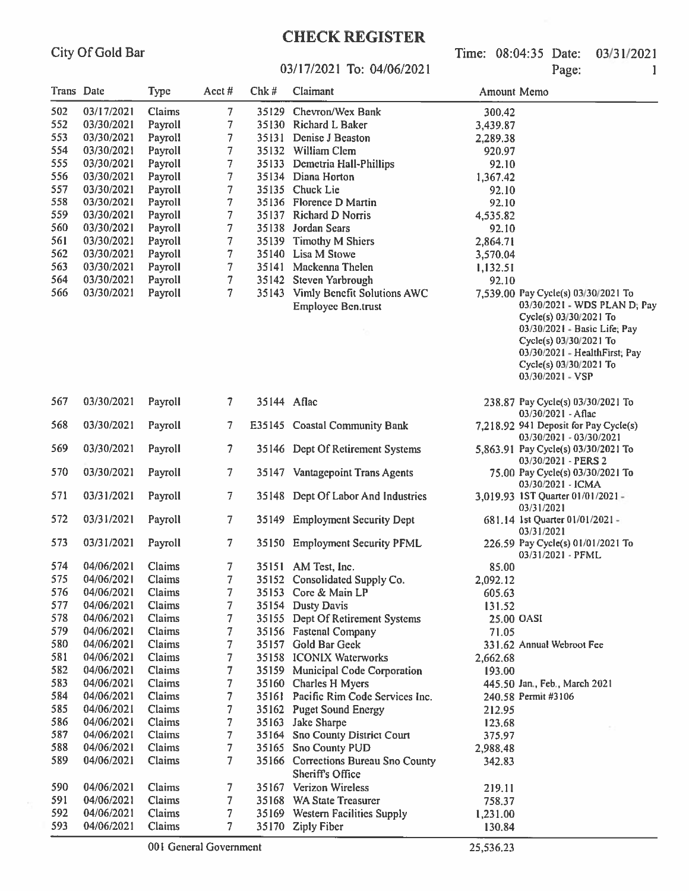# CHECK REGISTER

City Of Gold Bar

03/17/2021 To: 04/06/2021

Time: 08:04:35 Date: 03/31/2021

| Trans | Date | Type | Acct # | Chk # | Claimant | Amount | Memo |
|---|---|---|---|---|---|---|---|
| 502 | 03/17/2021 | Claims | 7 | 35129 | Chevron/Wex Bank | 300.42 | |
| 552 | 03/30/2021 | Payroll | 7 | 35130 | Richard L Baker | 3,439.87 | |
| 553 | 03/30/2021 | Payroll | 7 | 35131 | Denise J Beaston | 2,289.38 | |
| 554 | 03/30/2021 | Payroll | 7 | 35132 | William Clem | 920.97 | |
| 555 | 03/30/2021 | Payroll | 7 | 35133 | Demetria Hall-Phillips | 92.10 | |
| 556 | 03/30/2021 | Payroll | 7 | 35134 | Diana Horton | 1,367.42 | |
| 557 | 03/30/2021 | Payroll | 7 | 35135 | Chuck Lie | 92.10 | |
| 558 | 03/30/2021 | Payroll | 7 | 35136 | Florence D Martin | 92.10 | |
| 559 | 03/30/2021 | Payroll | 7 | 35137 | Richard D Norris | 4,535.82 | |
| 560 | 03/30/2021 | Payroll | 7 | 35138 | Jordan Sears | 92.10 | |
| 561 | 03/30/2021 | Payroll | 7 | 35139 | Timothy M Shiers | 2,864.71 | |
| 562 | 03/30/2021 | Payroll | 7 | 35140 | Lisa M Stowe | 3,570.04 | |
| 563 | 03/30/2021 | Payroll | 7 | 35141 | Mackenna Thelen | 1,132.51 | |
| 564 | 03/30/2021 | Payroll | 7 | 35142 | Steven Yarbrough | 92.10 | |
| 566 | 03/30/2021 | Payroll | 7 | 35143 | Vimly Benefit Solutions AWC Employee Ben.trust | 7,539.00 | Pay Cycle(s) 03/30/2021 To 03/30/2021 - WDS PLAN D; Pay Cycle(s) 03/30/2021 To 03/30/2021 - Basic Life; Pay Cycle(s) 03/30/2021 To 03/30/2021 - HealthFirst; Pay Cycle(s) 03/30/2021 To 03/30/2021 - VSP |
| 567 | 03/30/2021 | Payroll | 7 | 35144 | Aflac | 238.87 | Pay Cycle(s) 03/30/2021 To 03/30/2021 - Aflac |
| 568 | 03/30/2021 | Payroll | 7 | E35145 | Coastal Community Bank | 7,218.92 | 941 Deposit for Pay Cycle(s) 03/30/2021 - 03/30/2021 |
| 569 | 03/30/2021 | Payroll | 7 | 35146 | Dept Of Retirement Systems | 5,863.91 | Pay Cycle(s) 03/30/2021 To 03/30/2021 - PERS 2 |
| 570 | 03/30/2021 | Payroll | 7 | 35147 | Vantagepoint Trans Agents | 75.00 | Pay Cycle(s) 03/30/2021 To 03/30/2021 - ICMA |
| 571 | 03/31/2021 | Payroll | 7 | 35148 | Dept Of Labor And Industries | 3,019.93 | 1ST Quarter 01/01/2021 - 03/31/2021 |
| 572 | 03/31/2021 | Payroll | 7 | 35149 | Employment Security Dept | 681.14 | 1st Quarter 01/01/2021 - 03/31/2021 |
| 573 | 03/31/2021 | Payroll | 7 | 35150 | Employment Security PFML | 226.59 | Pay Cycle(s) 01/01/2021 To 03/31/2021 - PFML |
| 574 | 04/06/2021 | Claims | 7 | 35151 | AM Test, Inc. | 85.00 | |
| 575 | 04/06/2021 | Claims | 7 | 35152 | Consolidated Supply Co. | 2,092.12 | |
| 576 | 04/06/2021 | Claims | 7 | 35153 | Core & Main LP | 605.63 | |
| 577 | 04/06/2021 | Claims | 7 | 35154 | Dusty Davis | 131.52 | |
| 578 | 04/06/2021 | Claims | 7 | 35155 | Dept Of Retirement Systems | 25.00 | OASI |
| 579 | 04/06/2021 | Claims | 7 | 35156 | Fastenal Company | 71.05 | |
| 580 | 04/06/2021 | Claims | 7 | 35157 | Gold Bar Geek | 331.62 | Annual Webroot Fee |
| 581 | 04/06/2021 | Claims | 7 | 35158 | ICONIX Waterworks | 2,662.68 | |
| 582 | 04/06/2021 | Claims | 7 | 35159 | Municipal Code Corporation | 193.00 | |
| 583 | 04/06/2021 | Claims | 7 | 35160 | Charles H Myers | 445.50 | Jan., Feb., March 2021 |
| 584 | 04/06/2021 | Claims | 7 | 35161 | Pacific Rim Code Services Inc. | 240.58 | Permit #3106 |
| 585 | 04/06/2021 | Claims | 7 | 35162 | Puget Sound Energy | 212.95 | |
| 586 | 04/06/2021 | Claims | 7 | 35163 | Jake Sharpe | 123.68 | |
| 587 | 04/06/2021 | Claims | 7 | 35164 | Sno County District Court | 375.97 | |
| 588 | 04/06/2021 | Claims | 7 | 35165 | Sno County PUD | 2,988.48 | |
| 589 | 04/06/2021 | Claims | 7 | 35166 | Corrections Bureau Sno County Sheriff's Office | 342.83 | |
| 590 | 04/06/2021 | Claims | 7 | 35167 | Verizon Wireless | 219.11 | |
| 591 | 04/06/2021 | Claims | 7 | 35168 | WA State Treasurer | 758.37 | |
| 592 | 04/06/2021 | Claims | 7 | 35169 | Western Facilities Supply | 1,231.00 | |
| 593 | 04/06/2021 | Claims | 7 | 35170 | Ziply Fiber | 130.84 | |
| | | 001 General Government | | | | 25,536.23 | |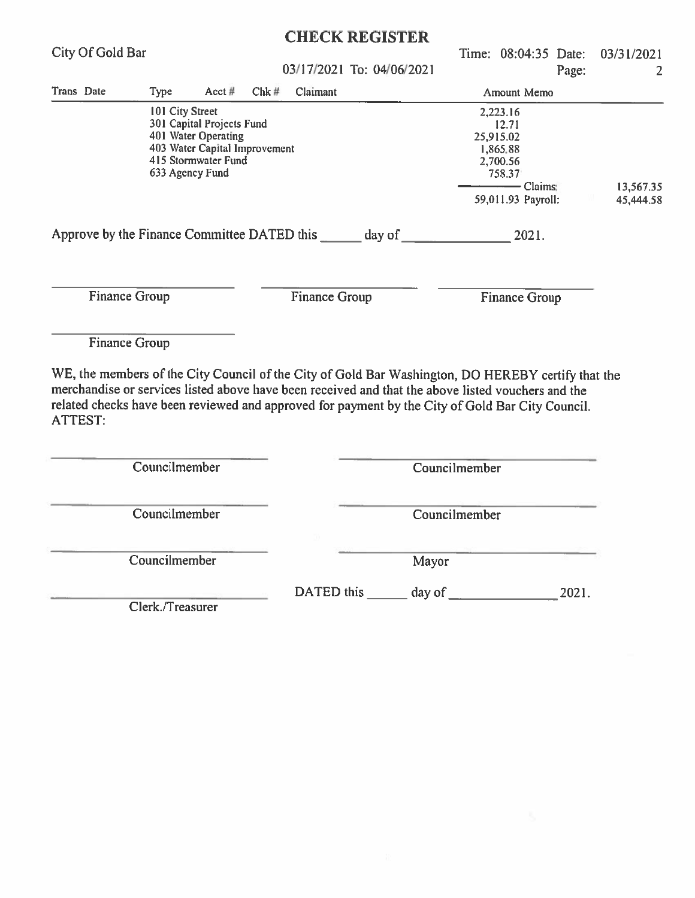# CHECK REGISTER

City Of Gold Bar

03/17/2021 To: 04/06/2021

Time: 08:04:35 Date: 03/31/2021

| Trans | Date | Type | Acct # | Chk # | Claimant | Amount | Memo | |
|---|---|---|---|---|---|---|---|---|
| | | 101 City Street | | | | 2,223.16 | | |
| | | 301 Capital Projects Fund | | | | 12.71 | | |
| | | 401 Water Operating | | | | 25,915.02 | | |
| | | 403 Water Capital Improvement | | | | 1,865.88 | | |
| | | 415 Stormwater Fund | | | | 2,700.56 | | |
| | | 633 Agency Fund | | | | 758.37 | | |
| | | | | | | | Claims: | 13,567.35 |
| | | | | | | 59,011.93 | Payroll: | 45,444.58 |

Approve by the Finance Committee DATED this ______ day of ______________ 2021.

Finance Group ______________________

Finance Group ______________________

Finance Group ______________________

Finance Group ______________________

WE, the members of the City Council of the City of Gold Bar Washington, DO HEREBY certify that the merchandise or services listed above have been received and that the above listed vouchers and the related checks have been reviewed and approved for payment by the City of Gold Bar City Council.
ATTEST:

Councilmember ______________________

Councilmember ______________________

Councilmember ______________________

Councilmember ______________________

Councilmember ______________________

Mayor ______________________

Clerk./Treasurer ______________________

DATED this ______ day of ______________ 2021.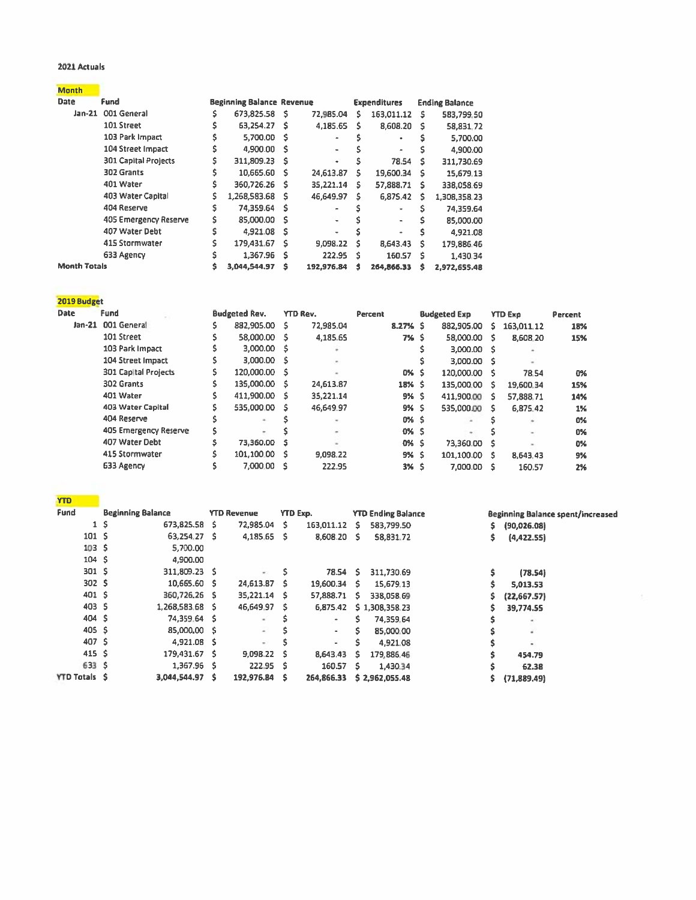2021 Actuals

**Month**

| Date | Fund | Beginning Balance | Revenue | Expenditures | Ending Balance |
|---|---|---|---|---|---|
| Jan-21 | 001 General | $ 673,825.58 | $ 72,985.04 | $ 163,011.12 | $ 583,799.50 |
| | 101 Street | $ 63,254.27 | $ 4,185.65 | $ 8,608.20 | $ 58,831.72 |
| | 103 Park Impact | $ 5,700.00 | $ - | $ - | $ 5,700.00 |
| | 104 Street Impact | $ 4,900.00 | $ - | $ - | $ 4,900.00 |
| | 301 Capital Projects | $ 311,809.23 | $ - | $ 78.54 | $ 311,730.69 |
| | 302 Grants | $ 10,665.60 | $ 24,613.87 | $ 19,600.34 | $ 15,679.13 |
| | 401 Water | $ 360,726.26 | $ 35,221.14 | $ 57,888.71 | $ 338,058.69 |
| | 403 Water Capital | $ 1,268,583.68 | $ 46,649.97 | $ 6,875.42 | $ 1,308,358.23 |
| | 404 Reserve | $ 74,359.64 | $ - | $ - | $ 74,359.64 |
| | 405 Emergency Reserve | $ 85,000.00 | $ - | $ - | $ 85,000.00 |
| | 407 Water Debt | $ 4,921.08 | $ - | $ - | $ 4,921.08 |
| | 415 Stormwater | $ 179,431.67 | $ 9,098.22 | $ 8,643.43 | $ 179,886.46 |
| | 633 Agency | $ 1,367.96 | $ 222.95 | $ 160.57 | $ 1,430.34 |
| **Month Totals** | | **$ 3,044,544.97** | **$ 192,976.84** | **$ 264,866.33** | **$ 2,972,655.48** |

**2019 Budget**

| Date | Fund | Budgeted Rev. | YTD Rev. | Percent | Budgeted Exp | YTD Exp | Percent |
|---|---|---|---|---|---|---|---|
| Jan-21 | 001 General | $ 882,905.00 | $ 72,985.04 | 8.27% | $ 882,905.00 | $ 163,011.12 | 18% |
| | 101 Street | $ 58,000.00 | $ 4,185.65 | 7% | $ 58,000.00 | $ 8,608.20 | 15% |
| | 103 Park Impact | $ 3,000.00 | $ - | | $ 3,000.00 | $ - | |
| | 104 Street Impact | $ 3,000.00 | $ - | | $ 3,000.00 | $ - | |
| | 301 Capital Projects | $ 120,000.00 | $ - | 0% | $ 120,000.00 | $ 78.54 | 0% |
| | 302 Grants | $ 135,000.00 | $ 24,613.87 | 18% | $ 135,000.00 | $ 19,600.34 | 15% |
| | 401 Water | $ 411,900.00 | $ 35,221.14 | 9% | $ 411,900.00 | $ 57,888.71 | 14% |
| | 403 Water Capital | $ 535,000.00 | $ 46,649.97 | 9% | $ 535,000.00 | $ 6,875.42 | 1% |
| | 404 Reserve | $ - | $ - | 0% | $ - | $ - | 0% |
| | 405 Emergency Reserve | $ - | $ - | 0% | $ - | $ - | 0% |
| | 407 Water Debt | $ 73,360.00 | $ - | 0% | $ 73,360.00 | $ - | 0% |
| | 415 Stormwater | $ 101,100.00 | $ 9,098.22 | 9% | $ 101,100.00 | $ 8,643.43 | 9% |
| | 633 Agency | $ 7,000.00 | $ 222.95 | 3% | $ 7,000.00 | $ 160.57 | 2% |

**YTD**

| Fund | Beginning Balance | YTD Revenue | YTD Exp. | YTD Ending Balance | Beginning Balance spent/increased |
|---|---|---|---|---|---|
| 1 | $ 673,825.58 | $ 72,985.04 | $ 163,011.12 | $ 583,799.50 | $ (90,026.08) |
| 101 | $ 63,254.27 | $ 4,185.65 | $ 8,608.20 | $ 58,831.72 | $ (4,422.55) |
| 103 | $ 5,700.00 | | | | |
| 104 | $ 4,900.00 | | | | |
| 301 | $ 311,809.23 | $ - | $ 78.54 | $ 311,730.69 | $ (78.54) |
| 302 | $ 10,665.60 | $ 24,613.87 | $ 19,600.34 | $ 15,679.13 | $ 5,013.53 |
| 401 | $ 360,726.26 | $ 35,221.14 | $ 57,888.71 | $ 338,058.69 | $ (22,667.57) |
| 403 | $ 1,268,583.68 | $ 46,649.97 | $ 6,875.42 | $ 1,308,358.23 | $ 39,774.55 |
| 404 | $ 74,359.64 | $ - | $ - | $ 74,359.64 | $ - |
| 405 | $ 85,000.00 | $ - | $ - | $ 85,000.00 | $ - |
| 407 | $ 4,921.08 | $ - | $ - | $ 4,921.08 | $ - |
| 415 | $ 179,431.67 | $ 9,098.22 | $ 8,643.43 | $ 179,886.46 | $ 454.79 |
| 633 | $ 1,367.96 | $ 222.95 | $ 160.57 | $ 1,430.34 | $ 62.38 |
| YTD Totals | $ 3,044,544.97 | $ 192,976.84 | $ 264,866.33 | $ 2,962,055.48 | $ (71,889.49) |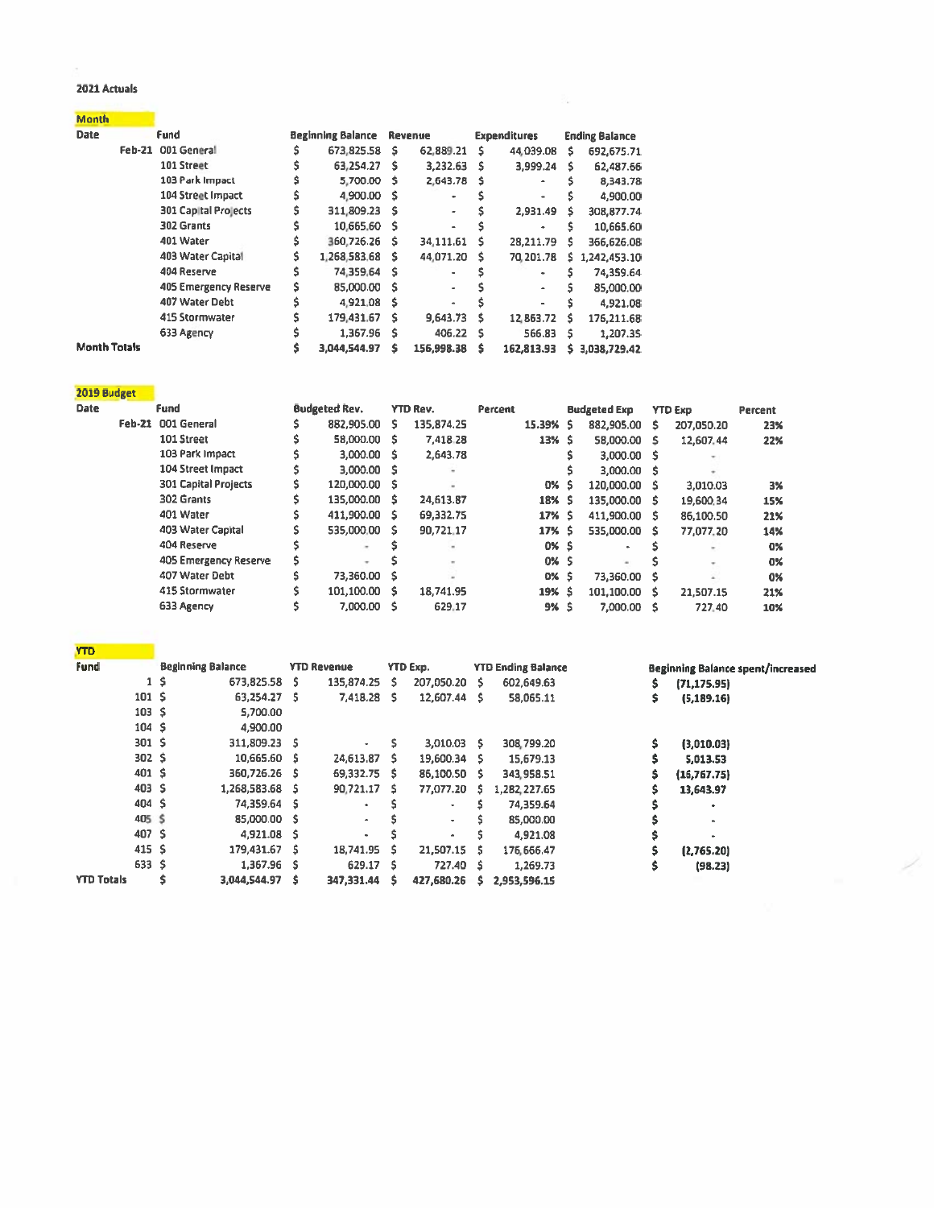**2021 Actuals**

**Month**

| Date | Fund | Beginning Balance | Revenue | Expenditures | Ending Balance |
|---|---|---|---|---|---|
| Feb-21 | 001 General | $ 673,825.58 | $ 62,889.21 | $ 44,039.08 | $ 692,675.71 |
| | 101 Street | $ 63,254.27 | $ 3,232.63 | $ 3,999.24 | $ 62,487.66 |
| | 103 Park Impact | $ 5,700.00 | $ 2,643.78 | $ - | $ 8,343.78 |
| | 104 Street Impact | $ 4,900.00 | $ - | $ - | $ 4,900.00 |
| | 301 Capital Projects | $ 311,809.23 | $ - | $ 2,931.49 | $ 308,877.74 |
| | 302 Grants | $ 10,665.60 | $ - | $ - | $ 10,665.60 |
| | 401 Water | $ 360,726.26 | $ 34,111.61 | $ 28,211.79 | $ 366,626.08 |
| | 403 Water Capital | $ 1,268,583.68 | $ 44,071.20 | $ 70,201.78 | $ 1,242,453.10 |
| | 404 Reserve | $ 74,359.64 | $ - | $ - | $ 74,359.64 |
| | 405 Emergency Reserve | $ 85,000.00 | $ - | $ - | $ 85,000.00 |
| | 407 Water Debt | $ 4,921.08 | $ - | $ - | $ 4,921.08 |
| | 415 Stormwater | $ 179,431.67 | $ 9,643.73 | $ 12,863.72 | $ 176,211.68 |
| | 633 Agency | $ 1,367.96 | $ 406.22 | $ 566.83 | $ 1,207.35 |
| **Month Totals** | | $ 3,044,544.97 | $ 156,998.38 | $ 162,813.93 | $ 3,038,729.42 |

**2019 Budget**

| Date | Fund | Budgeted Rev. | YTD Rev. | Percent | Budgeted Exp | YTD Exp | Percent |
|---|---|---|---|---|---|---|---|
| Feb-21 | 001 General | $ 882,905.00 | $ 135,874.25 | 15.39% | $ 882,905.00 | $ 207,050.20 | 23% |
| | 101 Street | $ 58,000.00 | $ 7,418.28 | 13% | $ 58,000.00 | $ 12,607.44 | 22% |
| | 103 Park Impact | $ 3,000.00 | $ 2,643.78 | | $ 3,000.00 | $ - | |
| | 104 Street Impact | $ 3,000.00 | $ - | | $ 3,000.00 | $ - | |
| | 301 Capital Projects | $ 120,000.00 | $ - | 0% | $ 120,000.00 | $ 3,010.03 | 3% |
| | 302 Grants | $ 135,000.00 | $ 24,613.87 | 18% | $ 135,000.00 | $ 19,600.34 | 15% |
| | 401 Water | $ 411,900.00 | $ 69,332.75 | 17% | $ 411,900.00 | $ 86,100.50 | 21% |
| | 403 Water Capital | $ 535,000.00 | $ 90,721.17 | 17% | $ 535,000.00 | $ 77,077.20 | 14% |
| | 404 Reserve | $ - | $ - | 0% | $ - | $ - | 0% |
| | 405 Emergency Reserve | $ - | $ - | 0% | $ - | $ - | 0% |
| | 407 Water Debt | $ 73,360.00 | $ - | 0% | $ 73,360.00 | $ - | 0% |
| | 415 Stormwater | $ 101,100.00 | $ 18,741.95 | 19% | $ 101,100.00 | $ 21,507.15 | 21% |
| | 633 Agency | $ 7,000.00 | $ 629.17 | 9% | $ 7,000.00 | $ 727.40 | 10% |

**YTD**

| Fund | Beginning Balance | YTD Revenue | YTD Exp. | YTD Ending Balance | Beginning Balance spent/increased |
|---|---|---|---|---|---|
| 1 | $ 673,825.58 | $ 135,874.25 | $ 207,050.20 | $ 602,649.63 | $ (71,175.95) |
| 101 | $ 63,254.27 | $ 7,418.28 | $ 12,607.44 | $ 58,065.11 | $ (5,189.16) |
| 103 | $ 5,700.00 | | | | |
| 104 | $ 4,900.00 | | | | |
| 301 | $ 311,809.23 | $ - | $ 3,010.03 | $ 308,799.20 | $ (3,010.03) |
| 302 | $ 10,665.60 | $ 24,613.87 | $ 19,600.34 | $ 15,679.13 | $ 5,013.53 |
| 401 | $ 360,726.26 | $ 69,332.75 | $ 86,100.50 | $ 343,958.51 | $ (16,767.75) |
| 403 | $ 1,268,583.68 | $ 90,721.17 | $ 77,077.20 | $ 1,282,227.65 | $ 13,643.97 |
| 404 | $ 74,359.64 | $ - | $ - | $ 74,359.64 | $ - |
| 405 | $ 85,000.00 | $ - | $ - | $ 85,000.00 | $ - |
| 407 | $ 4,921.08 | $ - | $ - | $ 4,921.08 | $ - |
| 415 | $ 179,431.67 | $ 18,741.95 | $ 21,507.15 | $ 176,666.47 | $ (2,765.20) |
| 633 | $ 1,367.96 | $ 629.17 | $ 727.40 | $ 1,269.73 | $ (98.23) |
| **YTD Totals** | $ 3,044,544.97 | $ 347,331.44 | $ 427,680.26 | $ 2,953,596.15 | |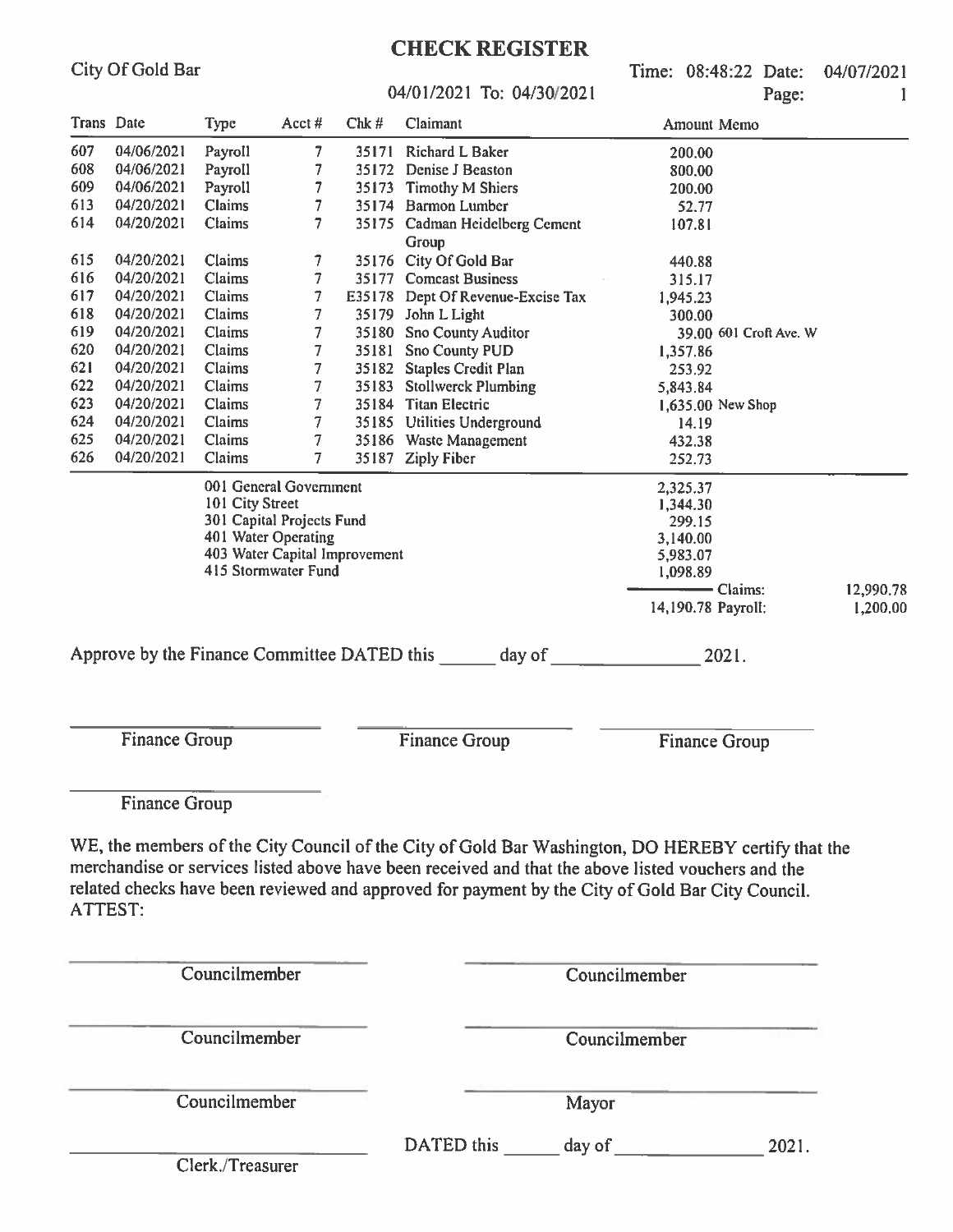# CHECK REGISTER

City Of Gold Bar

04/01/2021 To: 04/30/2021

Time: 08:48:22 Date: 04/07/2021

Page: 1

| Trans | Date | Type | Acct # | Chk # | Claimant | Amount | Memo |
|---|---|---|---|---|---|---|---|
| 607 | 04/06/2021 | Payroll | 7 | 35171 | Richard L Baker | 200.00 | |
| 608 | 04/06/2021 | Payroll | 7 | 35172 | Denise J Beaston | 800.00 | |
| 609 | 04/06/2021 | Payroll | 7 | 35173 | Timothy M Shiers | 200.00 | |
| 613 | 04/20/2021 | Claims | 7 | 35174 | Barmon Lumber | 52.77 | |
| 614 | 04/20/2021 | Claims | 7 | 35175 | Cadman Heidelberg Cement Group | 107.81 | |
| 615 | 04/20/2021 | Claims | 7 | 35176 | City Of Gold Bar | 440.88 | |
| 616 | 04/20/2021 | Claims | 7 | 35177 | Comcast Business | 315.17 | |
| 617 | 04/20/2021 | Claims | 7 | E35178 | Dept Of Revenue-Excise Tax | 1,945.23 | |
| 618 | 04/20/2021 | Claims | 7 | 35179 | John L Light | 300.00 | |
| 619 | 04/20/2021 | Claims | 7 | 35180 | Sno County Auditor | 39.00 | 601 Croft Ave. W |
| 620 | 04/20/2021 | Claims | 7 | 35181 | Sno County PUD | 1,357.86 | |
| 621 | 04/20/2021 | Claims | 7 | 35182 | Staples Credit Plan | 253.92 | |
| 622 | 04/20/2021 | Claims | 7 | 35183 | Stollwerck Plumbing | 5,843.84 | |
| 623 | 04/20/2021 | Claims | 7 | 35184 | Titan Electric | 1,635.00 | New Shop |
| 624 | 04/20/2021 | Claims | 7 | 35185 | Utilities Underground | 14.19 | |
| 625 | 04/20/2021 | Claims | 7 | 35186 | Waste Management | 432.38 | |
| 626 | 04/20/2021 | Claims | 7 | 35187 | Ziply Fiber | 252.73 | |

| Fund | Amount | | |
|---|---|---|---|
| 001 General Government | 2,325.37 | | |
| 101 City Street | 1,344.30 | | |
| 301 Capital Projects Fund | 299.15 | | |
| 401 Water Operating | 3,140.00 | | |
| 403 Water Capital Improvement | 5,983.07 | | |
| 415 Stormwater Fund | 1,098.89 | | |
| | | Claims: | 12,990.78 |
| | 14,190.78 | Payroll: | 1,200.00 |

Approve by the Finance Committee DATED this ______ day of ______________ 2021.

______________________ Finance Group

______________________ Finance Group

______________________ Finance Group

______________________ Finance Group

WE, the members of the City Council of the City of Gold Bar Washington, DO HEREBY certify that the merchandise or services listed above have been received and that the above listed vouchers and the related checks have been reviewed and approved for payment by the City of Gold Bar City Council.
ATTEST:

______________________ Councilmember

______________________ Councilmember

______________________ Councilmember

______________________ Councilmember

______________________ Councilmember

______________________ Mayor

______________________ Clerk./Treasurer

DATED this ______ day of ______________ 2021.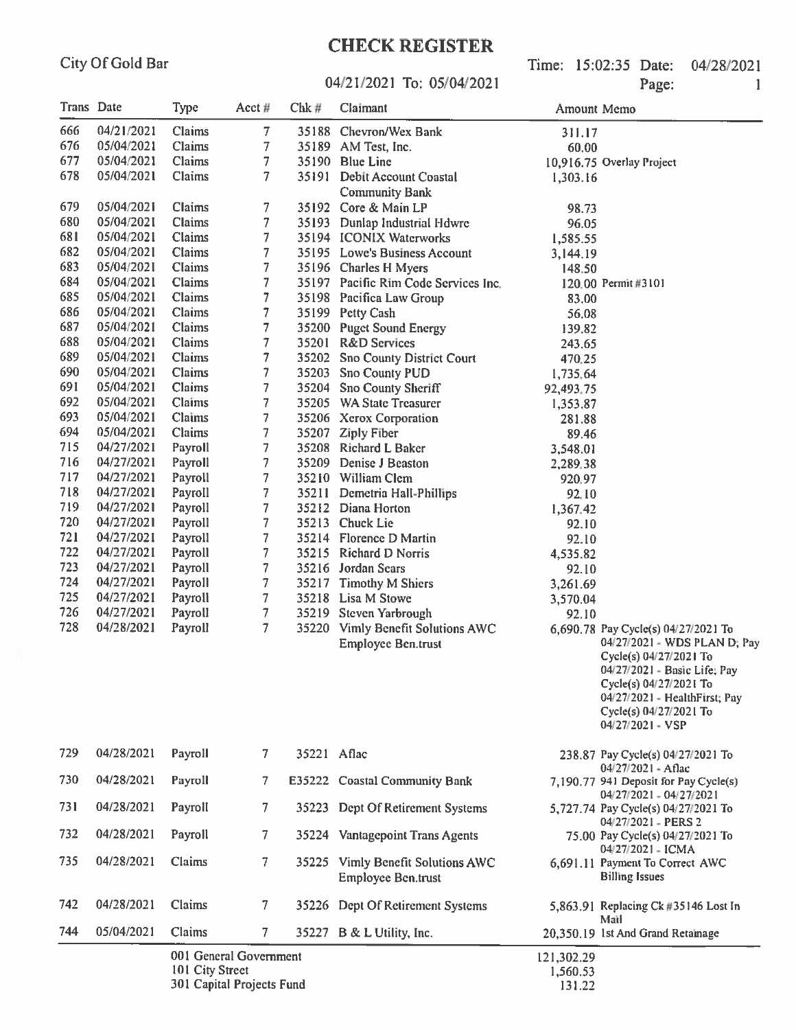# CHECK REGISTER

City Of Gold Bar

04/21/2021 To: 05/04/2021

Time: 15:02:35 Date: 04/28/2021

| Trans | Date | Type | Acct # | Chk # | Claimant | Amount | Memo |
|---|---|---|---|---|---|---|---|
| 666 | 04/21/2021 | Claims | 7 | 35188 | Chevron/Wex Bank | 311.17 | |
| 676 | 05/04/2021 | Claims | 7 | 35189 | AM Test, Inc. | 60.00 | |
| 677 | 05/04/2021 | Claims | 7 | 35190 | Blue Line | 10,916.75 | Overlay Project |
| 678 | 05/04/2021 | Claims | 7 | 35191 | Debit Account Coastal Community Bank | 1,303.16 | |
| 679 | 05/04/2021 | Claims | 7 | 35192 | Core & Main LP | 98.73 | |
| 680 | 05/04/2021 | Claims | 7 | 35193 | Dunlap Industrial Hdwre | 96.05 | |
| 681 | 05/04/2021 | Claims | 7 | 35194 | ICONIX Waterworks | 1,585.55 | |
| 682 | 05/04/2021 | Claims | 7 | 35195 | Lowe's Business Account | 3,144.19 | |
| 683 | 05/04/2021 | Claims | 7 | 35196 | Charles H Myers | 148.50 | |
| 684 | 05/04/2021 | Claims | 7 | 35197 | Pacific Rim Code Services Inc. | 120.00 | Permit #3101 |
| 685 | 05/04/2021 | Claims | 7 | 35198 | Pacifica Law Group | 83.00 | |
| 686 | 05/04/2021 | Claims | 7 | 35199 | Petty Cash | 56.08 | |
| 687 | 05/04/2021 | Claims | 7 | 35200 | Puget Sound Energy | 139.82 | |
| 688 | 05/04/2021 | Claims | 7 | 35201 | R&D Services | 243.65 | |
| 689 | 05/04/2021 | Claims | 7 | 35202 | Sno County District Court | 470.25 | |
| 690 | 05/04/2021 | Claims | 7 | 35203 | Sno County PUD | 1,735.64 | |
| 691 | 05/04/2021 | Claims | 7 | 35204 | Sno County Sheriff | 92,493.75 | |
| 692 | 05/04/2021 | Claims | 7 | 35205 | WA State Treasurer | 1,353.87 | |
| 693 | 05/04/2021 | Claims | 7 | 35206 | Xerox Corporation | 281.88 | |
| 694 | 05/04/2021 | Claims | 7 | 35207 | Ziply Fiber | 89.46 | |
| 715 | 04/27/2021 | Payroll | 7 | 35208 | Richard L Baker | 3,548.01 | |
| 716 | 04/27/2021 | Payroll | 7 | 35209 | Denise J Beaston | 2,289.38 | |
| 717 | 04/27/2021 | Payroll | 7 | 35210 | William Clem | 920.97 | |
| 718 | 04/27/2021 | Payroll | 7 | 35211 | Demetria Hall-Phillips | 92.10 | |
| 719 | 04/27/2021 | Payroll | 7 | 35212 | Diana Horton | 1,367.42 | |
| 720 | 04/27/2021 | Payroll | 7 | 35213 | Chuck Lie | 92.10 | |
| 721 | 04/27/2021 | Payroll | 7 | 35214 | Florence D Martin | 92.10 | |
| 722 | 04/27/2021 | Payroll | 7 | 35215 | Richard D Norris | 4,535.82 | |
| 723 | 04/27/2021 | Payroll | 7 | 35216 | Jordan Sears | 92.10 | |
| 724 | 04/27/2021 | Payroll | 7 | 35217 | Timothy M Shiers | 3,261.69 | |
| 725 | 04/27/2021 | Payroll | 7 | 35218 | Lisa M Stowe | 3,570.04 | |
| 726 | 04/27/2021 | Payroll | 7 | 35219 | Steven Yarbrough | 92.10 | |
| 728 | 04/28/2021 | Payroll | 7 | 35220 | Vimly Benefit Solutions AWC Employee Ben.trust | 6,690.78 | Pay Cycle(s) 04/27/2021 To 04/27/2021 - WDS PLAN D; Pay Cycle(s) 04/27/2021 To 04/27/2021 - Basic Life; Pay Cycle(s) 04/27/2021 To 04/27/2021 - HealthFirst; Pay Cycle(s) 04/27/2021 To 04/27/2021 - VSP |
| 729 | 04/28/2021 | Payroll | 7 | 35221 | Aflac | 238.87 | Pay Cycle(s) 04/27/2021 To 04/27/2021 - Aflac |
| 730 | 04/28/2021 | Payroll | 7 | E35222 | Coastal Community Bank | 7,190.77 | 941 Deposit for Pay Cycle(s) 04/27/2021 - 04/27/2021 |
| 731 | 04/28/2021 | Payroll | 7 | 35223 | Dept Of Retirement Systems | 5,727.74 | Pay Cycle(s) 04/27/2021 To 04/27/2021 - PERS 2 |
| 732 | 04/28/2021 | Payroll | 7 | 35224 | Vantagepoint Trans Agents | 75.00 | Pay Cycle(s) 04/27/2021 To 04/27/2021 - ICMA |
| 735 | 04/28/2021 | Claims | 7 | 35225 | Vimly Benefit Solutions AWC Employee Ben.trust | 6,691.11 | Payment To Correct AWC Billing Issues |
| 742 | 04/28/2021 | Claims | 7 | 35226 | Dept Of Retirement Systems | 5,863.91 | Replacing Ck #35146 Lost In Mail |
| 744 | 05/04/2021 | Claims | 7 | 35227 | B & L Utility, Inc. | 20,350.19 | 1st And Grand Retainage |

| Fund | Amount |
|---|---|
| 001 General Government | 121,302.29 |
| 101 City Street | 1,560.53 |
| 301 Capital Projects Fund | 131.22 |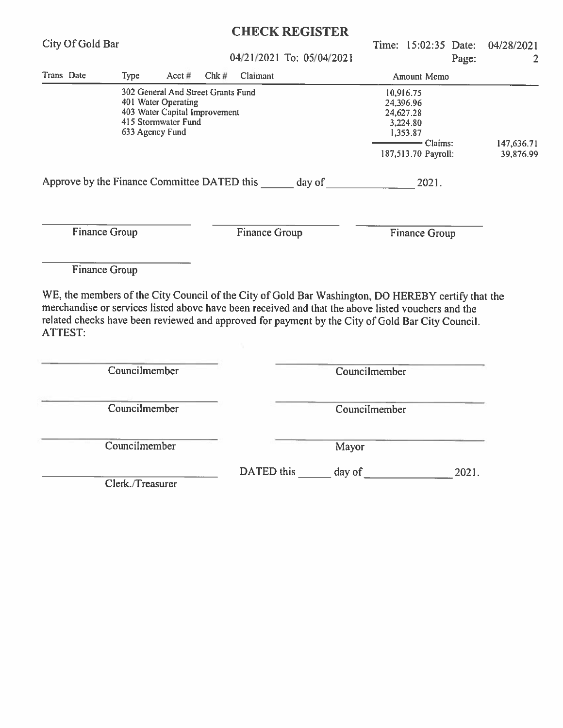# CHECK REGISTER

City Of Gold Bar

04/21/2021 To: 05/04/2021

Time: 15:02:35 Date: 04/28/2021

| Trans Date | Type | Acct # | Chk # | Claimant | Amount Memo | |
|---|---|---|---|---|---|---|
| | 302 General And Street Grants Fund | | | | 10,916.75 | |
| | 401 Water Operating | | | | 24,396.96 | |
| | 403 Water Capital Improvement | | | | 24,627.28 | |
| | 415 Stormwater Fund | | | | 3,224.80 | |
| | 633 Agency Fund | | | | 1,353.87 | |
| | | | | | Claims: | 147,636.71 |
| | | | | | 187,513.70 Payroll: | 39,876.99 |

Approve by the Finance Committee DATED this ______ day of ______________ 2021.

______________________ Finance Group

______________________ Finance Group

______________________ Finance Group

______________________ Finance Group

WE, the members of the City Council of the City of Gold Bar Washington, DO HEREBY certify that the merchandise or services listed above have been received and that the above listed vouchers and the related checks have been reviewed and approved for payment by the City of Gold Bar City Council.
ATTEST:

______________________ Councilmember

______________________ Councilmember

______________________ Councilmember

______________________ Councilmember

______________________ Councilmember

______________________ Mayor

______________________ Clerk./Treasurer

DATED this ______ day of ______________ 2021.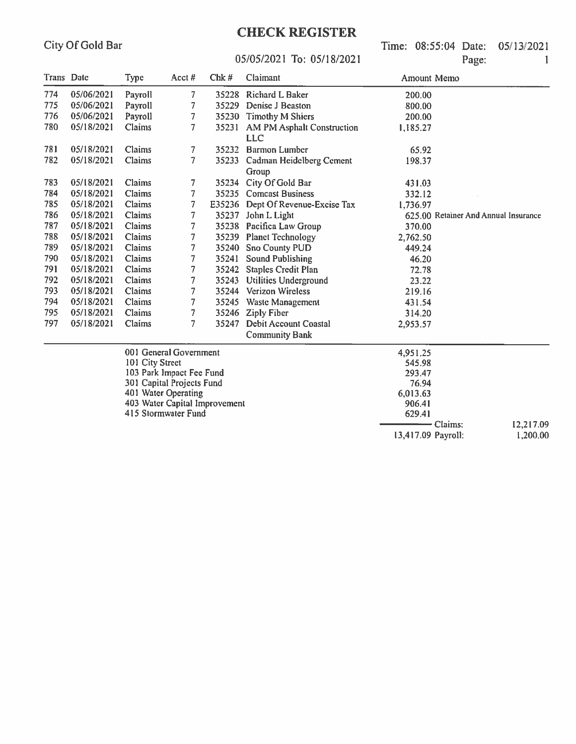# CHECK REGISTER

City Of Gold Bar

05/05/2021 To: 05/18/2021

Time: 08:55:04 Date: 05/13/2021

Page: 1

| Trans | Date | Type | Acct # | Chk # | Claimant | Amount | Memo |
|---|---|---|---|---|---|---|---|
| 774 | 05/06/2021 | Payroll | 7 | 35228 | Richard L Baker | 200.00 | |
| 775 | 05/06/2021 | Payroll | 7 | 35229 | Denise J Beaston | 800.00 | |
| 776 | 05/06/2021 | Payroll | 7 | 35230 | Timothy M Shiers | 200.00 | |
| 780 | 05/18/2021 | Claims | 7 | 35231 | AM PM Asphalt Construction LLC | 1,185.27 | |
| 781 | 05/18/2021 | Claims | 7 | 35232 | Barmon Lumber | 65.92 | |
| 782 | 05/18/2021 | Claims | 7 | 35233 | Cadman Heidelberg Cement Group | 198.37 | |
| 783 | 05/18/2021 | Claims | 7 | 35234 | City Of Gold Bar | 431.03 | |
| 784 | 05/18/2021 | Claims | 7 | 35235 | Comcast Business | 332.12 | |
| 785 | 05/18/2021 | Claims | 7 | E35236 | Dept Of Revenue-Excise Tax | 1,736.97 | |
| 786 | 05/18/2021 | Claims | 7 | 35237 | John L Light | 625.00 | Retainer And Annual Insurance |
| 787 | 05/18/2021 | Claims | 7 | 35238 | Pacifica Law Group | 370.00 | |
| 788 | 05/18/2021 | Claims | 7 | 35239 | Planet Technology | 2,762.50 | |
| 789 | 05/18/2021 | Claims | 7 | 35240 | Sno County PUD | 449.24 | |
| 790 | 05/18/2021 | Claims | 7 | 35241 | Sound Publishing | 46.20 | |
| 791 | 05/18/2021 | Claims | 7 | 35242 | Staples Credit Plan | 72.78 | |
| 792 | 05/18/2021 | Claims | 7 | 35243 | Utilities Underground | 23.22 | |
| 793 | 05/18/2021 | Claims | 7 | 35244 | Verizon Wireless | 219.16 | |
| 794 | 05/18/2021 | Claims | 7 | 35245 | Waste Management | 431.54 | |
| 795 | 05/18/2021 | Claims | 7 | 35246 | Ziply Fiber | 314.20 | |
| 797 | 05/18/2021 | Claims | 7 | 35247 | Debit Account Coastal Community Bank | 2,953.57 | |

| Fund | Amount |
|---|---|
| 001 General Government | 4,951.25 |
| 101 City Street | 545.98 |
| 103 Park Impact Fee Fund | 293.47 |
| 301 Capital Projects Fund | 76.94 |
| 401 Water Operating | 6,013.63 |
| 403 Water Capital Improvement | 906.41 |
| 415 Stormwater Fund | 629.41 |
| | 13,417.09 |

Claims: 12,217.09

Payroll: 1,200.00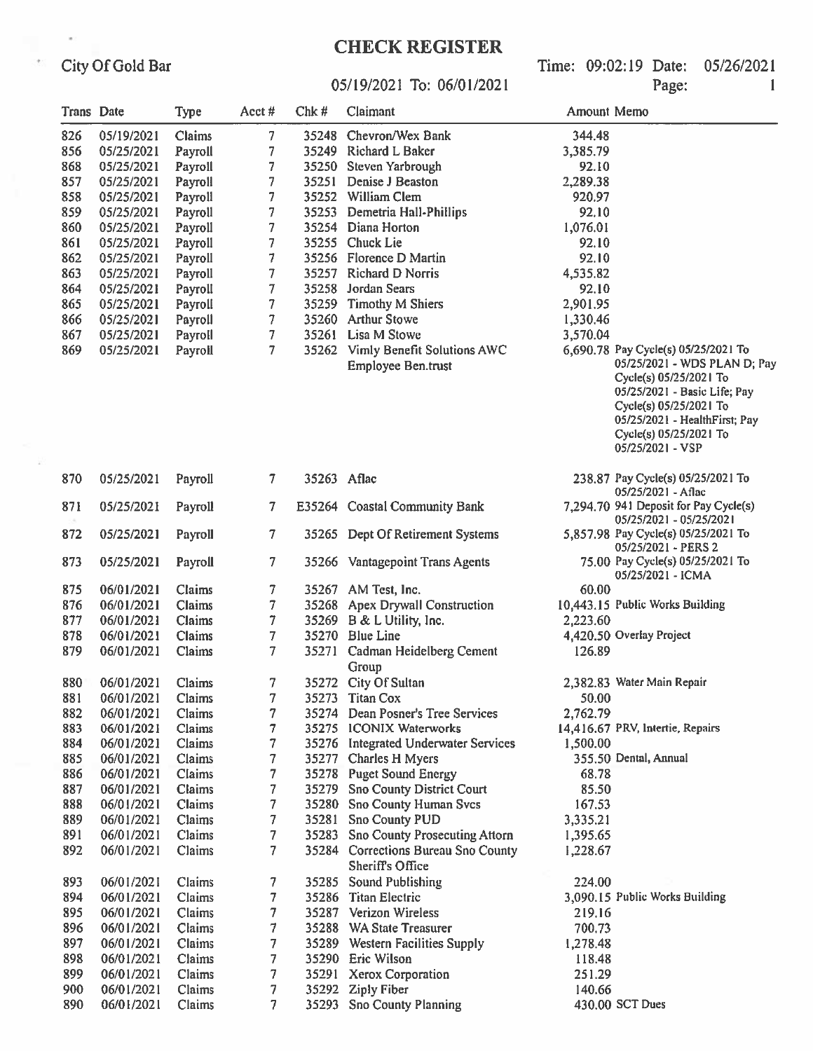# CHECK REGISTER

City Of Gold Bar

05/19/2021 To: 06/01/2021

Time: 09:02:19 Date: 05/26/2021

| Trans | Date | Type | Acct # | Chk # | Claimant | Amount | Memo |
|---|---|---|---|---|---|---|---|
| 826 | 05/19/2021 | Claims | 7 | 35248 | Chevron/Wex Bank | 344.48 | |
| 856 | 05/25/2021 | Payroll | 7 | 35249 | Richard L Baker | 3,385.79 | |
| 868 | 05/25/2021 | Payroll | 7 | 35250 | Steven Yarbrough | 92.10 | |
| 857 | 05/25/2021 | Payroll | 7 | 35251 | Denise J Beaston | 2,289.38 | |
| 858 | 05/25/2021 | Payroll | 7 | 35252 | William Clem | 920.97 | |
| 859 | 05/25/2021 | Payroll | 7 | 35253 | Demetria Hall-Phillips | 92.10 | |
| 860 | 05/25/2021 | Payroll | 7 | 35254 | Diana Horton | 1,076.01 | |
| 861 | 05/25/2021 | Payroll | 7 | 35255 | Chuck Lie | 92.10 | |
| 862 | 05/25/2021 | Payroll | 7 | 35256 | Florence D Martin | 92.10 | |
| 863 | 05/25/2021 | Payroll | 7 | 35257 | Richard D Norris | 4,535.82 | |
| 864 | 05/25/2021 | Payroll | 7 | 35258 | Jordan Sears | 92.10 | |
| 865 | 05/25/2021 | Payroll | 7 | 35259 | Timothy M Shiers | 2,901.95 | |
| 866 | 05/25/2021 | Payroll | 7 | 35260 | Arthur Stowe | 1,330.46 | |
| 867 | 05/25/2021 | Payroll | 7 | 35261 | Lisa M Stowe | 3,570.04 | |
| 869 | 05/25/2021 | Payroll | 7 | 35262 | Vimly Benefit Solutions AWC Employee Ben.trust | 6,690.78 | Pay Cycle(s) 05/25/2021 To 05/25/2021 - WDS PLAN D; Pay Cycle(s) 05/25/2021 To 05/25/2021 - Basic Life; Pay Cycle(s) 05/25/2021 To 05/25/2021 - HealthFirst; Pay Cycle(s) 05/25/2021 To 05/25/2021 - VSP |
| 870 | 05/25/2021 | Payroll | 7 | 35263 | Aflac | 238.87 | Pay Cycle(s) 05/25/2021 To 05/25/2021 - Aflac |
| 871 | 05/25/2021 | Payroll | 7 | E35264 | Coastal Community Bank | 7,294.70 | 941 Deposit for Pay Cycle(s) 05/25/2021 - 05/25/2021 |
| 872 | 05/25/2021 | Payroll | 7 | 35265 | Dept Of Retirement Systems | 5,857.98 | Pay Cycle(s) 05/25/2021 To 05/25/2021 - PERS 2 |
| 873 | 05/25/2021 | Payroll | 7 | 35266 | Vantagepoint Trans Agents | 75.00 | Pay Cycle(s) 05/25/2021 To 05/25/2021 - ICMA |
| 875 | 06/01/2021 | Claims | 7 | 35267 | AM Test, Inc. | 60.00 | |
| 876 | 06/01/2021 | Claims | 7 | 35268 | Apex Drywall Construction | 10,443.15 | Public Works Building |
| 877 | 06/01/2021 | Claims | 7 | 35269 | B & L Utility, Inc. | 2,223.60 | |
| 878 | 06/01/2021 | Claims | 7 | 35270 | Blue Line | 4,420.50 | Overlay Project |
| 879 | 06/01/2021 | Claims | 7 | 35271 | Cadman Heidelberg Cement Group | 126.89 | |
| 880 | 06/01/2021 | Claims | 7 | 35272 | City Of Sultan | 2,382.83 | Water Main Repair |
| 881 | 06/01/2021 | Claims | 7 | 35273 | Titan Cox | 50.00 | |
| 882 | 06/01/2021 | Claims | 7 | 35274 | Dean Posner's Tree Services | 2,762.79 | |
| 883 | 06/01/2021 | Claims | 7 | 35275 | ICONIX Waterworks | 14,416.67 | PRV, Intertie, Repairs |
| 884 | 06/01/2021 | Claims | 7 | 35276 | Integrated Underwater Services | 1,500.00 | |
| 885 | 06/01/2021 | Claims | 7 | 35277 | Charles H Myers | 355.50 | Dental, Annual |
| 886 | 06/01/2021 | Claims | 7 | 35278 | Puget Sound Energy | 68.78 | |
| 887 | 06/01/2021 | Claims | 7 | 35279 | Sno County District Court | 85.50 | |
| 888 | 06/01/2021 | Claims | 7 | 35280 | Sno County Human Svcs | 167.53 | |
| 889 | 06/01/2021 | Claims | 7 | 35281 | Sno County PUD | 3,335.21 | |
| 891 | 06/01/2021 | Claims | 7 | 35283 | Sno County Prosecuting Attorn | 1,395.65 | |
| 892 | 06/01/2021 | Claims | 7 | 35284 | Corrections Bureau Sno County Sheriffs Office | 1,228.67 | |
| 893 | 06/01/2021 | Claims | 7 | 35285 | Sound Publishing | 224.00 | |
| 894 | 06/01/2021 | Claims | 7 | 35286 | Titan Electric | 3,090.15 | Public Works Building |
| 895 | 06/01/2021 | Claims | 7 | 35287 | Verizon Wireless | 219.16 | |
| 896 | 06/01/2021 | Claims | 7 | 35288 | WA State Treasurer | 700.73 | |
| 897 | 06/01/2021 | Claims | 7 | 35289 | Western Facilities Supply | 1,278.48 | |
| 898 | 06/01/2021 | Claims | 7 | 35290 | Eric Wilson | 118.48 | |
| 899 | 06/01/2021 | Claims | 7 | 35291 | Xerox Corporation | 251.29 | |
| 900 | 06/01/2021 | Claims | 7 | 35292 | Ziply Fiber | 140.66 | |
| 890 | 06/01/2021 | Claims | 7 | 35293 | Sno County Planning | 430.00 | SCT Dues |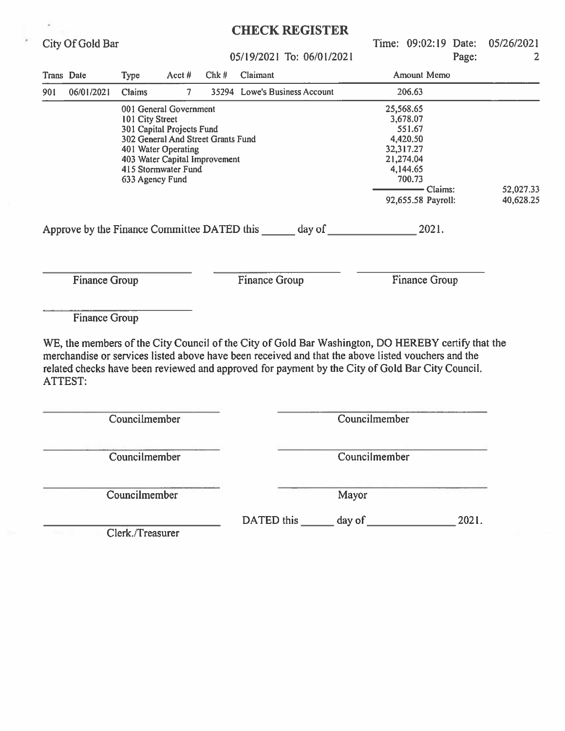# CHECK REGISTER

City Of Gold Bar

05/19/2021 To: 06/01/2021

Time: 09:02:19 Date: 05/26/2021

| Trans | Date | Type | Acct # | Chk # | Claimant | Amount | Memo |
|---|---|---|---|---|---|---|---|
| 901 | 06/01/2021 | Claims | 7 | 35294 | Lowe's Business Account | 206.63 | |

| Fund | Amount | | |
|---|---|---|---|
| 001 General Government | 25,568.65 | | |
| 101 City Street | 3,678.07 | | |
| 301 Capital Projects Fund | 551.67 | | |
| 302 General And Street Grants Fund | 4,420.50 | | |
| 401 Water Operating | 32,317.27 | | |
| 403 Water Capital Improvement | 21,274.04 | | |
| 415 Stormwater Fund | 4,144.65 | | |
| 633 Agency Fund | 700.73 | | |
| | | Claims: | 52,027.33 |
| | 92,655.58 | Payroll: | 40,628.25 |

Approve by the Finance Committee DATED this ______ day of ______________ 2021.

______________________ Finance Group

______________________ Finance Group

______________________ Finance Group

______________________ Finance Group

WE, the members of the City Council of the City of Gold Bar Washington, DO HEREBY certify that the merchandise or services listed above have been received and that the above listed vouchers and the related checks have been reviewed and approved for payment by the City of Gold Bar City Council.
ATTEST:

______________________ Councilmember

______________________ Councilmember

______________________ Councilmember

______________________ Councilmember

______________________ Councilmember

______________________ Mayor

______________________ Clerk./Treasurer

DATED this ______ day of ______________ 2021.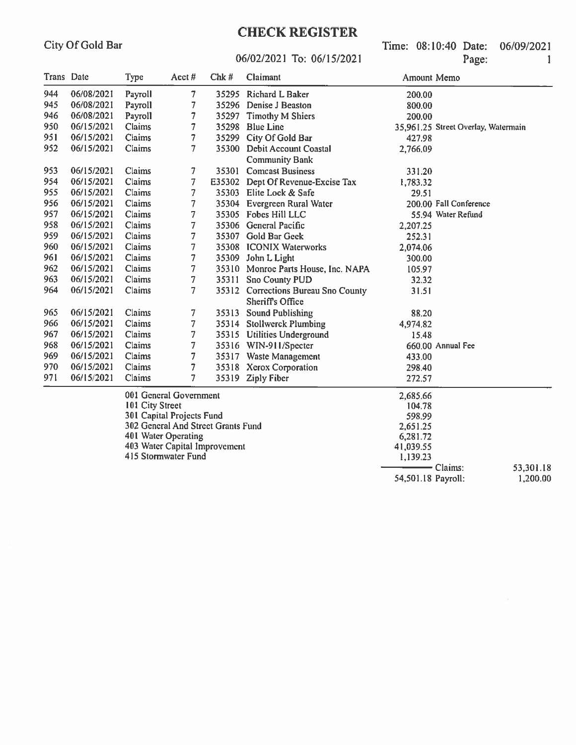# CHECK REGISTER

City Of Gold Bar

06/02/2021 To: 06/15/2021

Time: 08:10:40 Date: 06/09/2021

Page: 1

| Trans | Date | Type | Acct # | Chk # | Claimant | Amount | Memo |
|---|---|---|---|---|---|---|---|
| 944 | 06/08/2021 | Payroll | 7 | 35295 | Richard L Baker | 200.00 | |
| 945 | 06/08/2021 | Payroll | 7 | 35296 | Denise J Beaston | 800.00 | |
| 946 | 06/08/2021 | Payroll | 7 | 35297 | Timothy M Shiers | 200.00 | |
| 950 | 06/15/2021 | Claims | 7 | 35298 | Blue Line | 35,961.25 | Street Overlay, Watermain |
| 951 | 06/15/2021 | Claims | 7 | 35299 | City Of Gold Bar | 427.98 | |
| 952 | 06/15/2021 | Claims | 7 | 35300 | Debit Account Coastal Community Bank | 2,766.09 | |
| 953 | 06/15/2021 | Claims | 7 | 35301 | Comcast Business | 331.20 | |
| 954 | 06/15/2021 | Claims | 7 | E35302 | Dept Of Revenue-Excise Tax | 1,783.32 | |
| 955 | 06/15/2021 | Claims | 7 | 35303 | Elite Lock & Safe | 29.51 | |
| 956 | 06/15/2021 | Claims | 7 | 35304 | Evergreen Rural Water | 200.00 | Fall Conference |
| 957 | 06/15/2021 | Claims | 7 | 35305 | Fobes Hill LLC | 55.94 | Water Refund |
| 958 | 06/15/2021 | Claims | 7 | 35306 | General Pacific | 2,207.25 | |
| 959 | 06/15/2021 | Claims | 7 | 35307 | Gold Bar Geek | 252.31 | |
| 960 | 06/15/2021 | Claims | 7 | 35308 | ICONIX Waterworks | 2,074.06 | |
| 961 | 06/15/2021 | Claims | 7 | 35309 | John L Light | 300.00 | |
| 962 | 06/15/2021 | Claims | 7 | 35310 | Monroe Parts House, Inc. NAPA | 105.97 | |
| 963 | 06/15/2021 | Claims | 7 | 35311 | Sno County PUD | 32.32 | |
| 964 | 06/15/2021 | Claims | 7 | 35312 | Corrections Bureau Sno County Sheriff's Office | 31.51 | |
| 965 | 06/15/2021 | Claims | 7 | 35313 | Sound Publishing | 88.20 | |
| 966 | 06/15/2021 | Claims | 7 | 35314 | Stollwerck Plumbing | 4,974.82 | |
| 967 | 06/15/2021 | Claims | 7 | 35315 | Utilities Underground | 15.48 | |
| 968 | 06/15/2021 | Claims | 7 | 35316 | WIN-911/Specter | 660.00 | Annual Fee |
| 969 | 06/15/2021 | Claims | 7 | 35317 | Waste Management | 433.00 | |
| 970 | 06/15/2021 | Claims | 7 | 35318 | Xerox Corporation | 298.40 | |
| 971 | 06/15/2021 | Claims | 7 | 35319 | Ziply Fiber | 272.57 | |

| Fund | Amount | | |
|---|---|---|---|
| 001 General Government | 2,685.66 | | |
| 101 City Street | 104.78 | | |
| 301 Capital Projects Fund | 598.99 | | |
| 302 General And Street Grants Fund | 2,651.25 | | |
| 401 Water Operating | 6,281.72 | | |
| 403 Water Capital Improvement | 41,039.55 | | |
| 415 Stormwater Fund | 1,139.23 | | |
| | | Claims: | 53,301.18 |
| | 54,501.18 | Payroll: | 1,200.00 |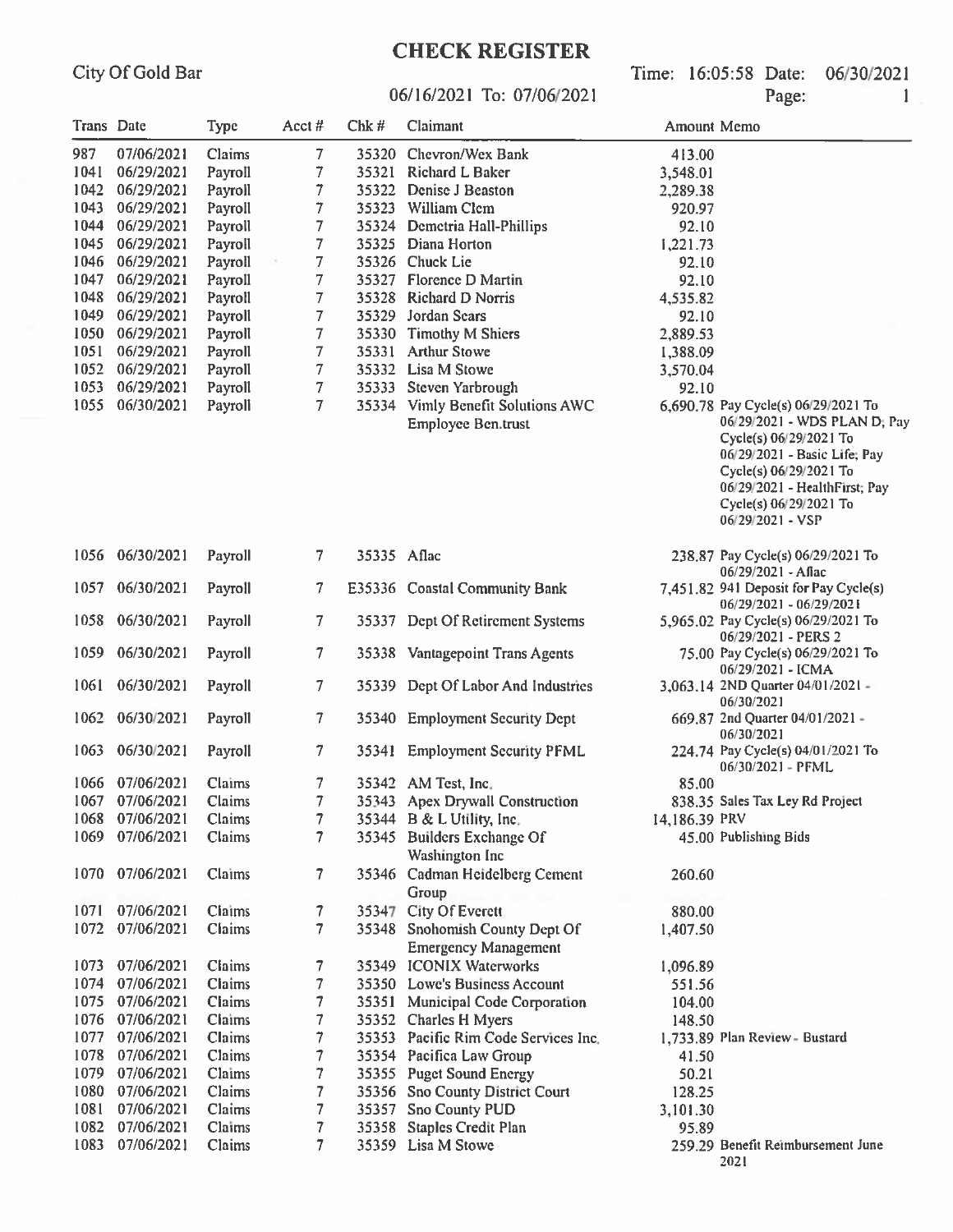# CHECK REGISTER

City Of Gold Bar

06/16/2021 To: 07/06/2021

Time: 16:05:58 Date: 06/30/2021

| Trans | Date | Type | Acct # | Chk # | Claimant | Amount | Memo |
|---|---|---|---|---|---|---|---|
| 987 | 07/06/2021 | Claims | 7 | 35320 | Chevron/Wex Bank | 413.00 | |
| 1041 | 06/29/2021 | Payroll | 7 | 35321 | Richard L Baker | 3,548.01 | |
| 1042 | 06/29/2021 | Payroll | 7 | 35322 | Denise J Beaston | 2,289.38 | |
| 1043 | 06/29/2021 | Payroll | 7 | 35323 | William Clem | 920.97 | |
| 1044 | 06/29/2021 | Payroll | 7 | 35324 | Demetria Hall-Phillips | 92.10 | |
| 1045 | 06/29/2021 | Payroll | 7 | 35325 | Diana Horton | 1,221.73 | |
| 1046 | 06/29/2021 | Payroll | 7 | 35326 | Chuck Lie | 92.10 | |
| 1047 | 06/29/2021 | Payroll | 7 | 35327 | Florence D Martin | 92.10 | |
| 1048 | 06/29/2021 | Payroll | 7 | 35328 | Richard D Norris | 4,535.82 | |
| 1049 | 06/29/2021 | Payroll | 7 | 35329 | Jordan Sears | 92.10 | |
| 1050 | 06/29/2021 | Payroll | 7 | 35330 | Timothy M Shiers | 2,889.53 | |
| 1051 | 06/29/2021 | Payroll | 7 | 35331 | Arthur Stowe | 1,388.09 | |
| 1052 | 06/29/2021 | Payroll | 7 | 35332 | Lisa M Stowe | 3,570.04 | |
| 1053 | 06/29/2021 | Payroll | 7 | 35333 | Steven Yarbrough | 92.10 | |
| 1055 | 06/30/2021 | Payroll | 7 | 35334 | Vimly Benefit Solutions AWC Employee Ben.trust | 6,690.78 | Pay Cycle(s) 06/29/2021 To 06/29/2021 - WDS PLAN D; Pay Cycle(s) 06/29/2021 To 06/29/2021 - Basic Life; Pay Cycle(s) 06/29/2021 To 06/29/2021 - HealthFirst; Pay Cycle(s) 06/29/2021 To 06/29/2021 - VSP |
| 1056 | 06/30/2021 | Payroll | 7 | 35335 | Aflac | 238.87 | Pay Cycle(s) 06/29/2021 To 06/29/2021 - Aflac |
| 1057 | 06/30/2021 | Payroll | 7 | E35336 | Coastal Community Bank | 7,451.82 | 941 Deposit for Pay Cycle(s) 06/29/2021 - 06/29/2021 |
| 1058 | 06/30/2021 | Payroll | 7 | 35337 | Dept Of Retirement Systems | 5,965.02 | Pay Cycle(s) 06/29/2021 To 06/29/2021 - PERS 2 |
| 1059 | 06/30/2021 | Payroll | 7 | 35338 | Vantagepoint Trans Agents | 75.00 | Pay Cycle(s) 06/29/2021 To 06/29/2021 - ICMA |
| 1061 | 06/30/2021 | Payroll | 7 | 35339 | Dept Of Labor And Industries | 3,063.14 | 2ND Quarter 04/01/2021 - 06/30/2021 |
| 1062 | 06/30/2021 | Payroll | 7 | 35340 | Employment Security Dept | 669.87 | 2nd Quarter 04/01/2021 - 06/30/2021 |
| 1063 | 06/30/2021 | Payroll | 7 | 35341 | Employment Security PFML | 224.74 | Pay Cycle(s) 04/01/2021 To 06/30/2021 - PFML |
| 1066 | 07/06/2021 | Claims | 7 | 35342 | AM Test, Inc. | 85.00 | |
| 1067 | 07/06/2021 | Claims | 7 | 35343 | Apex Drywall Construction | 838.35 | Sales Tax Ley Rd Project |
| 1068 | 07/06/2021 | Claims | 7 | 35344 | B & L Utility, Inc. | 14,186.39 | PRV |
| 1069 | 07/06/2021 | Claims | 7 | 35345 | Builders Exchange Of Washington Inc | 45.00 | Publishing Bids |
| 1070 | 07/06/2021 | Claims | 7 | 35346 | Cadman Heidelberg Cement Group | 260.60 | |
| 1071 | 07/06/2021 | Claims | 7 | 35347 | City Of Everett | 880.00 | |
| 1072 | 07/06/2021 | Claims | 7 | 35348 | Snohomish County Dept Of Emergency Management | 1,407.50 | |
| 1073 | 07/06/2021 | Claims | 7 | 35349 | ICONIX Waterworks | 1,096.89 | |
| 1074 | 07/06/2021 | Claims | 7 | 35350 | Lowe's Business Account | 551.56 | |
| 1075 | 07/06/2021 | Claims | 7 | 35351 | Municipal Code Corporation | 104.00 | |
| 1076 | 07/06/2021 | Claims | 7 | 35352 | Charles H Myers | 148.50 | |
| 1077 | 07/06/2021 | Claims | 7 | 35353 | Pacific Rim Code Services Inc. | 1,733.89 | Plan Review - Bustard |
| 1078 | 07/06/2021 | Claims | 7 | 35354 | Pacifica Law Group | 41.50 | |
| 1079 | 07/06/2021 | Claims | 7 | 35355 | Puget Sound Energy | 50.21 | |
| 1080 | 07/06/2021 | Claims | 7 | 35356 | Sno County District Court | 128.25 | |
| 1081 | 07/06/2021 | Claims | 7 | 35357 | Sno County PUD | 3,101.30 | |
| 1082 | 07/06/2021 | Claims | 7 | 35358 | Staples Credit Plan | 95.89 | |
| 1083 | 07/06/2021 | Claims | 7 | 35359 | Lisa M Stowe | 259.29 | Benefit Reimbursement June 2021 |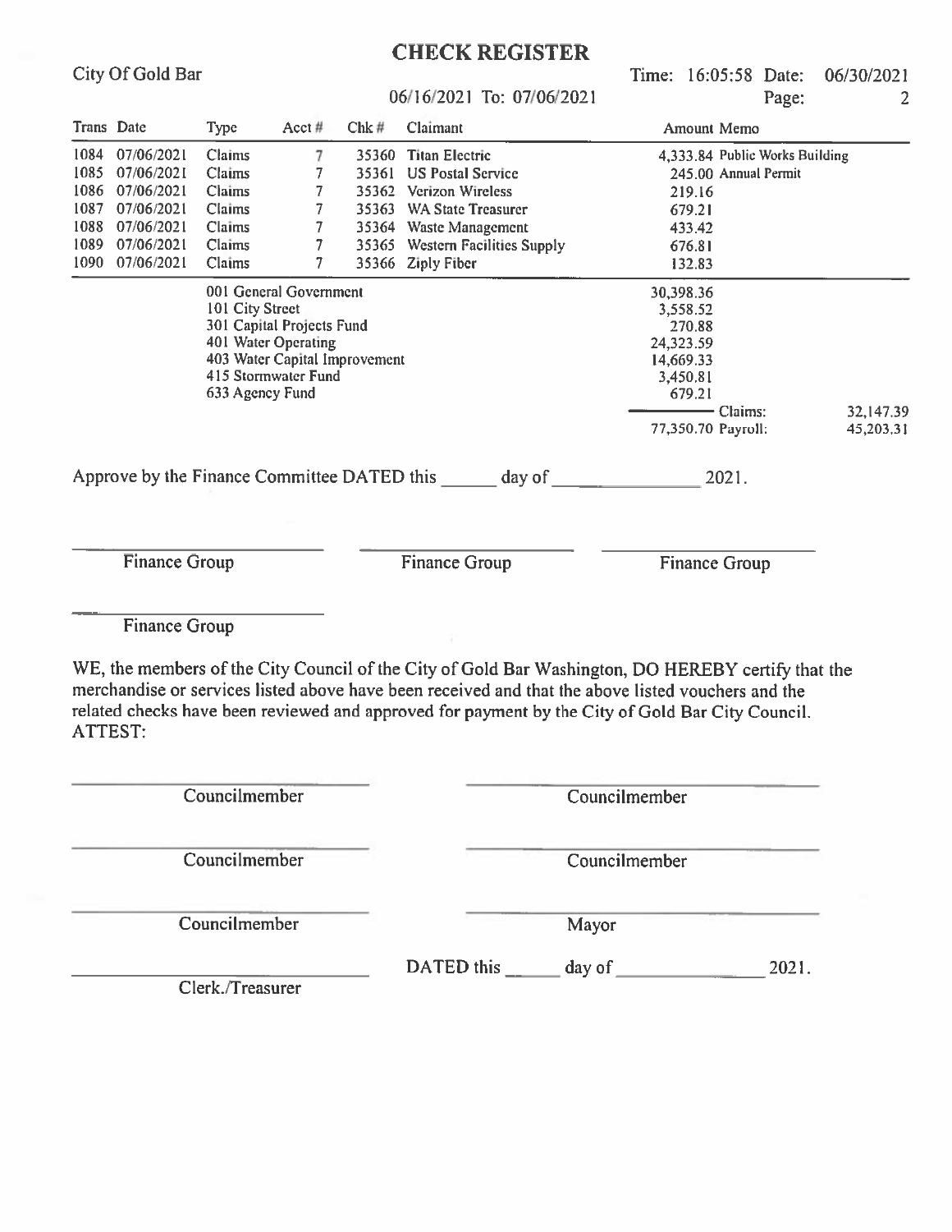# CHECK REGISTER

City Of Gold Bar

06/16/2021 To: 07/06/2021

Time: 16:05:58 Date: 06/30/2021

| Trans | Date | Type | Acct # | Chk # | Claimant | Amount | Memo |
|---|---|---|---|---|---|---|---|
| 1084 | 07/06/2021 | Claims | 7 | 35360 | Titan Electric | 4,333.84 | Public Works Building |
| 1085 | 07/06/2021 | Claims | 7 | 35361 | US Postal Service | 245.00 | Annual Permit |
| 1086 | 07/06/2021 | Claims | 7 | 35362 | Verizon Wireless | 219.16 | |
| 1087 | 07/06/2021 | Claims | 7 | 35363 | WA State Treasurer | 679.21 | |
| 1088 | 07/06/2021 | Claims | 7 | 35364 | Waste Management | 433.42 | |
| 1089 | 07/06/2021 | Claims | 7 | 35365 | Western Facilities Supply | 676.81 | |
| 1090 | 07/06/2021 | Claims | 7 | 35366 | Ziply Fiber | 132.83 | |

| Fund | Amount | | |
|---|---|---|---|
| 001 General Government | 30,398.36 | | |
| 101 City Street | 3,558.52 | | |
| 301 Capital Projects Fund | 270.88 | | |
| 401 Water Operating | 24,323.59 | | |
| 403 Water Capital Improvement | 14,669.33 | | |
| 415 Stormwater Fund | 3,450.81 | | |
| 633 Agency Fund | 679.21 | | |
| | | Claims: | 32,147.39 |
| | 77,350.70 | Payroll: | 45,203.31 |

Approve by the Finance Committee DATED this ______ day of ______________ 2021.

_____________________ Finance Group

_____________________ Finance Group

_____________________ Finance Group

_____________________ Finance Group

WE, the members of the City Council of the City of Gold Bar Washington, DO HEREBY certify that the merchandise or services listed above have been received and that the above listed vouchers and the related checks have been reviewed and approved for payment by the City of Gold Bar City Council.
ATTEST:

_____________________ Councilmember

_____________________ Councilmember

_____________________ Councilmember

_____________________ Councilmember

_____________________ Councilmember

_____________________ Mayor

_____________________ Clerk./Treasurer

DATED this ______ day of ______________ 2021.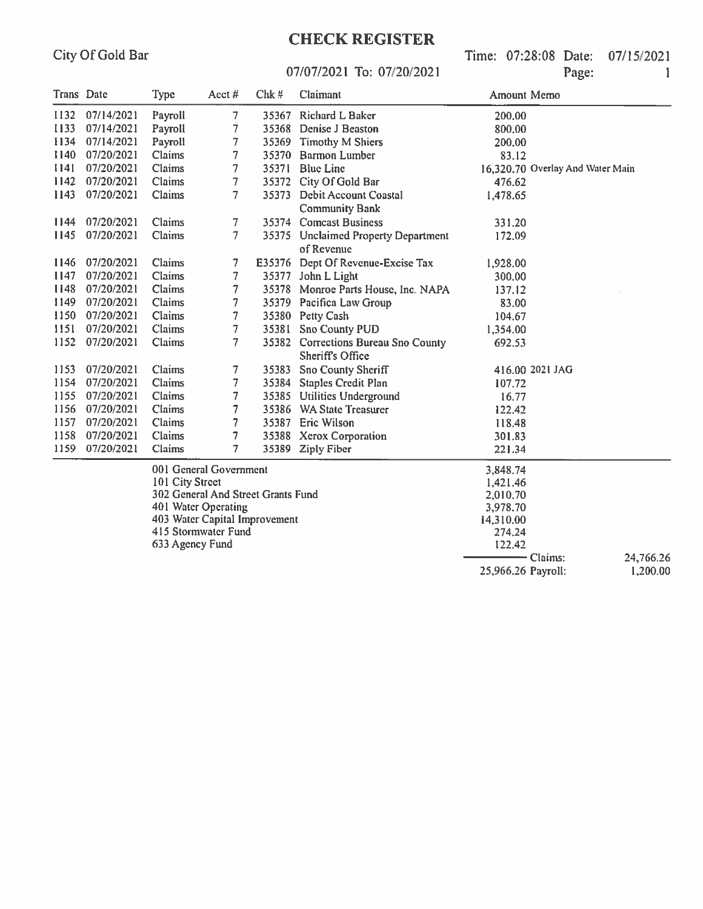# CHECK REGISTER

City Of Gold Bar

07/07/2021 To: 07/20/2021

Time: 07:28:08 Date: 07/15/2021

| Trans | Date | Type | Acct # | Chk # | Claimant | Amount | Memo |
|---|---|---|---|---|---|---|---|
| 1132 | 07/14/2021 | Payroll | 7 | 35367 | Richard L Baker | 200.00 | |
| 1133 | 07/14/2021 | Payroll | 7 | 35368 | Denise J Beaston | 800.00 | |
| 1134 | 07/14/2021 | Payroll | 7 | 35369 | Timothy M Shiers | 200.00 | |
| 1140 | 07/20/2021 | Claims | 7 | 35370 | Barmon Lumber | 83.12 | |
| 1141 | 07/20/2021 | Claims | 7 | 35371 | Blue Line | 16,320.70 | Overlay And Water Main |
| 1142 | 07/20/2021 | Claims | 7 | 35372 | City Of Gold Bar | 476.62 | |
| 1143 | 07/20/2021 | Claims | 7 | 35373 | Debit Account Coastal Community Bank | 1,478.65 | |
| 1144 | 07/20/2021 | Claims | 7 | 35374 | Comcast Business | 331.20 | |
| 1145 | 07/20/2021 | Claims | 7 | 35375 | Unclaimed Property Department of Revenue | 172.09 | |
| 1146 | 07/20/2021 | Claims | 7 | E35376 | Dept Of Revenue-Excise Tax | 1,928.00 | |
| 1147 | 07/20/2021 | Claims | 7 | 35377 | John L Light | 300.00 | |
| 1148 | 07/20/2021 | Claims | 7 | 35378 | Monroe Parts House, Inc. NAPA | 137.12 | |
| 1149 | 07/20/2021 | Claims | 7 | 35379 | Pacifica Law Group | 83.00 | |
| 1150 | 07/20/2021 | Claims | 7 | 35380 | Petty Cash | 104.67 | |
| 1151 | 07/20/2021 | Claims | 7 | 35381 | Sno County PUD | 1,354.00 | |
| 1152 | 07/20/2021 | Claims | 7 | 35382 | Corrections Bureau Sno County Sheriff's Office | 692.53 | |
| 1153 | 07/20/2021 | Claims | 7 | 35383 | Sno County Sheriff | 416.00 | 2021 JAG |
| 1154 | 07/20/2021 | Claims | 7 | 35384 | Staples Credit Plan | 107.72 | |
| 1155 | 07/20/2021 | Claims | 7 | 35385 | Utilities Underground | 16.77 | |
| 1156 | 07/20/2021 | Claims | 7 | 35386 | WA State Treasurer | 122.42 | |
| 1157 | 07/20/2021 | Claims | 7 | 35387 | Eric Wilson | 118.48 | |
| 1158 | 07/20/2021 | Claims | 7 | 35388 | Xerox Corporation | 301.83 | |
| 1159 | 07/20/2021 | Claims | 7 | 35389 | Ziply Fiber | 221.34 | |

| Fund | Amount | | |
|---|---|---|---|
| 001 General Government | 3,848.74 | | |
| 101 City Street | 1,421.46 | | |
| 302 General And Street Grants Fund | 2,010.70 | | |
| 401 Water Operating | 3,978.70 | | |
| 403 Water Capital Improvement | 14,310.00 | | |
| 415 Stormwater Fund | 274.24 | | |
| 633 Agency Fund | 122.42 | Claims: | 24,766.26 |
| | 25,966.26 | Payroll: | 1,200.00 |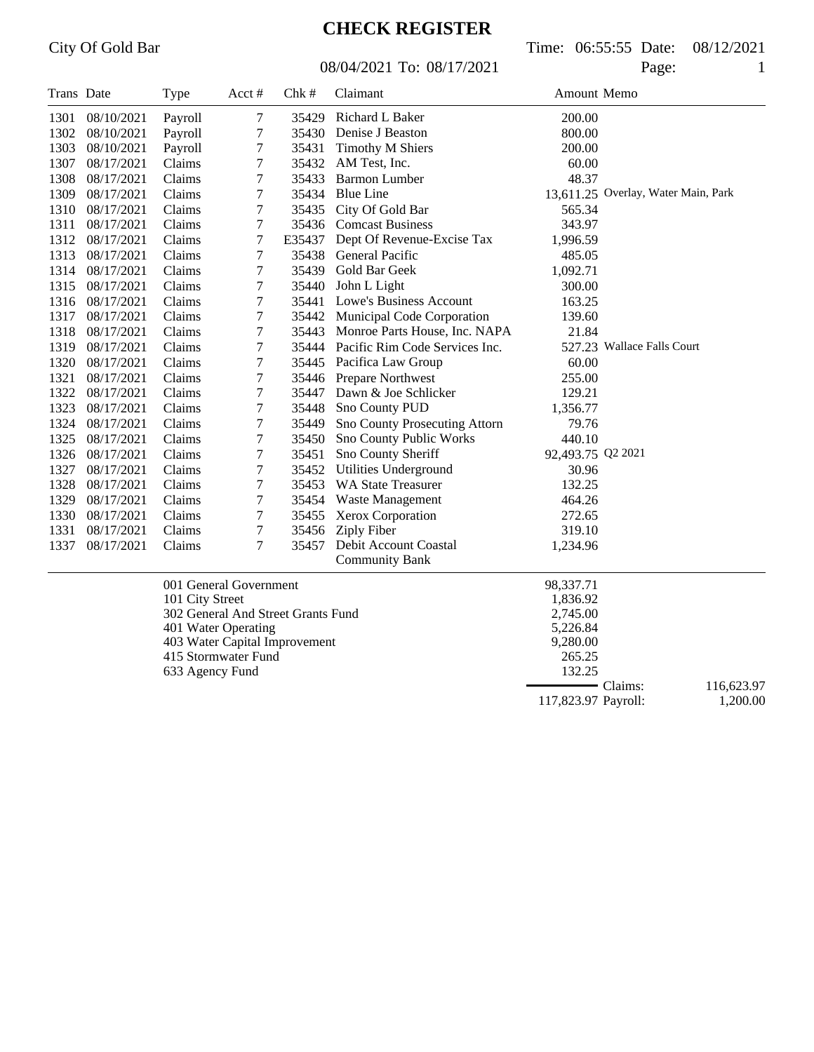# CHECK REGISTER

City Of Gold Bar

08/04/2021 To: 08/17/2021

Time: 06:55:55 Date: 08/12/2021

| Trans | Date | Type | Acct # | Chk # | Claimant | Amount | Memo |
|---|---|---|---|---|---|---|---|
| 1301 | 08/10/2021 | Payroll | 7 | 35429 | Richard L Baker | 200.00 | |
| 1302 | 08/10/2021 | Payroll | 7 | 35430 | Denise J Beaston | 800.00 | |
| 1303 | 08/10/2021 | Payroll | 7 | 35431 | Timothy M Shiers | 200.00 | |
| 1307 | 08/17/2021 | Claims | 7 | 35432 | AM Test, Inc. | 60.00 | |
| 1308 | 08/17/2021 | Claims | 7 | 35433 | Barmon Lumber | 48.37 | |
| 1309 | 08/17/2021 | Claims | 7 | 35434 | Blue Line | 13,611.25 | Overlay, Water Main, Park |
| 1310 | 08/17/2021 | Claims | 7 | 35435 | City Of Gold Bar | 565.34 | |
| 1311 | 08/17/2021 | Claims | 7 | 35436 | Comcast Business | 343.97 | |
| 1312 | 08/17/2021 | Claims | 7 | E35437 | Dept Of Revenue-Excise Tax | 1,996.59 | |
| 1313 | 08/17/2021 | Claims | 7 | 35438 | General Pacific | 485.05 | |
| 1314 | 08/17/2021 | Claims | 7 | 35439 | Gold Bar Geek | 1,092.71 | |
| 1315 | 08/17/2021 | Claims | 7 | 35440 | John L Light | 300.00 | |
| 1316 | 08/17/2021 | Claims | 7 | 35441 | Lowe's Business Account | 163.25 | |
| 1317 | 08/17/2021 | Claims | 7 | 35442 | Municipal Code Corporation | 139.60 | |
| 1318 | 08/17/2021 | Claims | 7 | 35443 | Monroe Parts House, Inc. NAPA | 21.84 | |
| 1319 | 08/17/2021 | Claims | 7 | 35444 | Pacific Rim Code Services Inc. | 527.23 | Wallace Falls Court |
| 1320 | 08/17/2021 | Claims | 7 | 35445 | Pacifica Law Group | 60.00 | |
| 1321 | 08/17/2021 | Claims | 7 | 35446 | Prepare Northwest | 255.00 | |
| 1322 | 08/17/2021 | Claims | 7 | 35447 | Dawn & Joe Schlicker | 129.21 | |
| 1323 | 08/17/2021 | Claims | 7 | 35448 | Sno County PUD | 1,356.77 | |
| 1324 | 08/17/2021 | Claims | 7 | 35449 | Sno County Prosecuting Attorn | 79.76 | |
| 1325 | 08/17/2021 | Claims | 7 | 35450 | Sno County Public Works | 440.10 | |
| 1326 | 08/17/2021 | Claims | 7 | 35451 | Sno County Sheriff | 92,493.75 | Q2 2021 |
| 1327 | 08/17/2021 | Claims | 7 | 35452 | Utilities Underground | 30.96 | |
| 1328 | 08/17/2021 | Claims | 7 | 35453 | WA State Treasurer | 132.25 | |
| 1329 | 08/17/2021 | Claims | 7 | 35454 | Waste Management | 464.26 | |
| 1330 | 08/17/2021 | Claims | 7 | 35455 | Xerox Corporation | 272.65 | |
| 1331 | 08/17/2021 | Claims | 7 | 35456 | Ziply Fiber | 319.10 | |
| 1337 | 08/17/2021 | Claims | 7 | 35457 | Debit Account Coastal Community Bank | 1,234.96 | |

| Fund | Amount | | |
|---|---|---|---|
| 001 General Government | 98,337.71 | | |
| 101 City Street | 1,836.92 | | |
| 302 General And Street Grants Fund | 2,745.00 | | |
| 401 Water Operating | 5,226.84 | | |
| 403 Water Capital Improvement | 9,280.00 | | |
| 415 Stormwater Fund | 265.25 | | |
| 633 Agency Fund | 132.25 | Claims: | 116,623.97 |
| | 117,823.97 | Payroll: | 1,200.00 |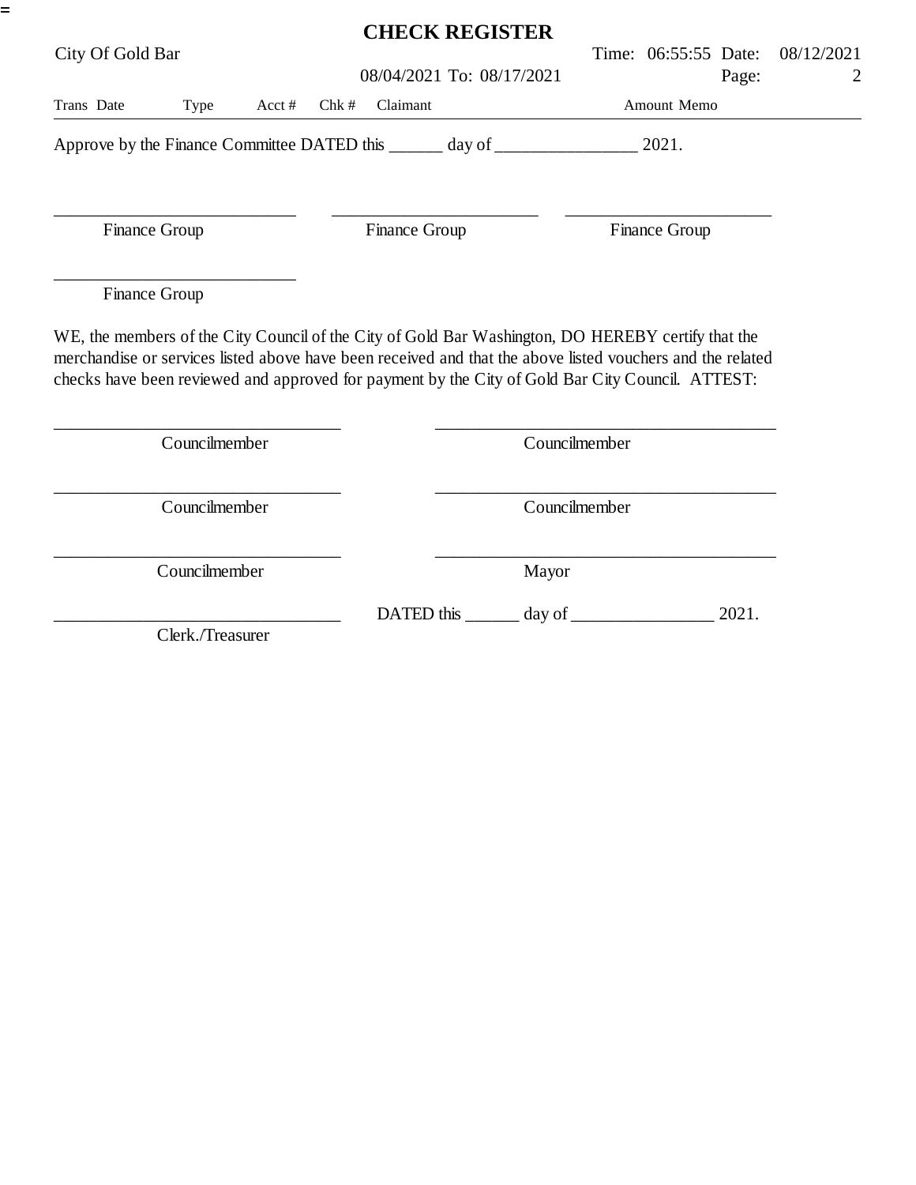# CHECK REGISTER

City Of Gold Bar

08/04/2021 To: 08/17/2021

Time: 06:55:55 Date: 08/12/2021

| Trans | Date | Type | Acct # | Chk # | Claimant | Amount | Memo |
|---|---|---|---|---|---|---|---|

Approve by the Finance Committee DATED this ______ day of ________________ 2021.

____________________________ Finance Group

________________________ Finance Group

________________________ Finance Group

____________________________ Finance Group

WE, the members of the City Council of the City of Gold Bar Washington, DO HEREBY certify that the merchandise or services listed above have been received and that the above listed vouchers and the related checks have been reviewed and approved for payment by the City of Gold Bar City Council. ATTEST:

_________________________________ Councilmember

_______________________________________ Councilmember

_________________________________ Councilmember

_______________________________________ Councilmember

_________________________________ Councilmember

_______________________________________ Mayor

_________________________________ Clerk./Treasurer

DATED this ______ day of ________________ 2021.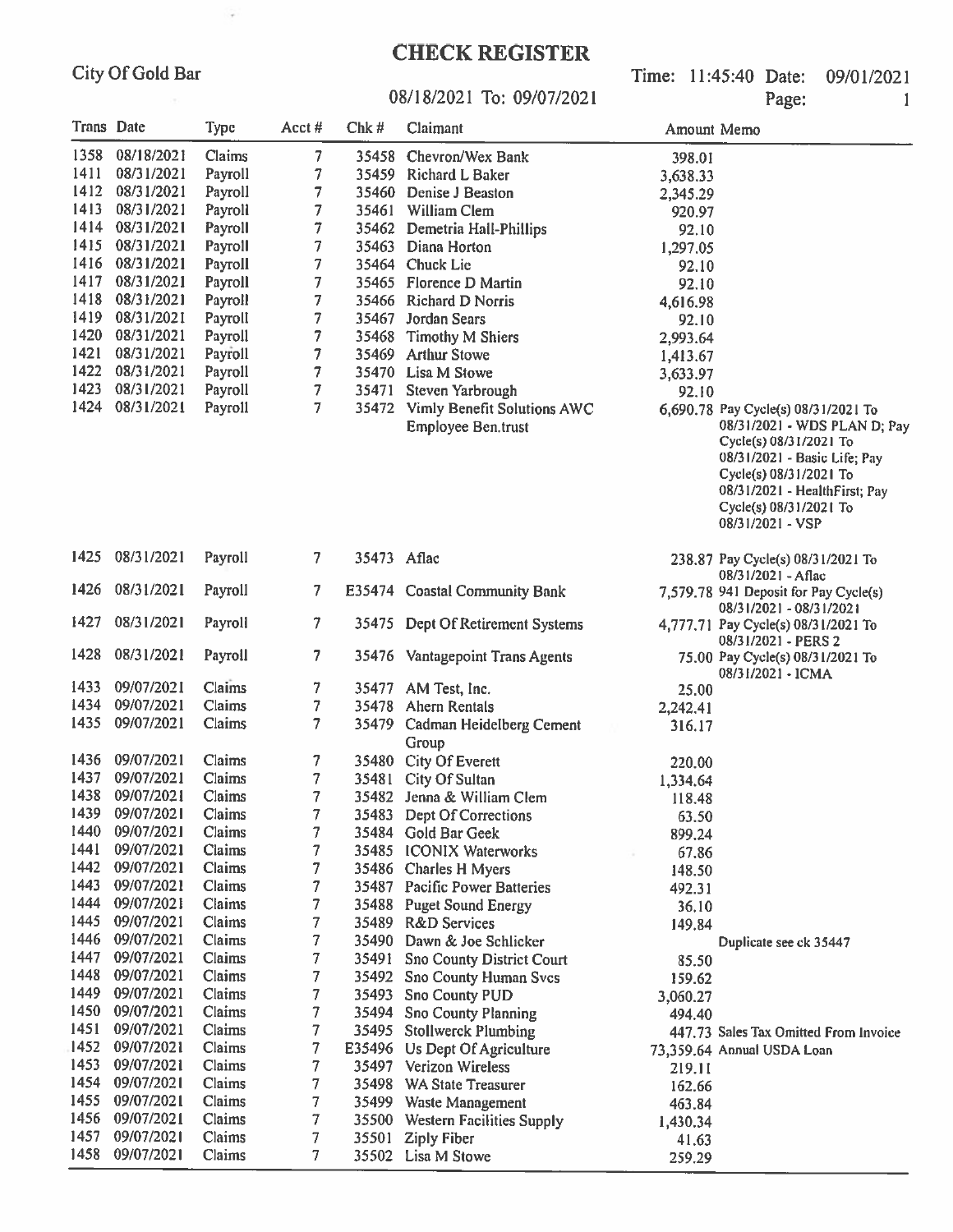City Of Gold Bar

# CHECK REGISTER

08/18/2021 To: 09/07/2021

Time: 11:45:40 Date: 09/01/2021

Page: 1

| Trans | Date | Type | Acct # | Chk # | Claimant | Amount | Memo |
|---|---|---|---|---|---|---|---|
| 1358 | 08/18/2021 | Claims | 7 | 35458 | Chevron/Wex Bank | 398.01 | |
| 1411 | 08/31/2021 | Payroll | 7 | 35459 | Richard L Baker | 3,638.33 | |
| 1412 | 08/31/2021 | Payroll | 7 | 35460 | Denise J Beaston | 2,345.29 | |
| 1413 | 08/31/2021 | Payroll | 7 | 35461 | William Clem | 920.97 | |
| 1414 | 08/31/2021 | Payroll | 7 | 35462 | Demetria Hall-Phillips | 92.10 | |
| 1415 | 08/31/2021 | Payroll | 7 | 35463 | Diana Horton | 1,297.05 | |
| 1416 | 08/31/2021 | Payroll | 7 | 35464 | Chuck Lie | 92.10 | |
| 1417 | 08/31/2021 | Payroll | 7 | 35465 | Florence D Martin | 92.10 | |
| 1418 | 08/31/2021 | Payroll | 7 | 35466 | Richard D Norris | 4,616.98 | |
| 1419 | 08/31/2021 | Payroll | 7 | 35467 | Jordan Sears | 92.10 | |
| 1420 | 08/31/2021 | Payroll | 7 | 35468 | Timothy M Shiers | 2,993.64 | |
| 1421 | 08/31/2021 | Payroll | 7 | 35469 | Arthur Stowe | 1,413.67 | |
| 1422 | 08/31/2021 | Payroll | 7 | 35470 | Lisa M Stowe | 3,633.97 | |
| 1423 | 08/31/2021 | Payroll | 7 | 35471 | Steven Yarbrough | 92.10 | |
| 1424 | 08/31/2021 | Payroll | 7 | 35472 | Vimly Benefit Solutions AWC Employee Ben.trust | 6,690.78 | Pay Cycle(s) 08/31/2021 To 08/31/2021 - WDS PLAN D; Pay Cycle(s) 08/31/2021 To 08/31/2021 - Basic Life; Pay Cycle(s) 08/31/2021 To 08/31/2021 - HealthFirst; Pay Cycle(s) 08/31/2021 To 08/31/2021 - VSP |
| 1425 | 08/31/2021 | Payroll | 7 | 35473 | Aflac | 238.87 | Pay Cycle(s) 08/31/2021 To 08/31/2021 - Aflac |
| 1426 | 08/31/2021 | Payroll | 7 | E35474 | Coastal Community Bank | 7,579.78 | 941 Deposit for Pay Cycle(s) 08/31/2021 - 08/31/2021 |
| 1427 | 08/31/2021 | Payroll | 7 | 35475 | Dept Of Retirement Systems | 4,777.71 | Pay Cycle(s) 08/31/2021 To 08/31/2021 - PERS 2 |
| 1428 | 08/31/2021 | Payroll | 7 | 35476 | Vantagepoint Trans Agents | 75.00 | Pay Cycle(s) 08/31/2021 To 08/31/2021 - ICMA |
| 1433 | 09/07/2021 | Claims | 7 | 35477 | AM Test, Inc. | 25.00 | |
| 1434 | 09/07/2021 | Claims | 7 | 35478 | Ahern Rentals | 2,242.41 | |
| 1435 | 09/07/2021 | Claims | 7 | 35479 | Cadman Heidelberg Cement Group | 316.17 | |
| 1436 | 09/07/2021 | Claims | 7 | 35480 | City Of Everett | 220.00 | |
| 1437 | 09/07/2021 | Claims | 7 | 35481 | City Of Sultan | 1,334.64 | |
| 1438 | 09/07/2021 | Claims | 7 | 35482 | Jenna & William Clem | 118.48 | |
| 1439 | 09/07/2021 | Claims | 7 | 35483 | Dept Of Corrections | 63.50 | |
| 1440 | 09/07/2021 | Claims | 7 | 35484 | Gold Bar Geek | 899.24 | |
| 1441 | 09/07/2021 | Claims | 7 | 35485 | ICONIX Waterworks | 67.86 | |
| 1442 | 09/07/2021 | Claims | 7 | 35486 | Charles H Myers | 148.50 | |
| 1443 | 09/07/2021 | Claims | 7 | 35487 | Pacific Power Batteries | 492.31 | |
| 1444 | 09/07/2021 | Claims | 7 | 35488 | Puget Sound Energy | 36.10 | |
| 1445 | 09/07/2021 | Claims | 7 | 35489 | R&D Services | 149.84 | |
| 1446 | 09/07/2021 | Claims | 7 | 35490 | Dawn & Joe Schlicker | | Duplicate see ck 35447 |
| 1447 | 09/07/2021 | Claims | 7 | 35491 | Sno County District Court | 85.50 | |
| 1448 | 09/07/2021 | Claims | 7 | 35492 | Sno County Human Svcs | 159.62 | |
| 1449 | 09/07/2021 | Claims | 7 | 35493 | Sno County PUD | 3,060.27 | |
| 1450 | 09/07/2021 | Claims | 7 | 35494 | Sno County Planning | 494.40 | |
| 1451 | 09/07/2021 | Claims | 7 | 35495 | Stollwerck Plumbing | 447.73 | Sales Tax Omitted From Invoice |
| 1452 | 09/07/2021 | Claims | 7 | E35496 | Us Dept Of Agriculture | 73,359.64 | Annual USDA Loan |
| 1453 | 09/07/2021 | Claims | 7 | 35497 | Verizon Wireless | 219.11 | |
| 1454 | 09/07/2021 | Claims | 7 | 35498 | WA State Treasurer | 162.66 | |
| 1455 | 09/07/2021 | Claims | 7 | 35499 | Waste Management | 463.84 | |
| 1456 | 09/07/2021 | Claims | 7 | 35500 | Western Facilities Supply | 1,430.34 | |
| 1457 | 09/07/2021 | Claims | 7 | 35501 | Ziply Fiber | 41.63 | |
| 1458 | 09/07/2021 | Claims | 7 | 35502 | Lisa M Stowe | 259.29 | |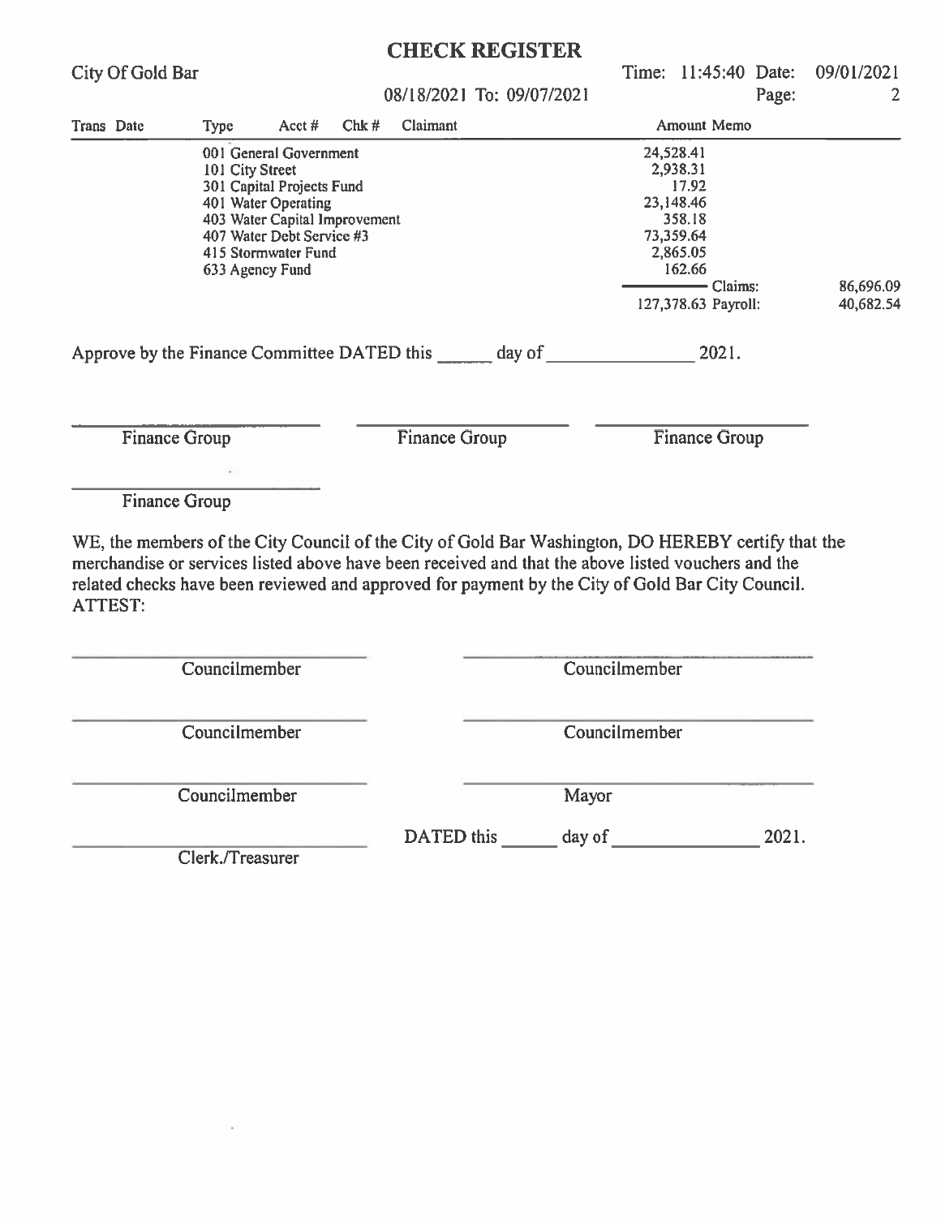# CHECK REGISTER

City Of Gold Bar

08/18/2021 To: 09/07/2021

Time: 11:45:40 Date: 09/01/2021

Page: 2

| Trans Date | Type | Acct # | Chk # | Claimant | Amount | Memo | |
|---|---|---|---|---|---|---|---|
| | 001 General Government | | | | 24,528.41 | | |
| | 101 City Street | | | | 2,938.31 | | |
| | 301 Capital Projects Fund | | | | 17.92 | | |
| | 401 Water Operating | | | | 23,148.46 | | |
| | 403 Water Capital Improvement | | | | 358.18 | | |
| | 407 Water Debt Service #3 | | | | 73,359.64 | | |
| | 415 Stormwater Fund | | | | 2,865.05 | | |
| | 633 Agency Fund | | | | 162.66 | | |
| | | | | | | Claims: | 86,696.09 |
| | | | | | 127,378.63 | Payroll: | 40,682.54 |

Approve by the Finance Committee DATED this ______ day of ______________ 2021.

______________________ Finance Group

______________________ Finance Group

______________________ Finance Group

______________________ Finance Group

WE, the members of the City Council of the City of Gold Bar Washington, DO HEREBY certify that the merchandise or services listed above have been received and that the above listed vouchers and the related checks have been reviewed and approved for payment by the City of Gold Bar City Council.

ATTEST:

______________________ Councilmember

______________________ Councilmember

______________________ Councilmember

______________________ Councilmember

______________________ Councilmember

______________________ Mayor

______________________ Clerk./Treasurer

DATED this ______ day of ______________ 2021.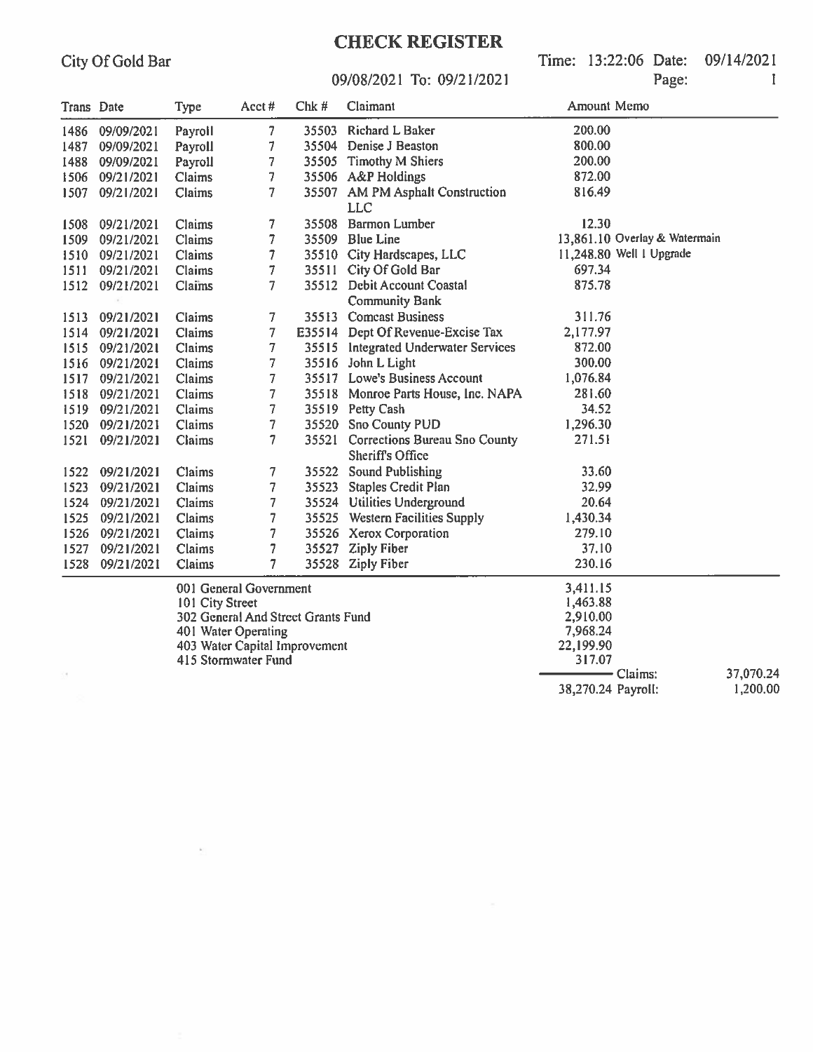# CHECK REGISTER

City Of Gold Bar

09/08/2021 To: 09/21/2021

Time: 13:22:06 Date: 09/14/2021

Page: 1

| Trans | Date | Type | Acct # | Chk # | Claimant | Amount | Memo |
|---|---|---|---|---|---|---|---|
| 1486 | 09/09/2021 | Payroll | 7 | 35503 | Richard L Baker | 200.00 | |
| 1487 | 09/09/2021 | Payroll | 7 | 35504 | Denise J Beaston | 800.00 | |
| 1488 | 09/09/2021 | Payroll | 7 | 35505 | Timothy M Shiers | 200.00 | |
| 1506 | 09/21/2021 | Claims | 7 | 35506 | A&P Holdings | 872.00 | |
| 1507 | 09/21/2021 | Claims | 7 | 35507 | AM PM Asphalt Construction LLC | 816.49 | |
| 1508 | 09/21/2021 | Claims | 7 | 35508 | Barmon Lumber | 12.30 | |
| 1509 | 09/21/2021 | Claims | 7 | 35509 | Blue Line | 13,861.10 | Overlay & Watermain |
| 1510 | 09/21/2021 | Claims | 7 | 35510 | City Hardscapes, LLC | 11,248.80 | Well 1 Upgrade |
| 1511 | 09/21/2021 | Claims | 7 | 35511 | City Of Gold Bar | 697.34 | |
| 1512 | 09/21/2021 | Claims | 7 | 35512 | Debit Account Coastal Community Bank | 875.78 | |
| 1513 | 09/21/2021 | Claims | 7 | 35513 | Comcast Business | 311.76 | |
| 1514 | 09/21/2021 | Claims | 7 | E35514 | Dept Of Revenue-Excise Tax | 2,177.97 | |
| 1515 | 09/21/2021 | Claims | 7 | 35515 | Integrated Underwater Services | 872.00 | |
| 1516 | 09/21/2021 | Claims | 7 | 35516 | John L Light | 300.00 | |
| 1517 | 09/21/2021 | Claims | 7 | 35517 | Lowe's Business Account | 1,076.84 | |
| 1518 | 09/21/2021 | Claims | 7 | 35518 | Monroe Parts House, Inc. NAPA | 281.60 | |
| 1519 | 09/21/2021 | Claims | 7 | 35519 | Petty Cash | 34.52 | |
| 1520 | 09/21/2021 | Claims | 7 | 35520 | Sno County PUD | 1,296.30 | |
| 1521 | 09/21/2021 | Claims | 7 | 35521 | Corrections Bureau Sno County Sheriff's Office | 271.51 | |
| 1522 | 09/21/2021 | Claims | 7 | 35522 | Sound Publishing | 33.60 | |
| 1523 | 09/21/2021 | Claims | 7 | 35523 | Staples Credit Plan | 32.99 | |
| 1524 | 09/21/2021 | Claims | 7 | 35524 | Utilities Underground | 20.64 | |
| 1525 | 09/21/2021 | Claims | 7 | 35525 | Western Facilities Supply | 1,430.34 | |
| 1526 | 09/21/2021 | Claims | 7 | 35526 | Xerox Corporation | 279.10 | |
| 1527 | 09/21/2021 | Claims | 7 | 35527 | Ziply Fiber | 37.10 | |
| 1528 | 09/21/2021 | Claims | 7 | 35528 | Ziply Fiber | 230.16 | |

| Fund | Amount | | |
|---|---|---|---|
| 001 General Government | 3,411.15 | | |
| 101 City Street | 1,463.88 | | |
| 302 General And Street Grants Fund | 2,910.00 | | |
| 401 Water Operating | 7,968.24 | | |
| 403 Water Capital Improvement | 22,199.90 | | |
| 415 Stormwater Fund | 317.07 | | |
| | | Claims: | 37,070.24 |
| | 38,270.24 | Payroll: | 1,200.00 |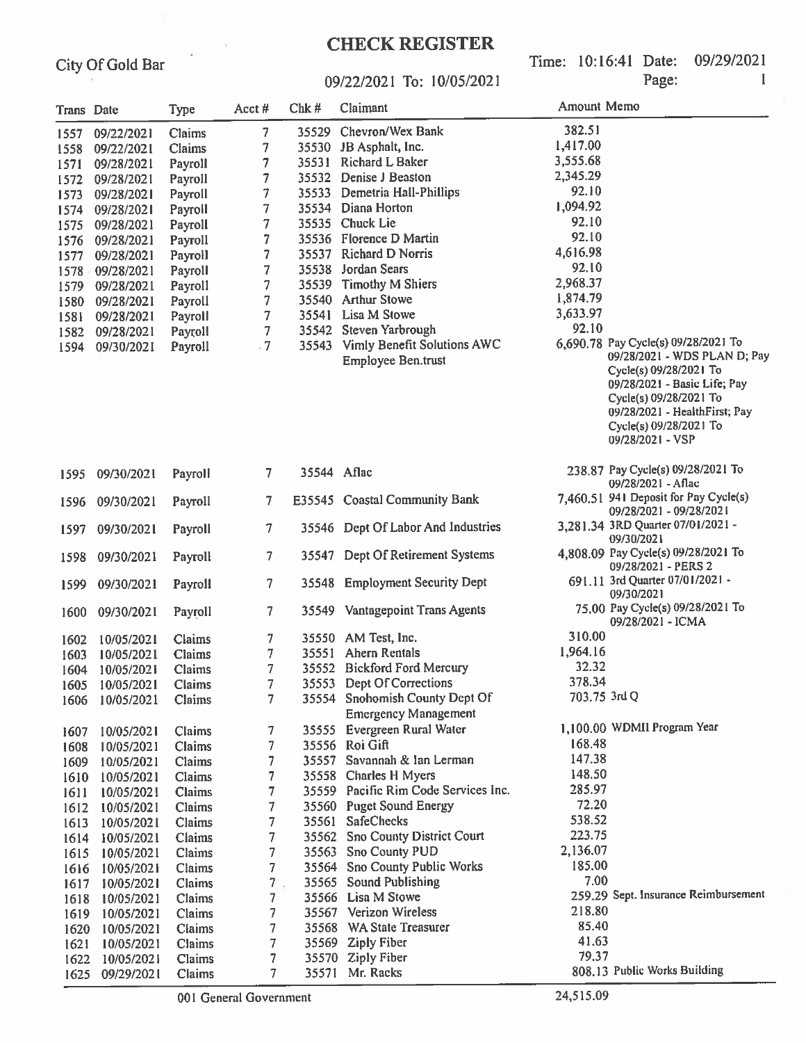# CHECK REGISTER

City Of Gold Bar

09/22/2021 To: 10/05/2021

Time: 10:16:41 Date: 09/29/2021

Page: 1

| Trans | Date | Type | Acct # | Chk # | Claimant | Amount | Memo |
|---|---|---|---|---|---|---|---|
| 1557 | 09/22/2021 | Claims | 7 | 35529 | Chevron/Wex Bank | 382.51 | |
| 1558 | 09/22/2021 | Claims | 7 | 35530 | JB Asphalt, Inc. | 1,417.00 | |
| 1571 | 09/28/2021 | Payroll | 7 | 35531 | Richard L Baker | 3,555.68 | |
| 1572 | 09/28/2021 | Payroll | 7 | 35532 | Denise J Beaston | 2,345.29 | |
| 1573 | 09/28/2021 | Payroll | 7 | 35533 | Demetria Hall-Phillips | 92.10 | |
| 1574 | 09/28/2021 | Payroll | 7 | 35534 | Diana Horton | 1,094.92 | |
| 1575 | 09/28/2021 | Payroll | 7 | 35535 | Chuck Lie | 92.10 | |
| 1576 | 09/28/2021 | Payroll | 7 | 35536 | Florence D Martin | 92.10 | |
| 1577 | 09/28/2021 | Payroll | 7 | 35537 | Richard D Norris | 4,616.98 | |
| 1578 | 09/28/2021 | Payroll | 7 | 35538 | Jordan Sears | 92.10 | |
| 1579 | 09/28/2021 | Payroll | 7 | 35539 | Timothy M Shiers | 2,968.37 | |
| 1580 | 09/28/2021 | Payroll | 7 | 35540 | Arthur Stowe | 1,874.79 | |
| 1581 | 09/28/2021 | Payroll | 7 | 35541 | Lisa M Stowe | 3,633.97 | |
| 1582 | 09/28/2021 | Payroll | 7 | 35542 | Steven Yarbrough | 92.10 | |
| 1594 | 09/30/2021 | Payroll | 7 | 35543 | Vimly Benefit Solutions AWC Employee Ben.trust | 6,690.78 | Pay Cycle(s) 09/28/2021 To 09/28/2021 - WDS PLAN D; Pay Cycle(s) 09/28/2021 To 09/28/2021 - Basic Life; Pay Cycle(s) 09/28/2021 To 09/28/2021 - HealthFirst; Pay Cycle(s) 09/28/2021 To 09/28/2021 - VSP |
| 1595 | 09/30/2021 | Payroll | 7 | 35544 | Aflac | 238.87 | Pay Cycle(s) 09/28/2021 To 09/28/2021 - Aflac |
| 1596 | 09/30/2021 | Payroll | 7 | E35545 | Coastal Community Bank | 7,460.51 | 941 Deposit for Pay Cycle(s) 09/28/2021 - 09/28/2021 |
| 1597 | 09/30/2021 | Payroll | 7 | 35546 | Dept Of Labor And Industries | 3,281.34 | 3RD Quarter 07/01/2021 - 09/30/2021 |
| 1598 | 09/30/2021 | Payroll | 7 | 35547 | Dept Of Retirement Systems | 4,808.09 | Pay Cycle(s) 09/28/2021 To 09/28/2021 - PERS 2 |
| 1599 | 09/30/2021 | Payroll | 7 | 35548 | Employment Security Dept | 691.11 | 3rd Quarter 07/01/2021 - 09/30/2021 |
| 1600 | 09/30/2021 | Payroll | 7 | 35549 | Vantagepoint Trans Agents | 75.00 | Pay Cycle(s) 09/28/2021 To 09/28/2021 - ICMA |
| 1602 | 10/05/2021 | Claims | 7 | 35550 | AM Test, Inc. | 310.00 | |
| 1603 | 10/05/2021 | Claims | 7 | 35551 | Ahern Rentals | 1,964.16 | |
| 1604 | 10/05/2021 | Claims | 7 | 35552 | Bickford Ford Mercury | 32.32 | |
| 1605 | 10/05/2021 | Claims | 7 | 35553 | Dept Of Corrections | 378.34 | |
| 1606 | 10/05/2021 | Claims | 7 | 35554 | Snohomish County Dept Of Emergency Management | 703.75 | 3rd Q |
| 1607 | 10/05/2021 | Claims | 7 | 35555 | Evergreen Rural Water | 1,100.00 | WDMII Program Year |
| 1608 | 10/05/2021 | Claims | 7 | 35556 | Roi Gift | 168.48 | |
| 1609 | 10/05/2021 | Claims | 7 | 35557 | Savannah & Ian Lerman | 147.38 | |
| 1610 | 10/05/2021 | Claims | 7 | 35558 | Charles H Myers | 148.50 | |
| 1611 | 10/05/2021 | Claims | 7 | 35559 | Pacific Rim Code Services Inc. | 285.97 | |
| 1612 | 10/05/2021 | Claims | 7 | 35560 | Puget Sound Energy | 72.20 | |
| 1613 | 10/05/2021 | Claims | 7 | 35561 | SafeChecks | 538.52 | |
| 1614 | 10/05/2021 | Claims | 7 | 35562 | Sno County District Court | 223.75 | |
| 1615 | 10/05/2021 | Claims | 7 | 35563 | Sno County PUD | 2,136.07 | |
| 1616 | 10/05/2021 | Claims | 7 | 35564 | Sno County Public Works | 185.00 | |
| 1617 | 10/05/2021 | Claims | 7 | 35565 | Sound Publishing | 7.00 | |
| 1618 | 10/05/2021 | Claims | 7 | 35566 | Lisa M Stowe | 259.29 | Sept. Insurance Reimbursement |
| 1619 | 10/05/2021 | Claims | 7 | 35567 | Verizon Wireless | 218.80 | |
| 1620 | 10/05/2021 | Claims | 7 | 35568 | WA State Treasurer | 85.40 | |
| 1621 | 10/05/2021 | Claims | 7 | 35569 | Ziply Fiber | 41.63 | |
| 1622 | 10/05/2021 | Claims | 7 | 35570 | Ziply Fiber | 79.37 | |
| 1625 | 09/29/2021 | Claims | 7 | 35571 | Mr. Racks | 808.13 | Public Works Building |
| | | 001 General Government | | | | 24,515.09 | |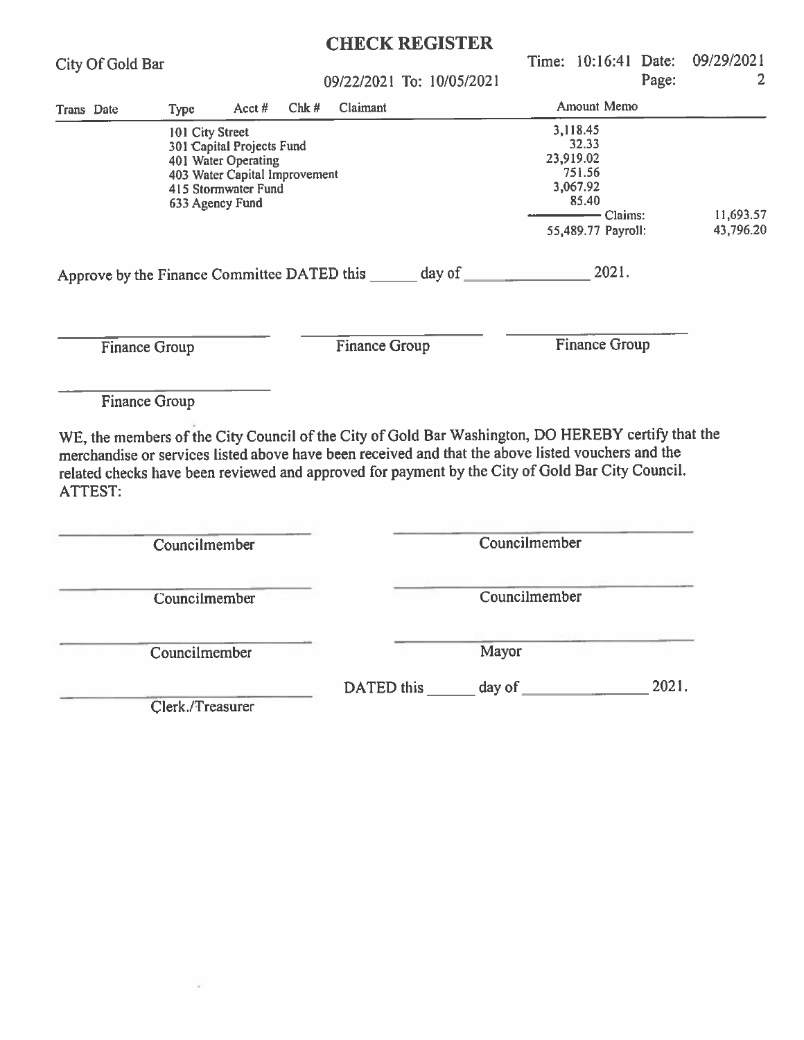# CHECK REGISTER

City Of Gold Bar

09/22/2021 To: 10/05/2021

Time: 10:16:41 Date: 09/29/2021

| Trans Date | Type | Acct # | Chk # | Claimant | Amount Memo | | |
|---|---|---|---|---|---|---|---|
| | 101 City Street | | | | 3,118.45 | | |
| | 301 Capital Projects Fund | | | | 32.33 | | |
| | 401 Water Operating | | | | 23,919.02 | | |
| | 403 Water Capital Improvement | | | | 751.56 | | |
| | 415 Stormwater Fund | | | | 3,067.92 | | |
| | 633 Agency Fund | | | | 85.40 | | |
| | | | | | | Claims: | 11,693.57 |
| | | | | | 55,489.77 | Payroll: | 43,796.20 |

Approve by the Finance Committee DATED this ______ day of ______________ 2021.

______________________ Finance Group

______________________ Finance Group

______________________ Finance Group

______________________ Finance Group

WE, the members of the City Council of the City of Gold Bar Washington, DO HEREBY certify that the merchandise or services listed above have been received and that the above listed vouchers and the related checks have been reviewed and approved for payment by the City of Gold Bar City Council.
ATTEST:

______________________ Councilmember

______________________ Councilmember

______________________ Councilmember

______________________ Councilmember

______________________ Councilmember

______________________ Mayor

DATED this ______ day of ______________ 2021.

______________________ Clerk./Treasurer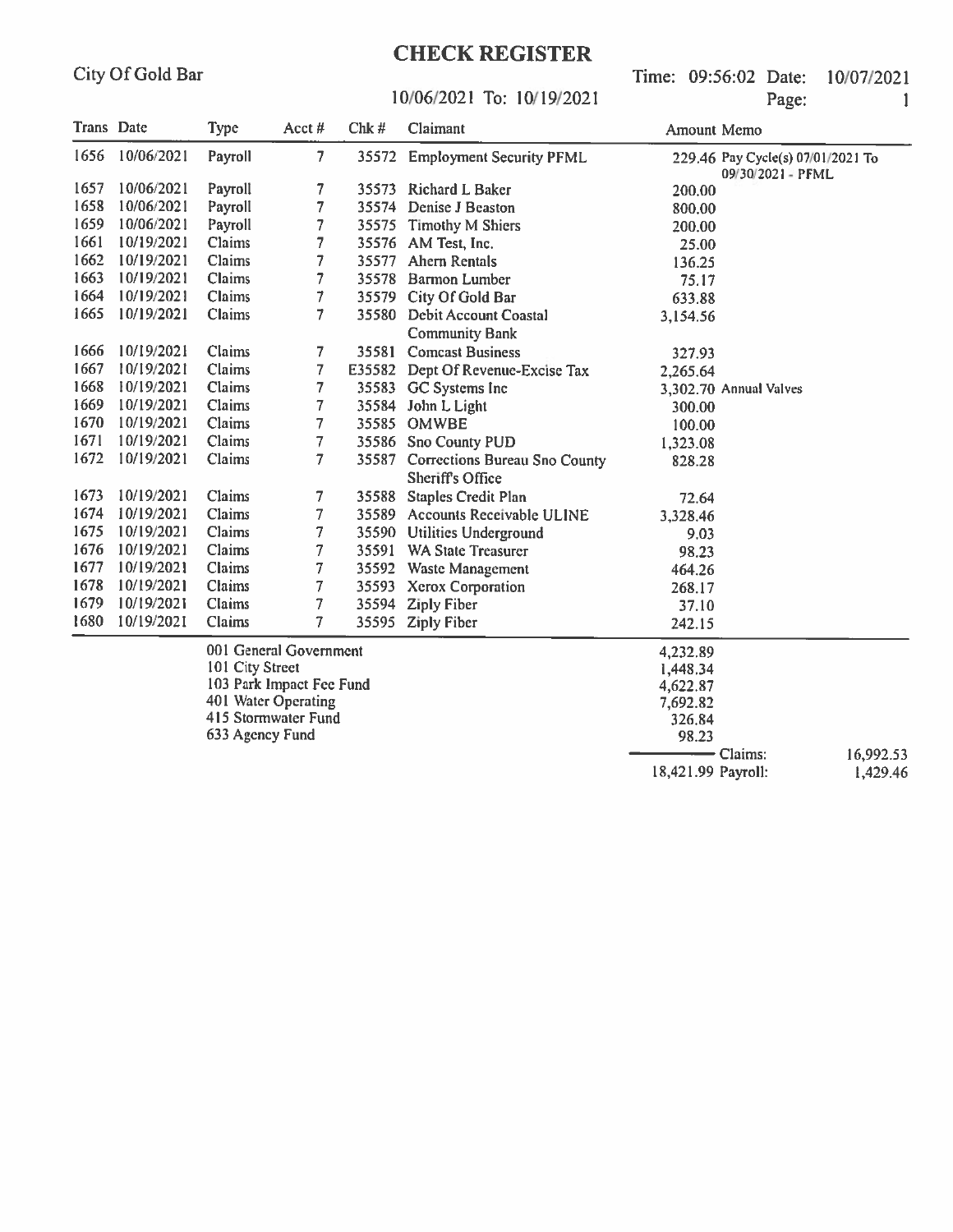# CHECK REGISTER

City Of Gold Bar

10/06/2021 To: 10/19/2021

Time: 09:56:02 Date: 10/07/2021

Page: 1

| Trans | Date | Type | Acct # | Chk # | Claimant | Amount | Memo |
|---|---|---|---|---|---|---|---|
| 1656 | 10/06/2021 | Payroll | 7 | 35572 | Employment Security PFML | 229.46 | Pay Cycle(s) 07/01/2021 To 09/30/2021 - PFML |
| 1657 | 10/06/2021 | Payroll | 7 | 35573 | Richard L Baker | 200.00 | |
| 1658 | 10/06/2021 | Payroll | 7 | 35574 | Denise J Beaston | 800.00 | |
| 1659 | 10/06/2021 | Payroll | 7 | 35575 | Timothy M Shiers | 200.00 | |
| 1661 | 10/19/2021 | Claims | 7 | 35576 | AM Test, Inc. | 25.00 | |
| 1662 | 10/19/2021 | Claims | 7 | 35577 | Ahern Rentals | 136.25 | |
| 1663 | 10/19/2021 | Claims | 7 | 35578 | Barmon Lumber | 75.17 | |
| 1664 | 10/19/2021 | Claims | 7 | 35579 | City Of Gold Bar | 633.88 | |
| 1665 | 10/19/2021 | Claims | 7 | 35580 | Debit Account Coastal Community Bank | 3,154.56 | |
| 1666 | 10/19/2021 | Claims | 7 | 35581 | Comcast Business | 327.93 | |
| 1667 | 10/19/2021 | Claims | 7 | E35582 | Dept Of Revenue-Excise Tax | 2,265.64 | |
| 1668 | 10/19/2021 | Claims | 7 | 35583 | GC Systems Inc | 3,302.70 | Annual Valves |
| 1669 | 10/19/2021 | Claims | 7 | 35584 | John L Light | 300.00 | |
| 1670 | 10/19/2021 | Claims | 7 | 35585 | OMWBE | 100.00 | |
| 1671 | 10/19/2021 | Claims | 7 | 35586 | Sno County PUD | 1,323.08 | |
| 1672 | 10/19/2021 | Claims | 7 | 35587 | Corrections Bureau Sno County Sheriff's Office | 828.28 | |
| 1673 | 10/19/2021 | Claims | 7 | 35588 | Staples Credit Plan | 72.64 | |
| 1674 | 10/19/2021 | Claims | 7 | 35589 | Accounts Receivable ULINE | 3,328.46 | |
| 1675 | 10/19/2021 | Claims | 7 | 35590 | Utilities Underground | 9.03 | |
| 1676 | 10/19/2021 | Claims | 7 | 35591 | WA State Treasurer | 98.23 | |
| 1677 | 10/19/2021 | Claims | 7 | 35592 | Waste Management | 464.26 | |
| 1678 | 10/19/2021 | Claims | 7 | 35593 | Xerox Corporation | 268.17 | |
| 1679 | 10/19/2021 | Claims | 7 | 35594 | Ziply Fiber | 37.10 | |
| 1680 | 10/19/2021 | Claims | 7 | 35595 | Ziply Fiber | 242.15 | |

| Fund | Amount |
|---|---|
| 001 General Government | 4,232.89 |
| 101 City Street | 1,448.34 |
| 103 Park Impact Fee Fund | 4,622.87 |
| 401 Water Operating | 7,692.82 |
| 415 Stormwater Fund | 326.84 |
| 633 Agency Fund | 98.23 |
| **Total** | 18,421.99 |

Claims: 16,992.53

Payroll: 1,429.46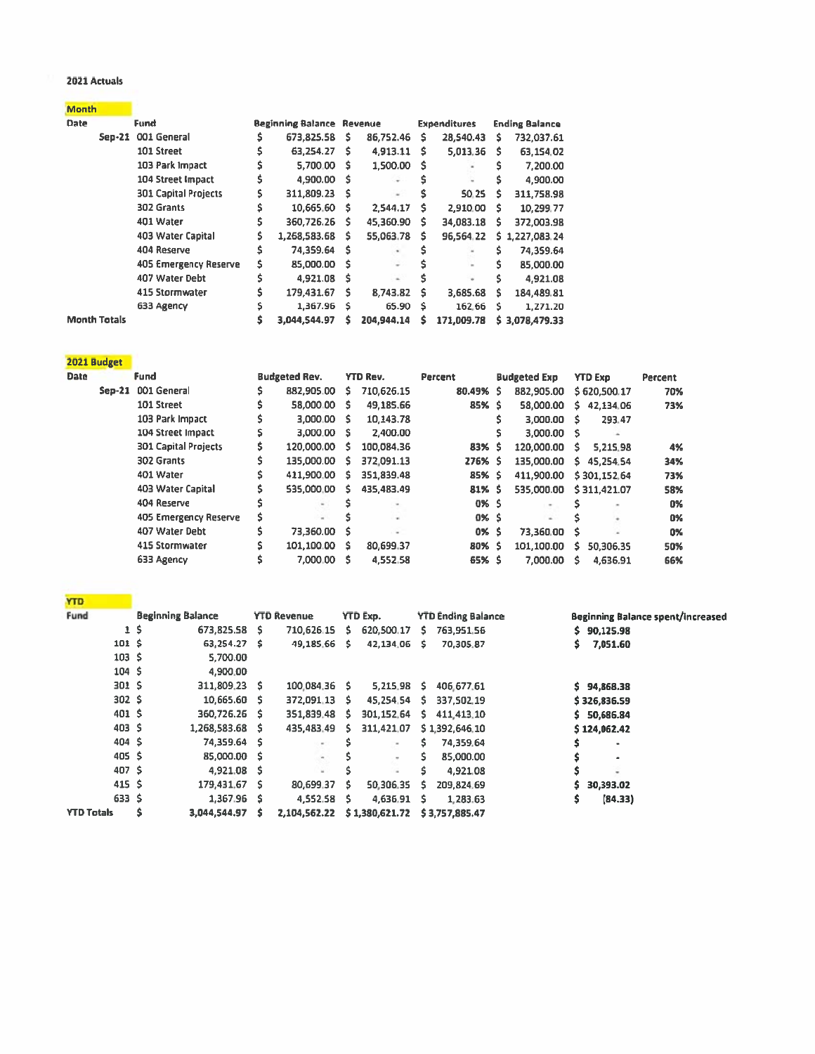**2021 Actuals**

**Month**

| Date | Fund | Beginning Balance | Revenue | Expenditures | Ending Balance |
|---|---|---|---|---|---|
| Sep-21 | 001 General | $ 673,825.58 | $ 86,752.46 | $ 28,540.43 | $ 732,037.61 |
| | 101 Street | $ 63,254.27 | $ 4,913.11 | $ 5,013.36 | $ 63,154.02 |
| | 103 Park Impact | $ 5,700.00 | $ 1,500.00 | $ - | $ 7,200.00 |
| | 104 Street Impact | $ 4,900.00 | $ - | $ - | $ 4,900.00 |
| | 301 Capital Projects | $ 311,809.23 | $ - | $ 50.25 | $ 311,758.98 |
| | 302 Grants | $ 10,665.60 | $ 2,544.17 | $ 2,910.00 | $ 10,299.77 |
| | 401 Water | $ 360,726.26 | $ 45,360.90 | $ 34,083.18 | $ 372,003.98 |
| | 403 Water Capital | $ 1,268,583.68 | $ 55,063.78 | $ 96,564.22 | $ 1,227,083.24 |
| | 404 Reserve | $ 74,359.64 | $ - | $ - | $ 74,359.64 |
| | 405 Emergency Reserve | $ 85,000.00 | $ - | $ - | $ 85,000.00 |
| | 407 Water Debt | $ 4,921.08 | $ - | $ - | $ 4,921.08 |
| | 415 Stormwater | $ 179,431.67 | $ 8,743.82 | $ 3,685.68 | $ 184,489.81 |
| | 633 Agency | $ 1,367.96 | $ 65.90 | $ 162.66 | $ 1,271.20 |
| **Month Totals** | | **$ 3,044,544.97** | **$ 204,944.14** | **$ 171,009.78** | **$ 3,078,479.33** |

**2021 Budget**

| Date | Fund | Budgeted Rev. | YTD Rev. | Percent | Budgeted Exp | YTD Exp | Percent |
|---|---|---|---|---|---|---|---|
| Sep-21 | 001 General | $ 882,905.00 | $ 710,626.15 | 80.49% | $ 882,905.00 | $ 620,500.17 | 70% |
| | 101 Street | $ 58,000.00 | $ 49,185.66 | 85% | $ 58,000.00 | $ 42,134.06 | 73% |
| | 103 Park Impact | $ 3,000.00 | $ 10,143.78 | | $ 3,000.00 | $ 293.47 | |
| | 104 Street Impact | $ 3,000.00 | $ 2,400.00 | | $ 3,000.00 | $ - | |
| | 301 Capital Projects | $ 120,000.00 | $ 100,084.36 | 83% | $ 120,000.00 | $ 5,215.98 | 4% |
| | 302 Grants | $ 135,000.00 | $ 372,091.13 | 276% | $ 135,000.00 | $ 45,254.54 | 34% |
| | 401 Water | $ 411,900.00 | $ 351,839.48 | 85% | $ 411,900.00 | $ 301,152.64 | 73% |
| | 403 Water Capital | $ 535,000.00 | $ 435,483.49 | 81% | $ 535,000.00 | $ 311,421.07 | 58% |
| | 404 Reserve | $ - | $ - | 0% | $ - | $ - | 0% |
| | 405 Emergency Reserve | $ - | $ - | 0% | $ - | $ - | 0% |
| | 407 Water Debt | $ 73,360.00 | $ - | 0% | $ 73,360.00 | $ - | 0% |
| | 415 Stormwater | $ 101,100.00 | $ 80,699.37 | 80% | $ 101,100.00 | $ 50,306.35 | 50% |
| | 633 Agency | $ 7,000.00 | $ 4,552.58 | 65% | $ 7,000.00 | $ 4,636.91 | 66% |

**YTD**

| Fund | Beginning Balance | YTD Revenue | YTD Exp. | YTD Ending Balance | Beginning Balance spent/Increased |
|---|---|---|---|---|---|
| 1 | $ 673,825.58 | $ 710,626.15 | $ 620,500.17 | $ 763,951.56 | **$ 90,125.98** |
| 101 | $ 63,254.27 | $ 49,185.66 | $ 42,134.06 | $ 70,305.87 | **$ 7,051.60** |
| 103 | $ 5,700.00 | | | | |
| 104 | $ 4,900.00 | | | | |
| 301 | $ 311,809.23 | $ 100,084.36 | $ 5,215.98 | $ 406,677.61 | **$ 94,868.38** |
| 302 | $ 10,665.60 | $ 372,091.13 | $ 45,254.54 | $ 337,502.19 | **$ 326,836.59** |
| 401 | $ 360,726.26 | $ 351,839.48 | $ 301,152.64 | $ 411,413.10 | **$ 50,686.84** |
| 403 | $ 1,268,583.68 | $ 435,483.49 | $ 311,421.07 | $ 1,392,646.10 | **$ 124,062.42** |
| 404 | $ 74,359.64 | $ - | $ - | $ 74,359.64 | **$ -** |
| 405 | $ 85,000.00 | $ - | $ - | $ 85,000.00 | **$ -** |
| 407 | $ 4,921.08 | $ - | $ - | $ 4,921.08 | **$ -** |
| 415 | $ 179,431.67 | $ 80,699.37 | $ 50,306.35 | $ 209,824.69 | **$ 30,393.02** |
| 633 | $ 1,367.96 | $ 4,552.58 | $ 4,636.91 | $ 1,283.63 | **$ (84.33)** |
| **YTD Totals** | **$ 3,044,544.97** | **$ 2,104,562.22** | **$ 1,380,621.72** | **$ 3,757,885.47** | |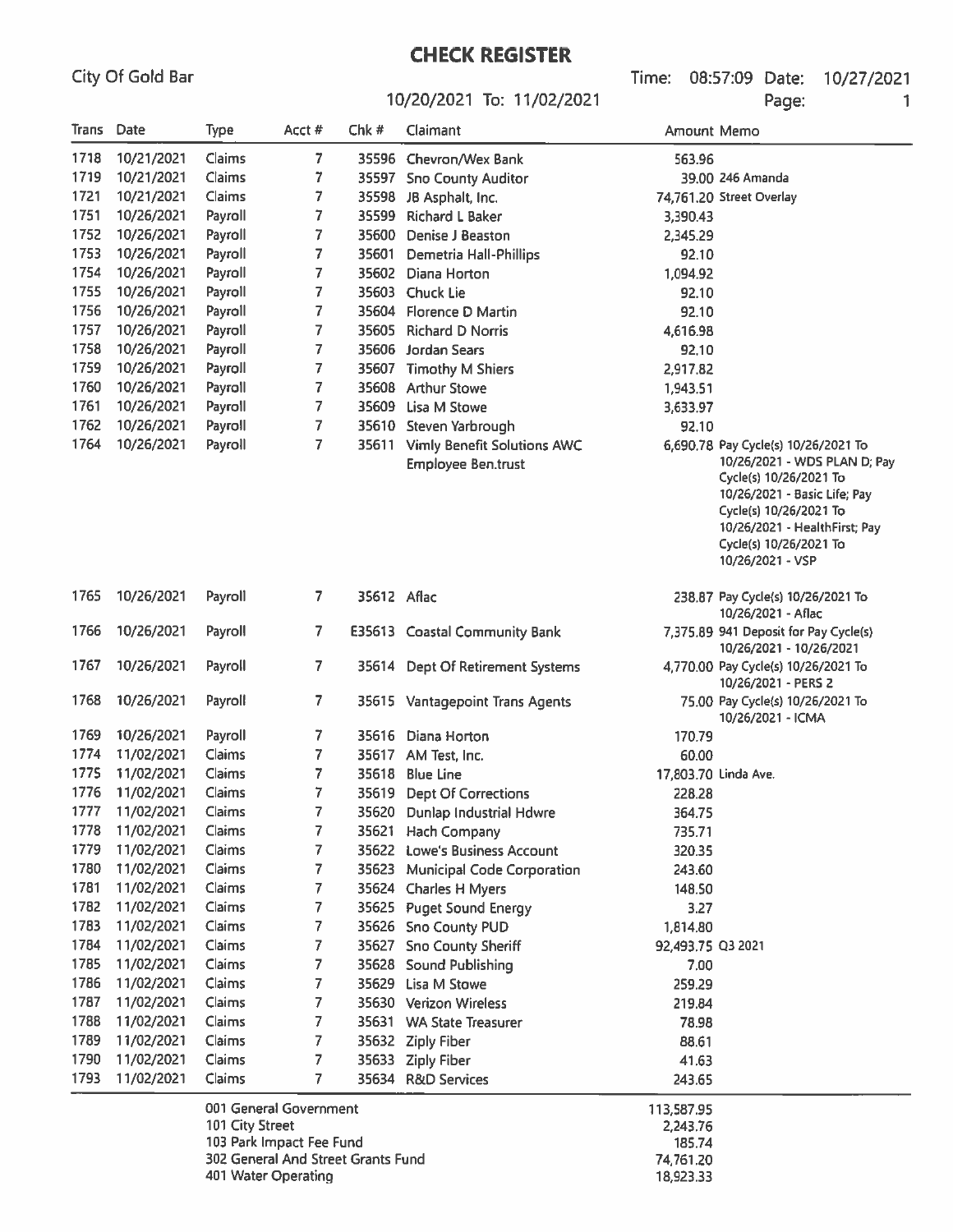# CHECK REGISTER

City Of Gold Bar

10/20/2021 To: 11/02/2021

Time: 08:57:09 Date: 10/27/2021

| Trans | Date | Type | Acct # | Chk # | Claimant | Amount | Memo |
|---|---|---|---|---|---|---|---|
| 1718 | 10/21/2021 | Claims | 7 | 35596 | Chevron/Wex Bank | 563.96 | |
| 1719 | 10/21/2021 | Claims | 7 | 35597 | Sno County Auditor | 39.00 | 246 Amanda |
| 1721 | 10/21/2021 | Claims | 7 | 35598 | JB Asphalt, Inc. | 74,761.20 | Street Overlay |
| 1751 | 10/26/2021 | Payroll | 7 | 35599 | Richard L Baker | 3,390.43 | |
| 1752 | 10/26/2021 | Payroll | 7 | 35600 | Denise J Beaston | 2,345.29 | |
| 1753 | 10/26/2021 | Payroll | 7 | 35601 | Demetria Hall-Phillips | 92.10 | |
| 1754 | 10/26/2021 | Payroll | 7 | 35602 | Diana Horton | 1,094.92 | |
| 1755 | 10/26/2021 | Payroll | 7 | 35603 | Chuck Lie | 92.10 | |
| 1756 | 10/26/2021 | Payroll | 7 | 35604 | Florence D Martin | 92.10 | |
| 1757 | 10/26/2021 | Payroll | 7 | 35605 | Richard D Norris | 4,616.98 | |
| 1758 | 10/26/2021 | Payroll | 7 | 35606 | Jordan Sears | 92.10 | |
| 1759 | 10/26/2021 | Payroll | 7 | 35607 | Timothy M Shiers | 2,917.82 | |
| 1760 | 10/26/2021 | Payroll | 7 | 35608 | Arthur Stowe | 1,943.51 | |
| 1761 | 10/26/2021 | Payroll | 7 | 35609 | Lisa M Stowe | 3,633.97 | |
| 1762 | 10/26/2021 | Payroll | 7 | 35610 | Steven Yarbrough | 92.10 | |
| 1764 | 10/26/2021 | Payroll | 7 | 35611 | Vimly Benefit Solutions AWC Employee Ben.trust | 6,690.78 | Pay Cycle(s) 10/26/2021 To 10/26/2021 - WDS PLAN D; Pay Cycle(s) 10/26/2021 To 10/26/2021 - Basic Life; Pay Cycle(s) 10/26/2021 To 10/26/2021 - HealthFirst; Pay Cycle(s) 10/26/2021 To 10/26/2021 - VSP |
| 1765 | 10/26/2021 | Payroll | 7 | 35612 | Aflac | 238.87 | Pay Cycle(s) 10/26/2021 To 10/26/2021 - Aflac |
| 1766 | 10/26/2021 | Payroll | 7 | E35613 | Coastal Community Bank | 7,375.89 | 941 Deposit for Pay Cycle(s) 10/26/2021 - 10/26/2021 |
| 1767 | 10/26/2021 | Payroll | 7 | 35614 | Dept Of Retirement Systems | 4,770.00 | Pay Cycle(s) 10/26/2021 To 10/26/2021 - PERS 2 |
| 1768 | 10/26/2021 | Payroll | 7 | 35615 | Vantagepoint Trans Agents | 75.00 | Pay Cycle(s) 10/26/2021 To 10/26/2021 - ICMA |
| 1769 | 10/26/2021 | Payroll | 7 | 35616 | Diana Horton | 170.79 | |
| 1774 | 11/02/2021 | Claims | 7 | 35617 | AM Test, Inc. | 60.00 | |
| 1775 | 11/02/2021 | Claims | 7 | 35618 | Blue Line | 17,803.70 | Linda Ave. |
| 1776 | 11/02/2021 | Claims | 7 | 35619 | Dept Of Corrections | 228.28 | |
| 1777 | 11/02/2021 | Claims | 7 | 35620 | Dunlap Industrial Hdwre | 364.75 | |
| 1778 | 11/02/2021 | Claims | 7 | 35621 | Hach Company | 735.71 | |
| 1779 | 11/02/2021 | Claims | 7 | 35622 | Lowe's Business Account | 320.35 | |
| 1780 | 11/02/2021 | Claims | 7 | 35623 | Municipal Code Corporation | 243.60 | |
| 1781 | 11/02/2021 | Claims | 7 | 35624 | Charles H Myers | 148.50 | |
| 1782 | 11/02/2021 | Claims | 7 | 35625 | Puget Sound Energy | 3.27 | |
| 1783 | 11/02/2021 | Claims | 7 | 35626 | Sno County PUD | 1,814.80 | |
| 1784 | 11/02/2021 | Claims | 7 | 35627 | Sno County Sheriff | 92,493.75 | Q3 2021 |
| 1785 | 11/02/2021 | Claims | 7 | 35628 | Sound Publishing | 7.00 | |
| 1786 | 11/02/2021 | Claims | 7 | 35629 | Lisa M Stowe | 259.29 | |
| 1787 | 11/02/2021 | Claims | 7 | 35630 | Verizon Wireless | 219.84 | |
| 1788 | 11/02/2021 | Claims | 7 | 35631 | WA State Treasurer | 78.98 | |
| 1789 | 11/02/2021 | Claims | 7 | 35632 | Ziply Fiber | 88.61 | |
| 1790 | 11/02/2021 | Claims | 7 | 35633 | Ziply Fiber | 41.63 | |
| 1793 | 11/02/2021 | Claims | 7 | 35634 | R&D Services | 243.65 | |

| Fund | Amount |
|---|---|
| 001 General Government | 113,587.95 |
| 101 City Street | 2,243.76 |
| 103 Park Impact Fee Fund | 185.74 |
| 302 General And Street Grants Fund | 74,761.20 |
| 401 Water Operating | 18,923.33 |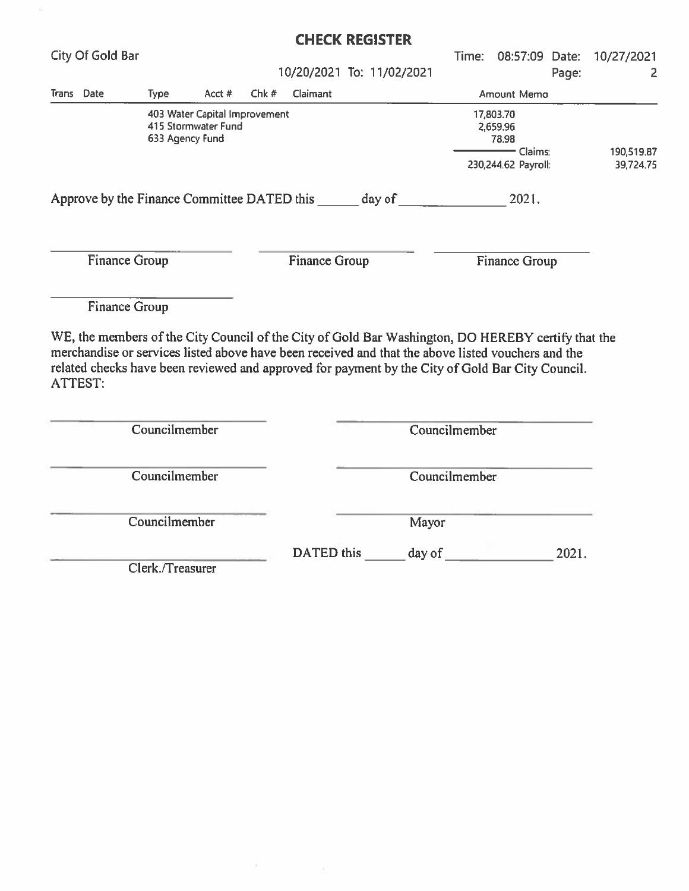# CHECK REGISTER

City Of Gold Bar

10/20/2021 To: 11/02/2021

Time: 08:57:09 Date: 10/27/2021

| Trans | Date | Type | Acct # | Chk # | Claimant | Amount | Memo | |
|---|---|---|---|---|---|---|---|---|
| | | 403 Water Capital Improvement | | | | 17,803.70 | | |
| | | 415 Stormwater Fund | | | | 2,659.96 | | |
| | | 633 Agency Fund | | | | 78.98 | | |
| | | | | | | | Claims: | 190,519.87 |
| | | | | | | 230,244.62 | Payroll: | 39,724.75 |

Approve by the Finance Committee DATED this ______ day of ______________ 2021.

______________________ Finance Group

______________________ Finance Group

______________________ Finance Group

______________________ Finance Group

WE, the members of the City Council of the City of Gold Bar Washington, DO HEREBY certify that the merchandise or services listed above have been received and that the above listed vouchers and the related checks have been reviewed and approved for payment by the City of Gold Bar City Council.
ATTEST:

______________________ Councilmember

______________________ Councilmember

______________________ Councilmember

______________________ Councilmember

______________________ Councilmember

______________________ Mayor

______________________ Clerk./Treasurer

DATED this ______ day of ______________ 2021.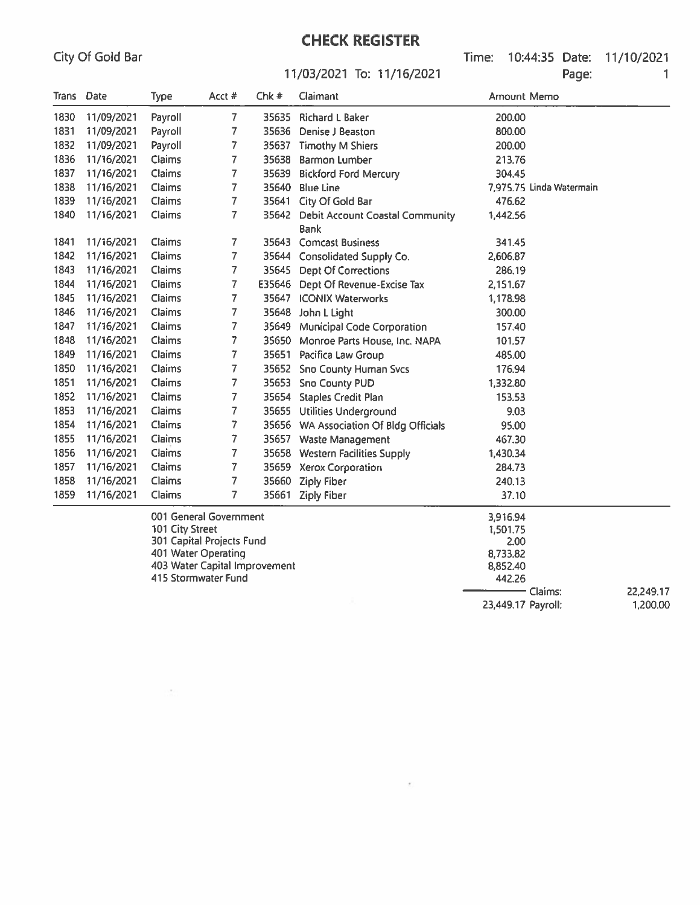# CHECK REGISTER

City Of Gold Bar

11/03/2021 To: 11/16/2021

Time: 10:44:35 Date: 11/10/2021

| Trans | Date | Type | Acct # | Chk # | Claimant | Amount | Memo |
|---|---|---|---|---|---|---|---|
| 1830 | 11/09/2021 | Payroll | 7 | 35635 | Richard L Baker | 200.00 | |
| 1831 | 11/09/2021 | Payroll | 7 | 35636 | Denise J Beaston | 800.00 | |
| 1832 | 11/09/2021 | Payroll | 7 | 35637 | Timothy M Shiers | 200.00 | |
| 1836 | 11/16/2021 | Claims | 7 | 35638 | Barmon Lumber | 213.76 | |
| 1837 | 11/16/2021 | Claims | 7 | 35639 | Bickford Ford Mercury | 304.45 | |
| 1838 | 11/16/2021 | Claims | 7 | 35640 | Blue Line | 7,975.75 | Linda Watermain |
| 1839 | 11/16/2021 | Claims | 7 | 35641 | City Of Gold Bar | 476.62 | |
| 1840 | 11/16/2021 | Claims | 7 | 35642 | Debit Account Coastal Community Bank | 1,442.56 | |
| 1841 | 11/16/2021 | Claims | 7 | 35643 | Comcast Business | 341.45 | |
| 1842 | 11/16/2021 | Claims | 7 | 35644 | Consolidated Supply Co. | 2,606.87 | |
| 1843 | 11/16/2021 | Claims | 7 | 35645 | Dept Of Corrections | 286.19 | |
| 1844 | 11/16/2021 | Claims | 7 | E35646 | Dept Of Revenue-Excise Tax | 2,151.67 | |
| 1845 | 11/16/2021 | Claims | 7 | 35647 | ICONIX Waterworks | 1,178.98 | |
| 1846 | 11/16/2021 | Claims | 7 | 35648 | John L Light | 300.00 | |
| 1847 | 11/16/2021 | Claims | 7 | 35649 | Municipal Code Corporation | 157.40 | |
| 1848 | 11/16/2021 | Claims | 7 | 35650 | Monroe Parts House, Inc. NAPA | 101.57 | |
| 1849 | 11/16/2021 | Claims | 7 | 35651 | Pacifica Law Group | 485.00 | |
| 1850 | 11/16/2021 | Claims | 7 | 35652 | Sno County Human Svcs | 176.94 | |
| 1851 | 11/16/2021 | Claims | 7 | 35653 | Sno County PUD | 1,332.80 | |
| 1852 | 11/16/2021 | Claims | 7 | 35654 | Staples Credit Plan | 153.53 | |
| 1853 | 11/16/2021 | Claims | 7 | 35655 | Utilities Underground | 9.03 | |
| 1854 | 11/16/2021 | Claims | 7 | 35656 | WA Association Of Bldg Officials | 95.00 | |
| 1855 | 11/16/2021 | Claims | 7 | 35657 | Waste Management | 467.30 | |
| 1856 | 11/16/2021 | Claims | 7 | 35658 | Western Facilities Supply | 1,430.34 | |
| 1857 | 11/16/2021 | Claims | 7 | 35659 | Xerox Corporation | 284.73 | |
| 1858 | 11/16/2021 | Claims | 7 | 35660 | Ziply Fiber | 240.13 | |
| 1859 | 11/16/2021 | Claims | 7 | 35661 | Ziply Fiber | 37.10 | |

| Fund | Amount | | |
|---|---|---|---|
| 001 General Government | 3,916.94 | | |
| 101 City Street | 1,501.75 | | |
| 301 Capital Projects Fund | 2.00 | | |
| 401 Water Operating | 8,733.82 | | |
| 403 Water Capital Improvement | 8,852.40 | | |
| 415 Stormwater Fund | 442.26 | Claims: | 22,249.17 |
| | 23,449.17 | Payroll: | 1,200.00 |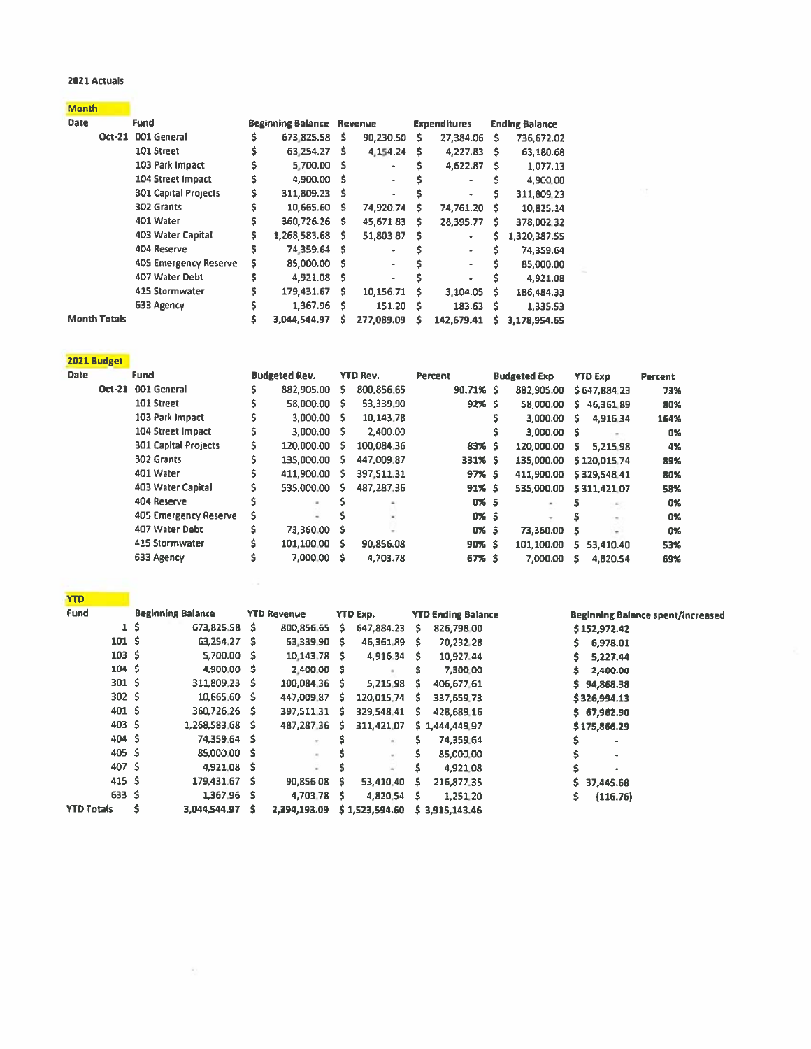**2021 Actuals**

**Month**

| Date | Fund | Beginning Balance | Revenue | Expenditures | Ending Balance |
|---|---|---|---|---|---|
| Oct-21 | 001 General | $ 673,825.58 | $ 90,230.50 | $ 27,384.06 | $ 736,672.02 |
| | 101 Street | $ 63,254.27 | $ 4,154.24 | $ 4,227.83 | $ 63,180.68 |
| | 103 Park Impact | $ 5,700.00 | $ - | $ 4,622.87 | $ 1,077.13 |
| | 104 Street Impact | $ 4,900.00 | $ - | $ - | $ 4,900.00 |
| | 301 Capital Projects | $ 311,809.23 | $ - | $ - | $ 311,809.23 |
| | 302 Grants | $ 10,665.60 | $ 74,920.74 | $ 74,761.20 | $ 10,825.14 |
| | 401 Water | $ 360,726.26 | $ 45,671.83 | $ 28,395.77 | $ 378,002.32 |
| | 403 Water Capital | $ 1,268,583.68 | $ 51,803.87 | $ - | $ 1,320,387.55 |
| | 404 Reserve | $ 74,359.64 | $ - | $ - | $ 74,359.64 |
| | 405 Emergency Reserve | $ 85,000.00 | $ - | $ - | $ 85,000.00 |
| | 407 Water Debt | $ 4,921.08 | $ - | $ - | $ 4,921.08 |
| | 415 Stormwater | $ 179,431.67 | $ 10,156.71 | $ 3,104.05 | $ 186,484.33 |
| | 633 Agency | $ 1,367.96 | $ 151.20 | $ 183.63 | $ 1,335.53 |
| **Month Totals** | | **$ 3,044,544.97** | **$ 277,089.09** | **$ 142,679.41** | **$ 3,178,954.65** |

**2021 Budget**

| Date | Fund | Budgeted Rev. | YTD Rev. | Percent | Budgeted Exp | YTD Exp | Percent |
|---|---|---|---|---|---|---|---|
| Oct-21 | 001 General | $ 882,905.00 | $ 800,856.65 | 90.71% | $ 882,905.00 | $ 647,884.23 | 73% |
| | 101 Street | $ 58,000.00 | $ 53,339.90 | 92% | $ 58,000.00 | $ 46,361.89 | 80% |
| | 103 Park Impact | $ 3,000.00 | $ 10,143.78 | | $ 3,000.00 | $ 4,916.34 | 164% |
| | 104 Street Impact | $ 3,000.00 | $ 2,400.00 | | $ 3,000.00 | $ - | 0% |
| | 301 Capital Projects | $ 120,000.00 | $ 100,084.36 | 83% | $ 120,000.00 | $ 5,215.98 | 4% |
| | 302 Grants | $ 135,000.00 | $ 447,009.87 | 331% | $ 135,000.00 | $ 120,015.74 | 89% |
| | 401 Water | $ 411,900.00 | $ 397,511.31 | 97% | $ 411,900.00 | $ 329,548.41 | 80% |
| | 403 Water Capital | $ 535,000.00 | $ 487,287.36 | 91% | $ 535,000.00 | $ 311,421.07 | 58% |
| | 404 Reserve | $ - | $ - | 0% | $ - | $ - | 0% |
| | 405 Emergency Reserve | $ - | $ - | 0% | $ - | $ - | 0% |
| | 407 Water Debt | $ 73,360.00 | $ - | 0% | $ 73,360.00 | $ - | 0% |
| | 415 Stormwater | $ 101,100.00 | $ 90,856.08 | 90% | $ 101,100.00 | $ 53,410.40 | 53% |
| | 633 Agency | $ 7,000.00 | $ 4,703.78 | 67% | $ 7,000.00 | $ 4,820.54 | 69% |

**YTD**

| Fund | Beginning Balance | YTD Revenue | YTD Exp. | YTD Ending Balance | Beginning Balance spent/increased |
|---|---|---|---|---|---|
| 1 | $ 673,825.58 | $ 800,856.65 | $ 647,884.23 | $ 826,798.00 | $ 152,972.42 |
| 101 | $ 63,254.27 | $ 53,339.90 | $ 46,361.89 | $ 70,232.28 | $ 6,978.01 |
| 103 | $ 5,700.00 | $ 10,143.78 | $ 4,916.34 | $ 10,927.44 | $ 5,227.44 |
| 104 | $ 4,900.00 | $ 2,400.00 | $ - | $ 7,300.00 | $ 2,400.00 |
| 301 | $ 311,809.23 | $ 100,084.36 | $ 5,215.98 | $ 406,677.61 | $ 94,868.38 |
| 302 | $ 10,665.60 | $ 447,009.87 | $ 120,015.74 | $ 337,659.73 | $ 326,994.13 |
| 401 | $ 360,726.26 | $ 397,511.31 | $ 329,548.41 | $ 428,689.16 | $ 67,962.90 |
| 403 | $ 1,268,583.68 | $ 487,287.36 | $ 311,421.07 | $ 1,444,449.97 | $ 175,866.29 |
| 404 | $ 74,359.64 | $ - | $ - | $ 74,359.64 | $ - |
| 405 | $ 85,000.00 | $ - | $ - | $ 85,000.00 | $ - |
| 407 | $ 4,921.08 | $ - | $ - | $ 4,921.08 | $ - |
| 415 | $ 179,431.67 | $ 90,856.08 | $ 53,410.40 | $ 216,877.35 | $ 37,445.68 |
| 633 | $ 1,367.96 | $ 4,703.78 | $ 4,820.54 | $ 1,251.20 | $ (116.76) |
| **YTD Totals** | **$ 3,044,544.97** | **$ 2,394,193.09** | **$ 1,523,594.60** | **$ 3,915,143.46** | |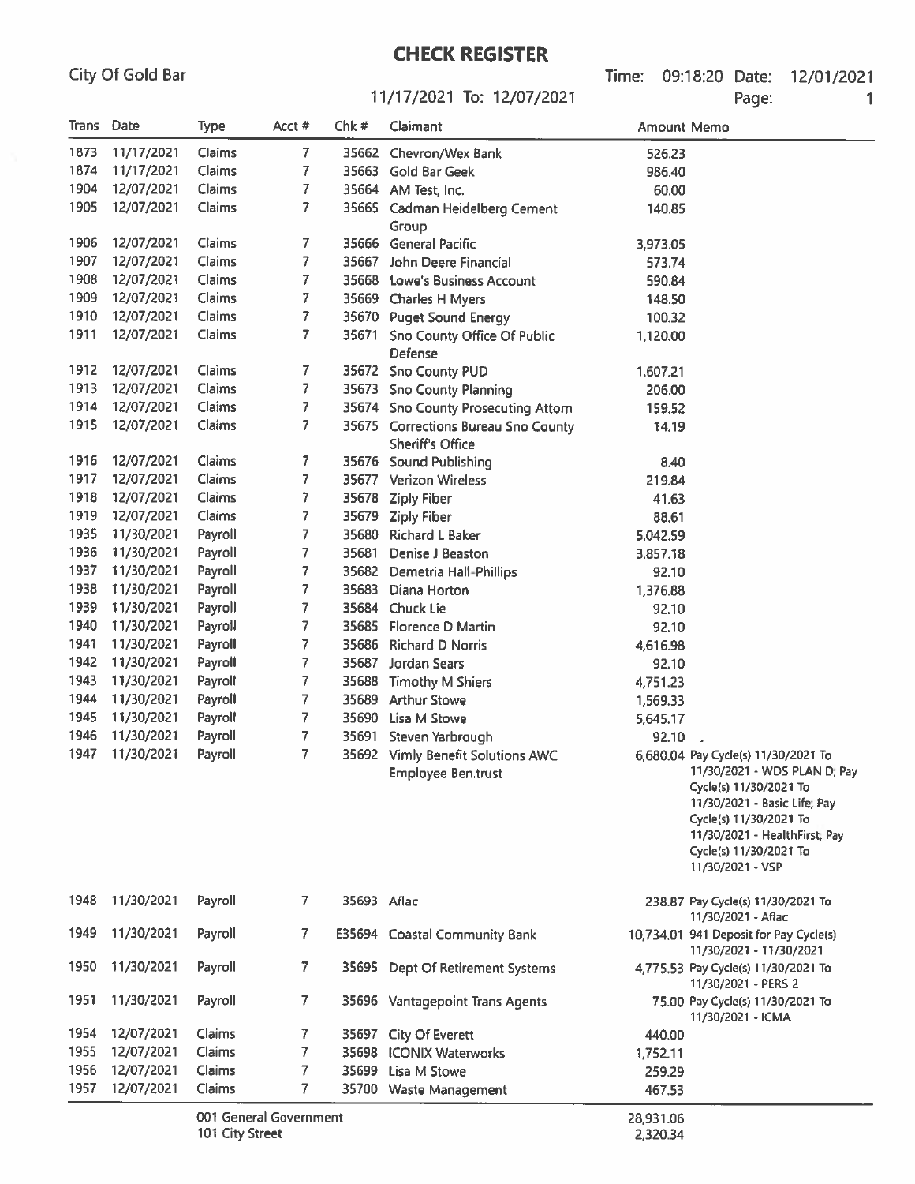# CHECK REGISTER

City Of Gold Bar

11/17/2021 To: 12/07/2021

Time: 09:18:20 Date: 12/01/2021

| Trans | Date | Type | Acct # | Chk # | Claimant | Amount | Memo |
|---|---|---|---|---|---|---|---|
| 1873 | 11/17/2021 | Claims | 7 | 35662 | Chevron/Wex Bank | 526.23 | |
| 1874 | 11/17/2021 | Claims | 7 | 35663 | Gold Bar Geek | 986.40 | |
| 1904 | 12/07/2021 | Claims | 7 | 35664 | AM Test, Inc. | 60.00 | |
| 1905 | 12/07/2021 | Claims | 7 | 35665 | Cadman Heidelberg Cement Group | 140.85 | |
| 1906 | 12/07/2021 | Claims | 7 | 35666 | General Pacific | 3,973.05 | |
| 1907 | 12/07/2021 | Claims | 7 | 35667 | John Deere Financial | 573.74 | |
| 1908 | 12/07/2021 | Claims | 7 | 35668 | Lowe's Business Account | 590.84 | |
| 1909 | 12/07/2021 | Claims | 7 | 35669 | Charles H Myers | 148.50 | |
| 1910 | 12/07/2021 | Claims | 7 | 35670 | Puget Sound Energy | 100.32 | |
| 1911 | 12/07/2021 | Claims | 7 | 35671 | Sno County Office Of Public Defense | 1,120.00 | |
| 1912 | 12/07/2021 | Claims | 7 | 35672 | Sno County PUD | 1,607.21 | |
| 1913 | 12/07/2021 | Claims | 7 | 35673 | Sno County Planning | 206.00 | |
| 1914 | 12/07/2021 | Claims | 7 | 35674 | Sno County Prosecuting Attorn | 159.52 | |
| 1915 | 12/07/2021 | Claims | 7 | 35675 | Corrections Bureau Sno County Sheriff's Office | 14.19 | |
| 1916 | 12/07/2021 | Claims | 7 | 35676 | Sound Publishing | 8.40 | |
| 1917 | 12/07/2021 | Claims | 7 | 35677 | Verizon Wireless | 219.84 | |
| 1918 | 12/07/2021 | Claims | 7 | 35678 | Ziply Fiber | 41.63 | |
| 1919 | 12/07/2021 | Claims | 7 | 35679 | Ziply Fiber | 88.61 | |
| 1935 | 11/30/2021 | Payroll | 7 | 35680 | Richard L Baker | 5,042.59 | |
| 1936 | 11/30/2021 | Payroll | 7 | 35681 | Denise J Beaston | 3,857.18 | |
| 1937 | 11/30/2021 | Payroll | 7 | 35682 | Demetria Hall-Phillips | 92.10 | |
| 1938 | 11/30/2021 | Payroll | 7 | 35683 | Diana Horton | 1,376.88 | |
| 1939 | 11/30/2021 | Payroll | 7 | 35684 | Chuck Lie | 92.10 | |
| 1940 | 11/30/2021 | Payroll | 7 | 35685 | Florence D Martin | 92.10 | |
| 1941 | 11/30/2021 | Payroll | 7 | 35686 | Richard D Norris | 4,616.98 | |
| 1942 | 11/30/2021 | Payroll | 7 | 35687 | Jordan Sears | 92.10 | |
| 1943 | 11/30/2021 | Payroll | 7 | 35688 | Timothy M Shiers | 4,751.23 | |
| 1944 | 11/30/2021 | Payroll | 7 | 35689 | Arthur Stowe | 1,569.33 | |
| 1945 | 11/30/2021 | Payroll | 7 | 35690 | Lisa M Stowe | 5,645.17 | |
| 1946 | 11/30/2021 | Payroll | 7 | 35691 | Steven Yarbrough | 92.10 | |
| 1947 | 11/30/2021 | Payroll | 7 | 35692 | Vimly Benefit Solutions AWC Employee Ben.trust | 6,680.04 | Pay Cycle(s) 11/30/2021 To 11/30/2021 - WDS PLAN D; Pay Cycle(s) 11/30/2021 To 11/30/2021 - Basic Life; Pay Cycle(s) 11/30/2021 To 11/30/2021 - HealthFirst; Pay Cycle(s) 11/30/2021 To 11/30/2021 - VSP |
| 1948 | 11/30/2021 | Payroll | 7 | 35693 | Aflac | 238.87 | Pay Cycle(s) 11/30/2021 To 11/30/2021 - Aflac |
| 1949 | 11/30/2021 | Payroll | 7 | E35694 | Coastal Community Bank | 10,734.01 | 941 Deposit for Pay Cycle(s) 11/30/2021 - 11/30/2021 |
| 1950 | 11/30/2021 | Payroll | 7 | 35695 | Dept Of Retirement Systems | 4,775.53 | Pay Cycle(s) 11/30/2021 To 11/30/2021 - PERS 2 |
| 1951 | 11/30/2021 | Payroll | 7 | 35696 | Vantagepoint Trans Agents | 75.00 | Pay Cycle(s) 11/30/2021 To 11/30/2021 - ICMA |
| 1954 | 12/07/2021 | Claims | 7 | 35697 | City Of Everett | 440.00 | |
| 1955 | 12/07/2021 | Claims | 7 | 35698 | ICONIX Waterworks | 1,752.11 | |
| 1956 | 12/07/2021 | Claims | 7 | 35699 | Lisa M Stowe | 259.29 | |
| 1957 | 12/07/2021 | Claims | 7 | 35700 | Waste Management | 467.53 | |

| Fund | Amount |
|---|---|
| 001 General Government | 28,931.06 |
| 101 City Street | 2,320.34 |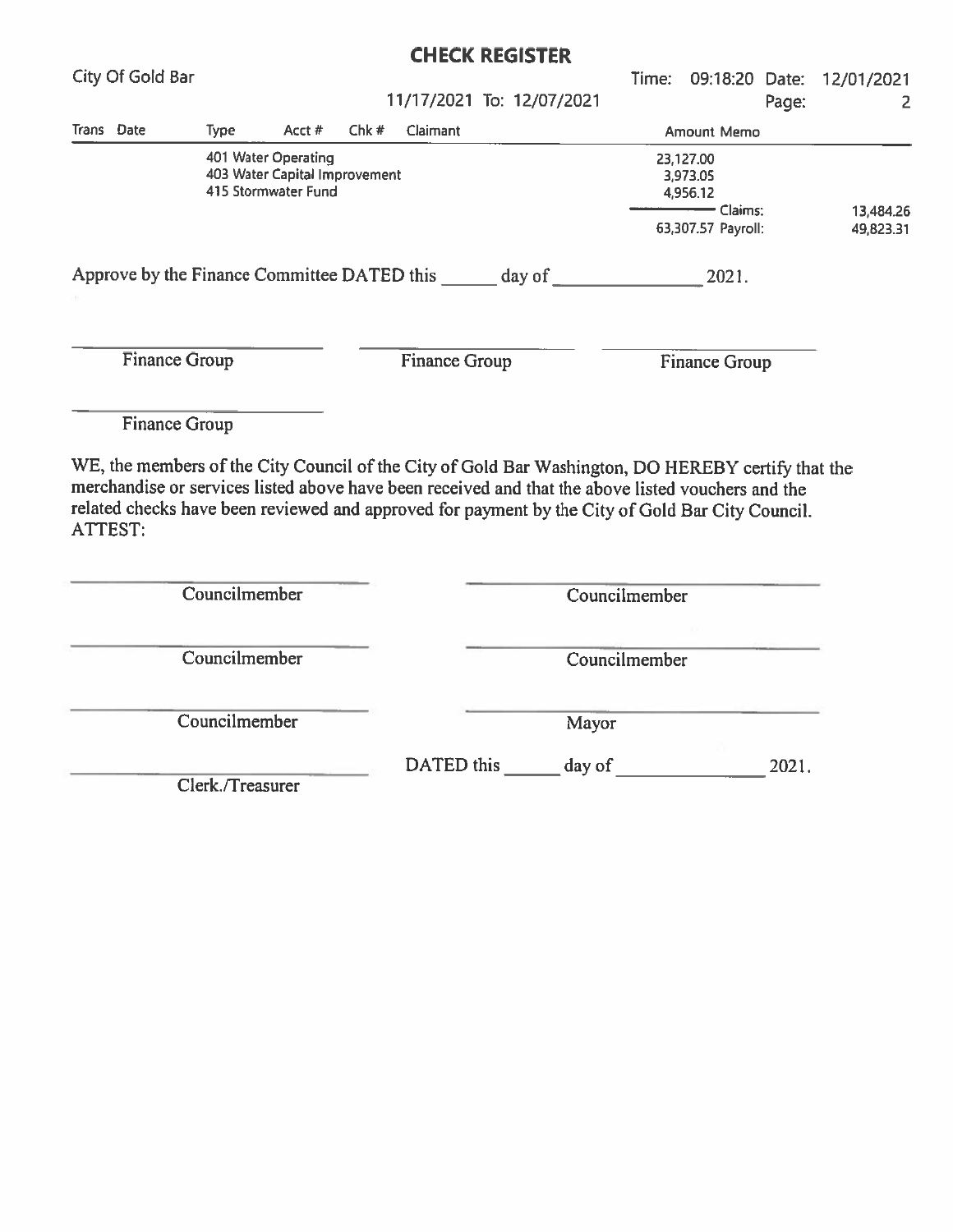# CHECK REGISTER

City Of Gold Bar

11/17/2021 To: 12/07/2021

Time: 09:18:20 Date: 12/01/2021

| Trans | Date | Type | Acct # | Chk # | Claimant | Amount | Memo | |
|---|---|---|---|---|---|---|---|---|
| | | 401 Water Operating | | | | 23,127.00 | | |
| | | 403 Water Capital Improvement | | | | 3,973.05 | | |
| | | 415 Stormwater Fund | | | | 4,956.12 | | |
| | | | | | | | Claims: | 13,484.26 |
| | | | | | | 63,307.57 | Payroll: | 49,823.31 |

Approve by the Finance Committee DATED this ______ day of ______________ 2021.

______________________ Finance Group

______________________ Finance Group

______________________ Finance Group

______________________ Finance Group

WE, the members of the City Council of the City of Gold Bar Washington, DO HEREBY certify that the merchandise or services listed above have been received and that the above listed vouchers and the related checks have been reviewed and approved for payment by the City of Gold Bar City Council.

ATTEST:

______________________ Councilmember

______________________ Councilmember

______________________ Councilmember

______________________ Councilmember

______________________ Councilmember

______________________ Mayor

______________________ Clerk./Treasurer

DATED this ______ day of ______________ 2021.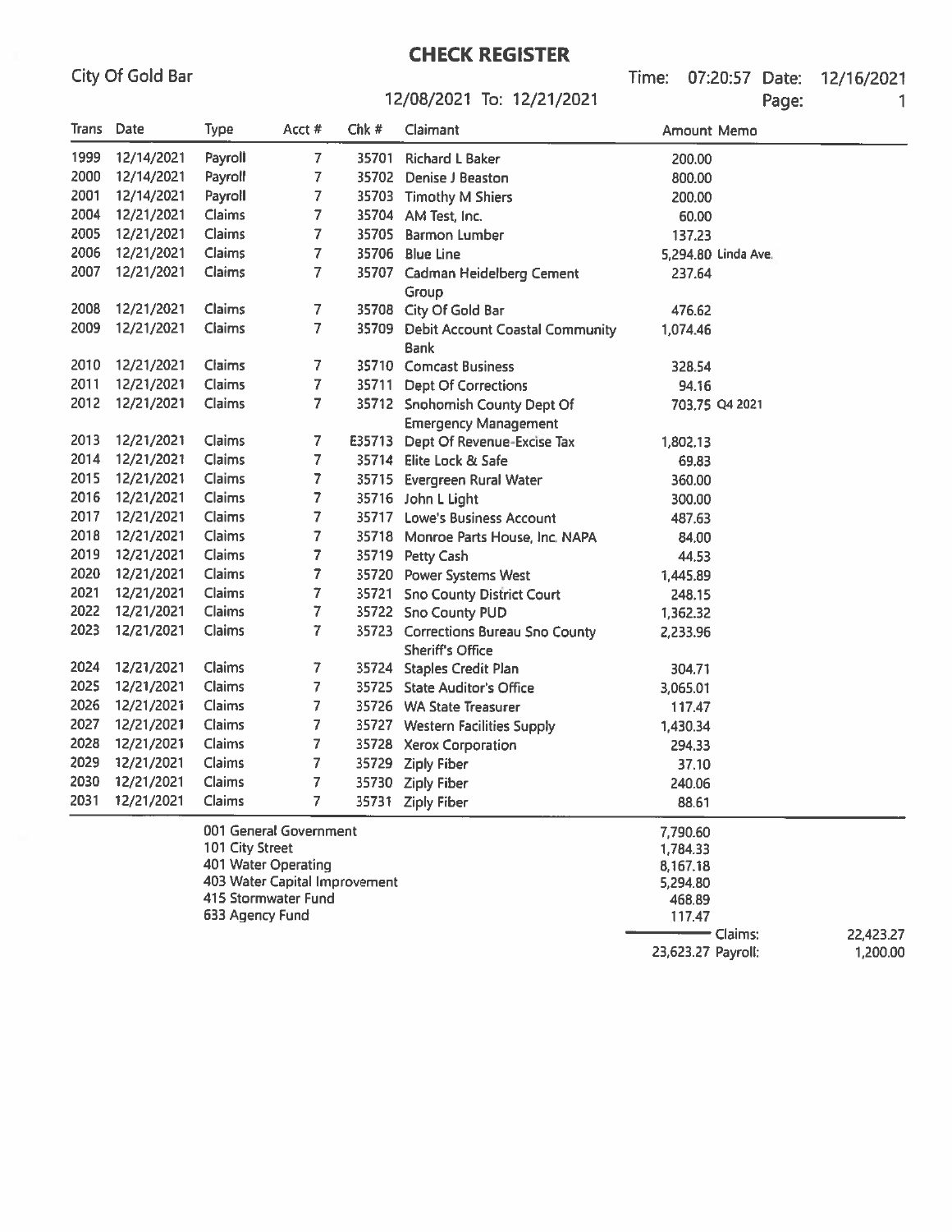# CHECK REGISTER

City Of Gold Bar

12/08/2021 To: 12/21/2021

Time: 07:20:57 Date: 12/16/2021

| Trans | Date | Type | Acct # | Chk # | Claimant | Amount | Memo |
|---|---|---|---|---|---|---|---|
| 1999 | 12/14/2021 | Payroll | 7 | 35701 | Richard L Baker | 200.00 | |
| 2000 | 12/14/2021 | Payroll | 7 | 35702 | Denise J Beaston | 800.00 | |
| 2001 | 12/14/2021 | Payroll | 7 | 35703 | Timothy M Shiers | 200.00 | |
| 2004 | 12/21/2021 | Claims | 7 | 35704 | AM Test, Inc. | 60.00 | |
| 2005 | 12/21/2021 | Claims | 7 | 35705 | Barmon Lumber | 137.23 | |
| 2006 | 12/21/2021 | Claims | 7 | 35706 | Blue Line | 5,294.80 | Linda Ave. |
| 2007 | 12/21/2021 | Claims | 7 | 35707 | Cadman Heidelberg Cement Group | 237.64 | |
| 2008 | 12/21/2021 | Claims | 7 | 35708 | City Of Gold Bar | 476.62 | |
| 2009 | 12/21/2021 | Claims | 7 | 35709 | Debit Account Coastal Community Bank | 1,074.46 | |
| 2010 | 12/21/2021 | Claims | 7 | 35710 | Comcast Business | 328.54 | |
| 2011 | 12/21/2021 | Claims | 7 | 35711 | Dept Of Corrections | 94.16 | |
| 2012 | 12/21/2021 | Claims | 7 | 35712 | Snohomish County Dept Of Emergency Management | 703.75 | Q4 2021 |
| 2013 | 12/21/2021 | Claims | 7 | E35713 | Dept Of Revenue-Excise Tax | 1,802.13 | |
| 2014 | 12/21/2021 | Claims | 7 | 35714 | Elite Lock & Safe | 69.83 | |
| 2015 | 12/21/2021 | Claims | 7 | 35715 | Evergreen Rural Water | 360.00 | |
| 2016 | 12/21/2021 | Claims | 7 | 35716 | John L Light | 300.00 | |
| 2017 | 12/21/2021 | Claims | 7 | 35717 | Lowe's Business Account | 487.63 | |
| 2018 | 12/21/2021 | Claims | 7 | 35718 | Monroe Parts House, Inc. NAPA | 84.00 | |
| 2019 | 12/21/2021 | Claims | 7 | 35719 | Petty Cash | 44.53 | |
| 2020 | 12/21/2021 | Claims | 7 | 35720 | Power Systems West | 1,445.89 | |
| 2021 | 12/21/2021 | Claims | 7 | 35721 | Sno County District Court | 248.15 | |
| 2022 | 12/21/2021 | Claims | 7 | 35722 | Sno County PUD | 1,362.32 | |
| 2023 | 12/21/2021 | Claims | 7 | 35723 | Corrections Bureau Sno County Sheriff's Office | 2,233.96 | |
| 2024 | 12/21/2021 | Claims | 7 | 35724 | Staples Credit Plan | 304.71 | |
| 2025 | 12/21/2021 | Claims | 7 | 35725 | State Auditor's Office | 3,065.01 | |
| 2026 | 12/21/2021 | Claims | 7 | 35726 | WA State Treasurer | 117.47 | |
| 2027 | 12/21/2021 | Claims | 7 | 35727 | Western Facilities Supply | 1,430.34 | |
| 2028 | 12/21/2021 | Claims | 7 | 35728 | Xerox Corporation | 294.33 | |
| 2029 | 12/21/2021 | Claims | 7 | 35729 | Ziply Fiber | 37.10 | |
| 2030 | 12/21/2021 | Claims | 7 | 35730 | Ziply Fiber | 240.06 | |
| 2031 | 12/21/2021 | Claims | 7 | 35731 | Ziply Fiber | 88.61 | |

| | | | |
|---|---|---|---|
| 001 General Government | 7,790.60 | | |
| 101 City Street | 1,784.33 | | |
| 401 Water Operating | 8,167.18 | | |
| 403 Water Capital Improvement | 5,294.80 | | |
| 415 Stormwater Fund | 468.89 | | |
| 633 Agency Fund | 117.47 | | |
| | | Claims: | 22,423.27 |
| | 23,623.27 | Payroll: | 1,200.00 |